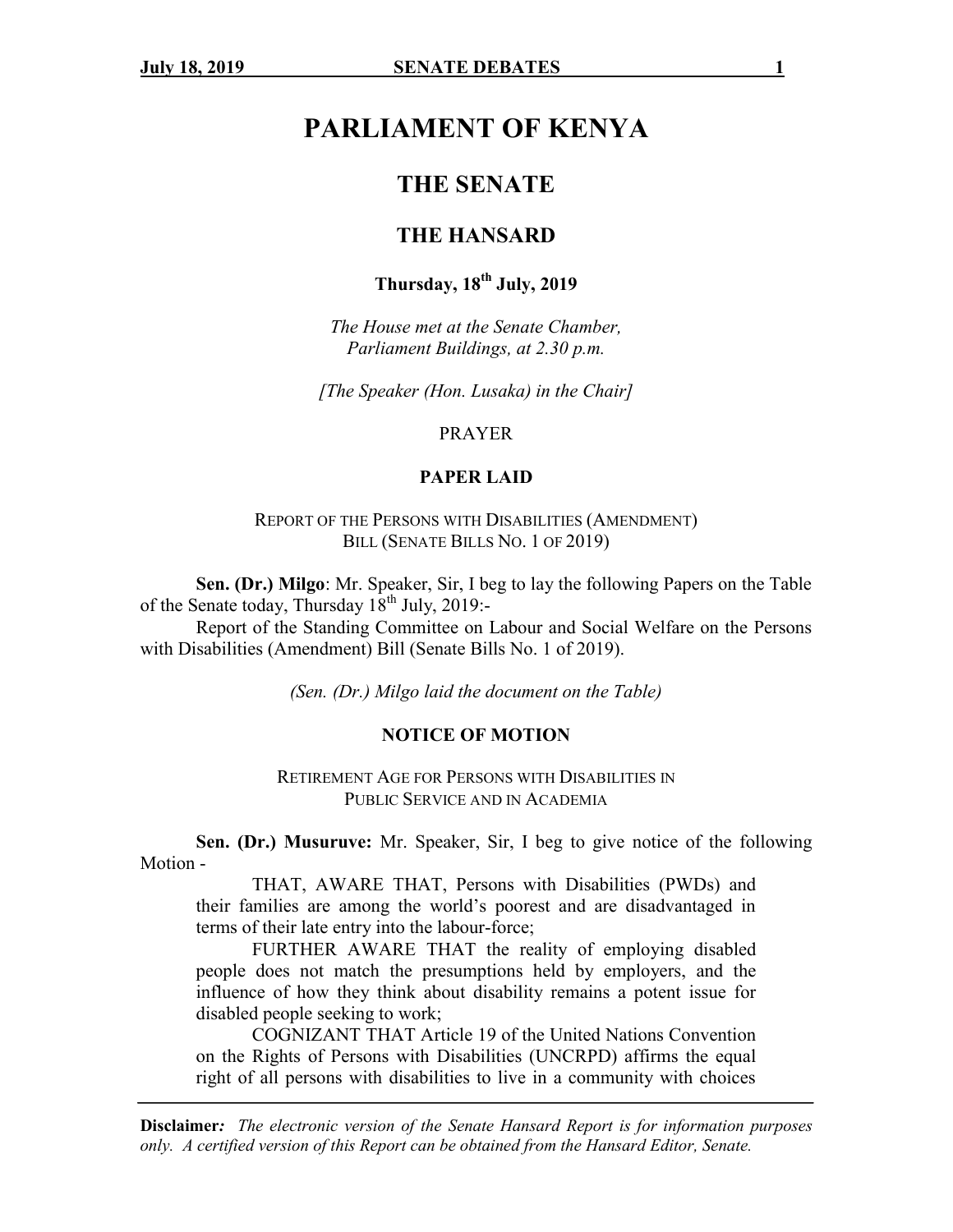# PARLIAMENT OF KENYA

## THE SENATE

## THE HANSARD

**Thursday, 18th July, 2019**

*The House met at the Senate Chamber, Parliament Buildings, at 2.30 p.m.*

*[The Speaker (Hon. Lusaka) in the Chair]*

PRAYER

**PAPER LAID**

REPORT OF THE PERSONS WITH DISABILITIES (AMENDMENT) BILL (SENATE BILLS NO. 1 OF 2019)

**Sen. (Dr.) Milgo**: Mr. Speaker, Sir, I beg to lay the following Papers on the Table of the Senate today, Thursday 18th July, 2019:-

Report of the Standing Committee on Labour and Social Welfare on the Persons with Disabilities (Amendment) Bill (Senate Bills No. 1 of 2019).

*(Sen. (Dr.) Milgo laid the document on the Table)*

**NOTICE OF MOTION**

RETIREMENT AGE FOR PERSONS WITH DISABILITIES IN PUBLIC SERVICE AND IN ACADEMIA

**Sen. (Dr.) Musuruve:** Mr. Speaker, Sir, I beg to give notice of the following Motion -

> THAT, AWARE THAT, Persons with Disabilities (PWDs) and their families are among the world's poorest and are disadvantaged in terms of their late entry into the labour-force;
>
> FURTHER AWARE THAT the reality of employing disabled people does not match the presumptions held by employers, and the influence of how they think about disability remains a potent issue for disabled people seeking to work;
>
> COGNIZANT THAT Article 19 of the United Nations Convention on the Rights of Persons with Disabilities (UNCRPD) affirms the equal right of all persons with disabilities to live in a community with choices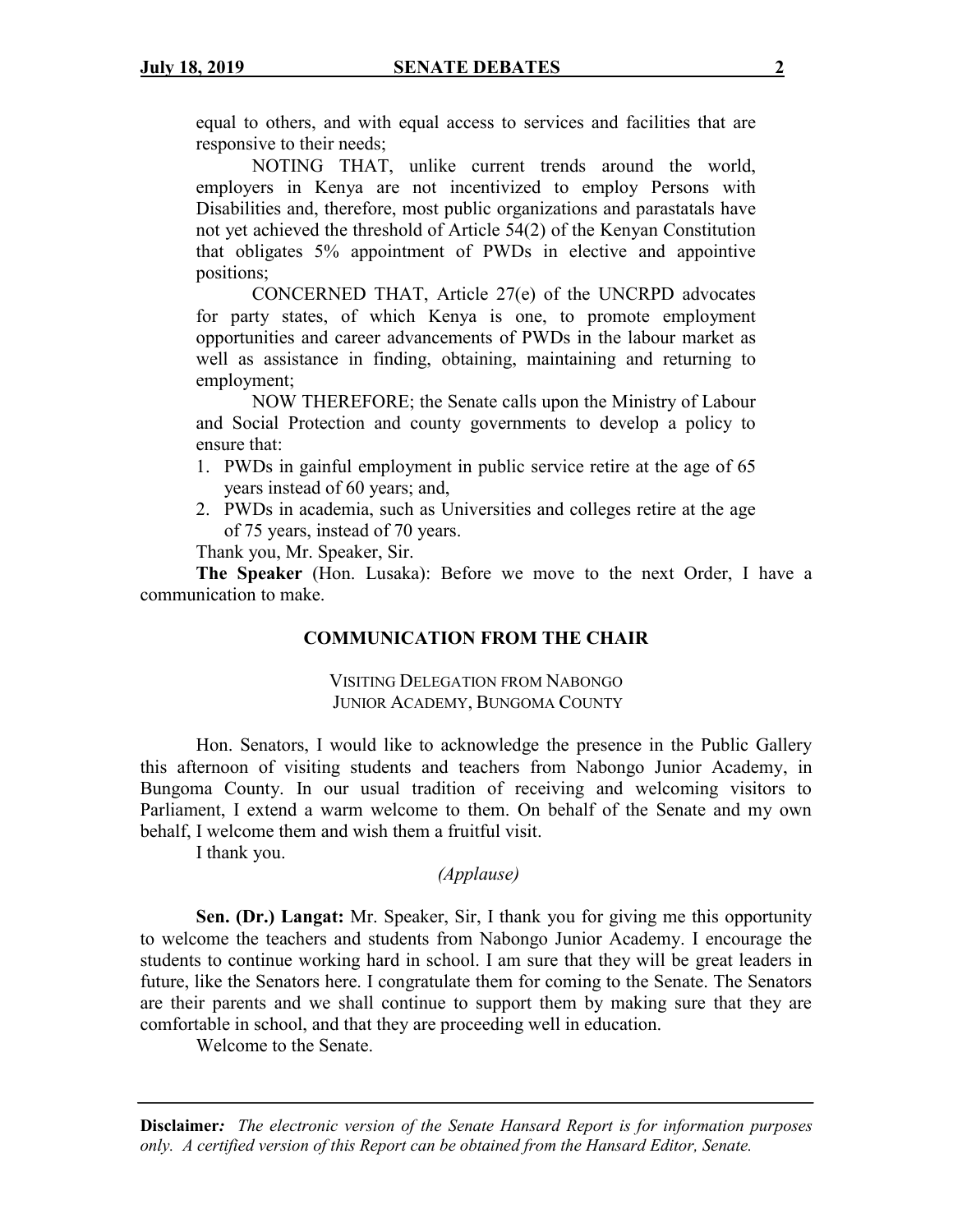equal to others, and with equal access to services and facilities that are responsive to their needs;

NOTING THAT, unlike current trends around the world, employers in Kenya are not incentivized to employ Persons with Disabilities and, therefore, most public organizations and parastatals have not yet achieved the threshold of Article 54(2) of the Kenyan Constitution that obligates 5% appointment of PWDs in elective and appointive positions;

CONCERNED THAT, Article 27(e) of the UNCRPD advocates for party states, of which Kenya is one, to promote employment opportunities and career advancements of PWDs in the labour market as well as assistance in finding, obtaining, maintaining and returning to employment;

NOW THEREFORE; the Senate calls upon the Ministry of Labour and Social Protection and county governments to develop a policy to ensure that:

1. PWDs in gainful employment in public service retire at the age of 65 years instead of 60 years; and,
2. PWDs in academia, such as Universities and colleges retire at the age of 75 years, instead of 70 years.

Thank you, Mr. Speaker, Sir.

**The Speaker** (Hon. Lusaka): Before we move to the next Order, I have a communication to make.

## COMMUNICATION FROM THE CHAIR

### VISITING DELEGATION FROM NABONGO JUNIOR ACADEMY, BUNGOMA COUNTY

Hon. Senators, I would like to acknowledge the presence in the Public Gallery this afternoon of visiting students and teachers from Nabongo Junior Academy, in Bungoma County. In our usual tradition of receiving and welcoming visitors to Parliament, I extend a warm welcome to them. On behalf of the Senate and my own behalf, I welcome them and wish them a fruitful visit.

I thank you.

*(Applause)*

**Sen. (Dr.) Langat:** Mr. Speaker, Sir, I thank you for giving me this opportunity to welcome the teachers and students from Nabongo Junior Academy. I encourage the students to continue working hard in school. I am sure that they will be great leaders in future, like the Senators here. I congratulate them for coming to the Senate. The Senators are their parents and we shall continue to support them by making sure that they are comfortable in school, and that they are proceeding well in education.

Welcome to the Senate.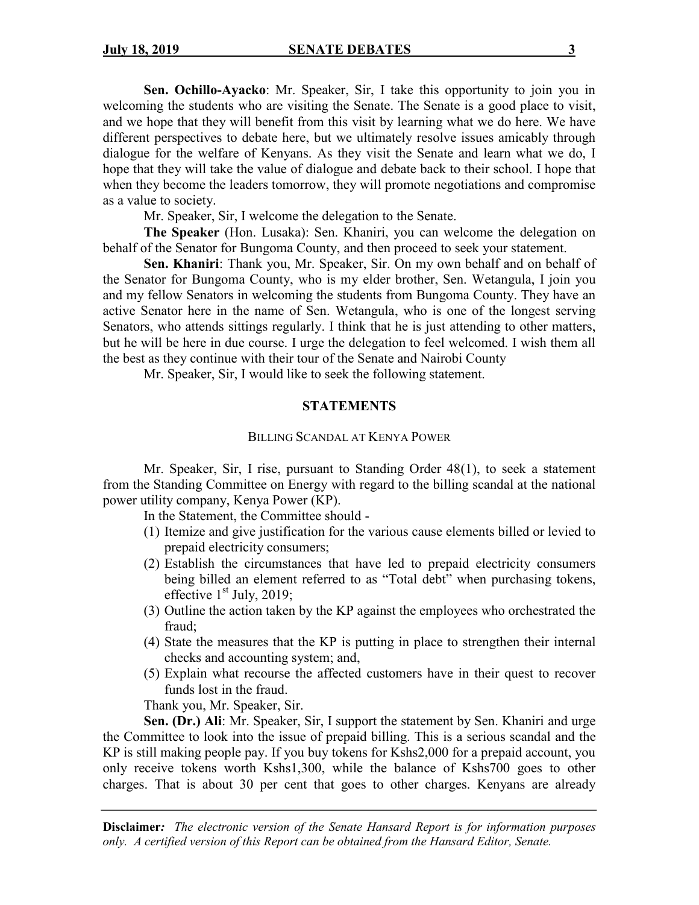**Sen. Ochillo-Ayacko**: Mr. Speaker, Sir, I take this opportunity to join you in welcoming the students who are visiting the Senate. The Senate is a good place to visit, and we hope that they will benefit from this visit by learning what we do here. We have different perspectives to debate here, but we ultimately resolve issues amicably through dialogue for the welfare of Kenyans. As they visit the Senate and learn what we do, I hope that they will take the value of dialogue and debate back to their school. I hope that when they become the leaders tomorrow, they will promote negotiations and compromise as a value to society.

Mr. Speaker, Sir, I welcome the delegation to the Senate.

**The Speaker** (Hon. Lusaka): Sen. Khaniri, you can welcome the delegation on behalf of the Senator for Bungoma County, and then proceed to seek your statement.

**Sen. Khaniri**: Thank you, Mr. Speaker, Sir. On my own behalf and on behalf of the Senator for Bungoma County, who is my elder brother, Sen. Wetangula, I join you and my fellow Senators in welcoming the students from Bungoma County. They have an active Senator here in the name of Sen. Wetangula, who is one of the longest serving Senators, who attends sittings regularly. I think that he is just attending to other matters, but he will be here in due course. I urge the delegation to feel welcomed. I wish them all the best as they continue with their tour of the Senate and Nairobi County

Mr. Speaker, Sir, I would like to seek the following statement.

## STATEMENTS

### BILLING SCANDAL AT KENYA POWER

Mr. Speaker, Sir, I rise, pursuant to Standing Order 48(1), to seek a statement from the Standing Committee on Energy with regard to the billing scandal at the national power utility company, Kenya Power (KP).

In the Statement, the Committee should -

(1) Itemize and give justification for the various cause elements billed or levied to prepaid electricity consumers;
(2) Establish the circumstances that have led to prepaid electricity consumers being billed an element referred to as "Total debt" when purchasing tokens, effective 1st July, 2019;
(3) Outline the action taken by the KP against the employees who orchestrated the fraud;
(4) State the measures that the KP is putting in place to strengthen their internal checks and accounting system; and,
(5) Explain what recourse the affected customers have in their quest to recover funds lost in the fraud.

Thank you, Mr. Speaker, Sir.

**Sen. (Dr.) Ali**: Mr. Speaker, Sir, I support the statement by Sen. Khaniri and urge the Committee to look into the issue of prepaid billing. This is a serious scandal and the KP is still making people pay. If you buy tokens for Kshs2,000 for a prepaid account, you only receive tokens worth Kshs1,300, while the balance of Kshs700 goes to other charges. That is about 30 per cent that goes to other charges. Kenyans are already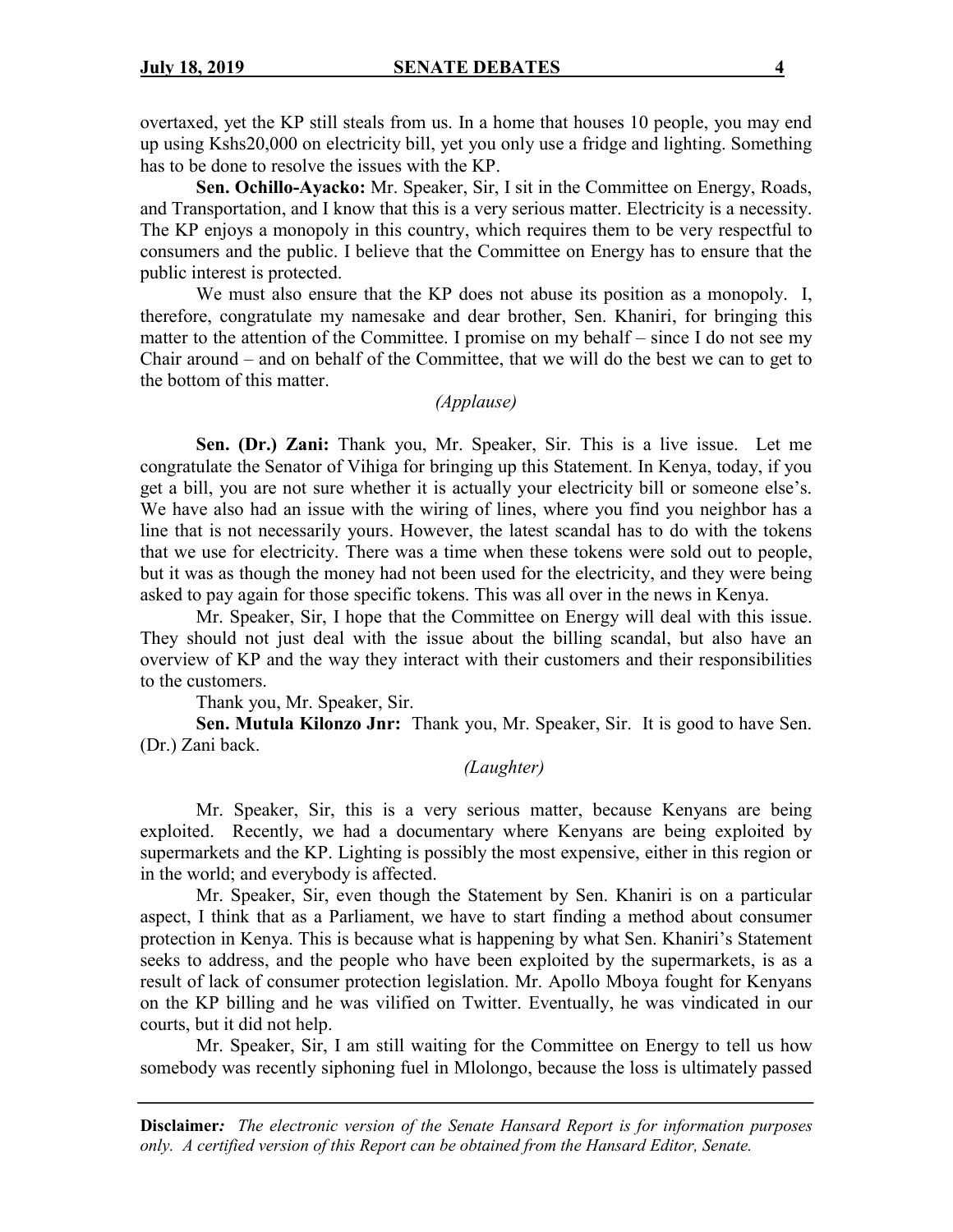overtaxed, yet the KP still steals from us. In a home that houses 10 people, you may end up using Kshs20,000 on electricity bill, yet you only use a fridge and lighting. Something has to be done to resolve the issues with the KP.

**Sen. Ochillo-Ayacko:** Mr. Speaker, Sir, I sit in the Committee on Energy, Roads, and Transportation, and I know that this is a very serious matter. Electricity is a necessity. The KP enjoys a monopoly in this country, which requires them to be very respectful to consumers and the public. I believe that the Committee on Energy has to ensure that the public interest is protected.

We must also ensure that the KP does not abuse its position as a monopoly. I, therefore, congratulate my namesake and dear brother, Sen. Khaniri, for bringing this matter to the attention of the Committee. I promise on my behalf – since I do not see my Chair around – and on behalf of the Committee, that we will do the best we can to get to the bottom of this matter.

*(Applause)*

**Sen. (Dr.) Zani:** Thank you, Mr. Speaker, Sir. This is a live issue. Let me congratulate the Senator of Vihiga for bringing up this Statement. In Kenya, today, if you get a bill, you are not sure whether it is actually your electricity bill or someone else's. We have also had an issue with the wiring of lines, where you find you neighbor has a line that is not necessarily yours. However, the latest scandal has to do with the tokens that we use for electricity. There was a time when these tokens were sold out to people, but it was as though the money had not been used for the electricity, and they were being asked to pay again for those specific tokens. This was all over in the news in Kenya.

Mr. Speaker, Sir, I hope that the Committee on Energy will deal with this issue. They should not just deal with the issue about the billing scandal, but also have an overview of KP and the way they interact with their customers and their responsibilities to the customers.

Thank you, Mr. Speaker, Sir.

**Sen. Mutula Kilonzo Jnr:** Thank you, Mr. Speaker, Sir. It is good to have Sen. (Dr.) Zani back.

*(Laughter)*

Mr. Speaker, Sir, this is a very serious matter, because Kenyans are being exploited. Recently, we had a documentary where Kenyans are being exploited by supermarkets and the KP. Lighting is possibly the most expensive, either in this region or in the world; and everybody is affected.

Mr. Speaker, Sir, even though the Statement by Sen. Khaniri is on a particular aspect, I think that as a Parliament, we have to start finding a method about consumer protection in Kenya. This is because what is happening by what Sen. Khaniri's Statement seeks to address, and the people who have been exploited by the supermarkets, is as a result of lack of consumer protection legislation. Mr. Apollo Mboya fought for Kenyans on the KP billing and he was vilified on Twitter. Eventually, he was vindicated in our courts, but it did not help.

Mr. Speaker, Sir, I am still waiting for the Committee on Energy to tell us how somebody was recently siphoning fuel in Mlolongo, because the loss is ultimately passed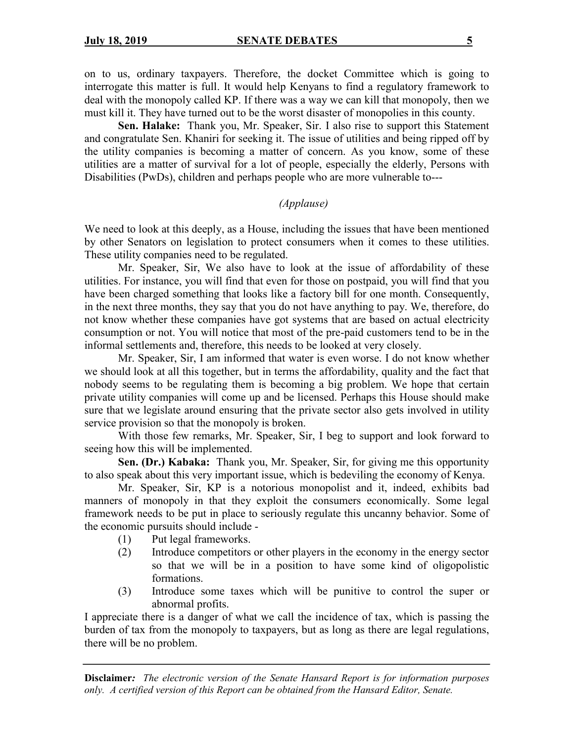on to us, ordinary taxpayers. Therefore, the docket Committee which is going to interrogate this matter is full. It would help Kenyans to find a regulatory framework to deal with the monopoly called KP. If there was a way we can kill that monopoly, then we must kill it. They have turned out to be the worst disaster of monopolies in this county.

**Sen. Halake:** Thank you, Mr. Speaker, Sir. I also rise to support this Statement and congratulate Sen. Khaniri for seeking it. The issue of utilities and being ripped off by the utility companies is becoming a matter of concern. As you know, some of these utilities are a matter of survival for a lot of people, especially the elderly, Persons with Disabilities (PwDs), children and perhaps people who are more vulnerable to---

*(Applause)*

We need to look at this deeply, as a House, including the issues that have been mentioned by other Senators on legislation to protect consumers when it comes to these utilities. These utility companies need to be regulated.

Mr. Speaker, Sir, We also have to look at the issue of affordability of these utilities. For instance, you will find that even for those on postpaid, you will find that you have been charged something that looks like a factory bill for one month. Consequently, in the next three months, they say that you do not have anything to pay. We, therefore, do not know whether these companies have got systems that are based on actual electricity consumption or not. You will notice that most of the pre-paid customers tend to be in the informal settlements and, therefore, this needs to be looked at very closely.

Mr. Speaker, Sir, I am informed that water is even worse. I do not know whether we should look at all this together, but in terms the affordability, quality and the fact that nobody seems to be regulating them is becoming a big problem. We hope that certain private utility companies will come up and be licensed. Perhaps this House should make sure that we legislate around ensuring that the private sector also gets involved in utility service provision so that the monopoly is broken.

With those few remarks, Mr. Speaker, Sir, I beg to support and look forward to seeing how this will be implemented.

**Sen. (Dr.) Kabaka:** Thank you, Mr. Speaker, Sir, for giving me this opportunity to also speak about this very important issue, which is bedeviling the economy of Kenya.

Mr. Speaker, Sir, KP is a notorious monopolist and it, indeed, exhibits bad manners of monopoly in that they exploit the consumers economically. Some legal framework needs to be put in place to seriously regulate this uncanny behavior. Some of the economic pursuits should include -

(1) Put legal frameworks.

(2) Introduce competitors or other players in the economy in the energy sector so that we will be in a position to have some kind of oligopolistic formations.

(3) Introduce some taxes which will be punitive to control the super or abnormal profits.

I appreciate there is a danger of what we call the incidence of tax, which is passing the burden of tax from the monopoly to taxpayers, but as long as there are legal regulations, there will be no problem.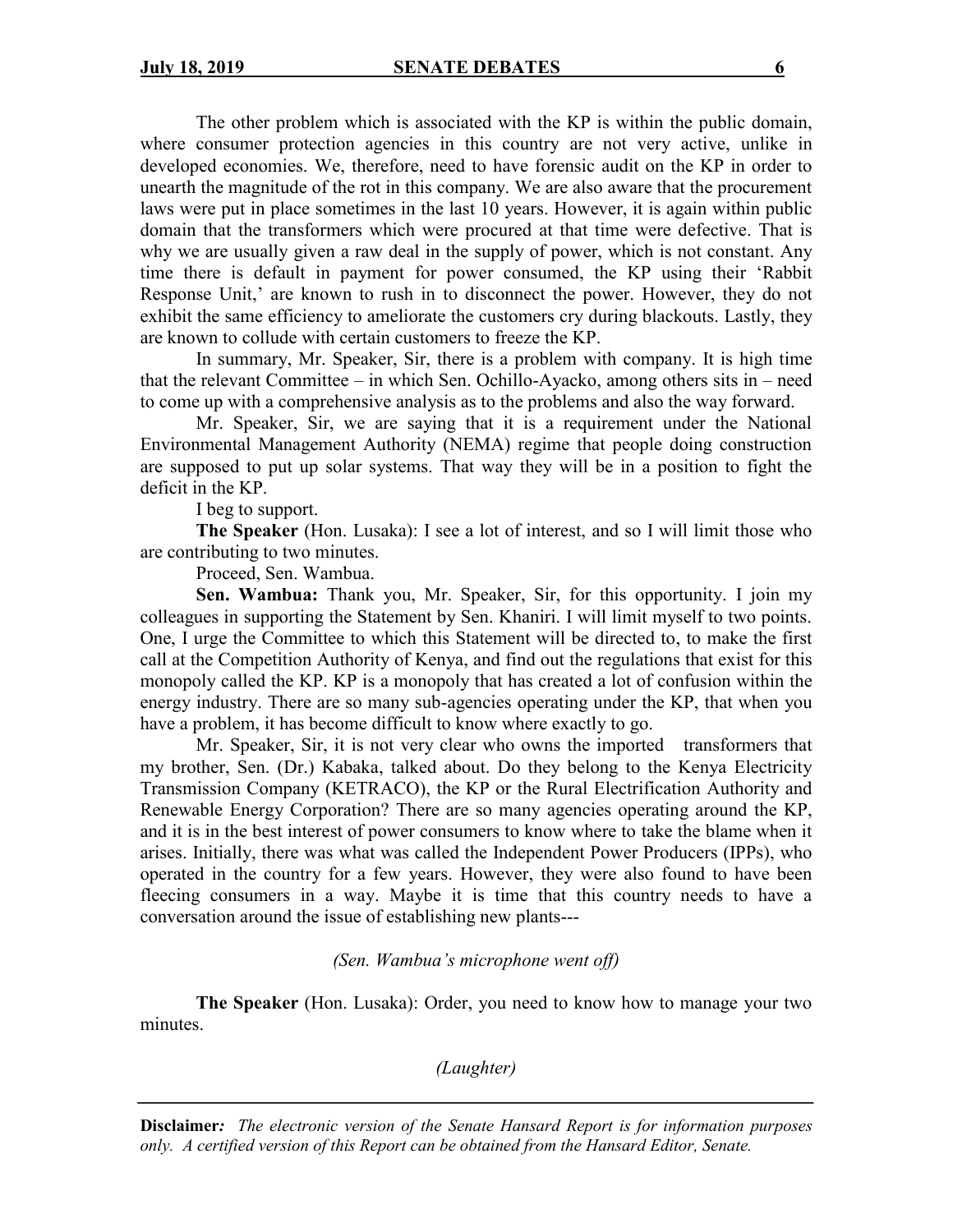The other problem which is associated with the KP is within the public domain, where consumer protection agencies in this country are not very active, unlike in developed economies. We, therefore, need to have forensic audit on the KP in order to unearth the magnitude of the rot in this company. We are also aware that the procurement laws were put in place sometimes in the last 10 years. However, it is again within public domain that the transformers which were procured at that time were defective. That is why we are usually given a raw deal in the supply of power, which is not constant. Any time there is default in payment for power consumed, the KP using their 'Rabbit Response Unit,' are known to rush in to disconnect the power. However, they do not exhibit the same efficiency to ameliorate the customers cry during blackouts. Lastly, they are known to collude with certain customers to freeze the KP.

In summary, Mr. Speaker, Sir, there is a problem with company. It is high time that the relevant Committee – in which Sen. Ochillo-Ayacko, among others sits in – need to come up with a comprehensive analysis as to the problems and also the way forward.

Mr. Speaker, Sir, we are saying that it is a requirement under the National Environmental Management Authority (NEMA) regime that people doing construction are supposed to put up solar systems. That way they will be in a position to fight the deficit in the KP.

I beg to support.

**The Speaker** (Hon. Lusaka): I see a lot of interest, and so I will limit those who are contributing to two minutes.

Proceed, Sen. Wambua.

**Sen. Wambua:** Thank you, Mr. Speaker, Sir, for this opportunity. I join my colleagues in supporting the Statement by Sen. Khaniri. I will limit myself to two points. One, I urge the Committee to which this Statement will be directed to, to make the first call at the Competition Authority of Kenya, and find out the regulations that exist for this monopoly called the KP. KP is a monopoly that has created a lot of confusion within the energy industry. There are so many sub-agencies operating under the KP, that when you have a problem, it has become difficult to know where exactly to go.

Mr. Speaker, Sir, it is not very clear who owns the imported transformers that my brother, Sen. (Dr.) Kabaka, talked about. Do they belong to the Kenya Electricity Transmission Company (KETRACO), the KP or the Rural Electrification Authority and Renewable Energy Corporation? There are so many agencies operating around the KP, and it is in the best interest of power consumers to know where to take the blame when it arises. Initially, there was what was called the Independent Power Producers (IPPs), who operated in the country for a few years. However, they were also found to have been fleecing consumers in a way. Maybe it is time that this country needs to have a conversation around the issue of establishing new plants---

*(Sen. Wambua's microphone went off)*

**The Speaker** (Hon. Lusaka): Order, you need to know how to manage your two minutes.

*(Laughter)*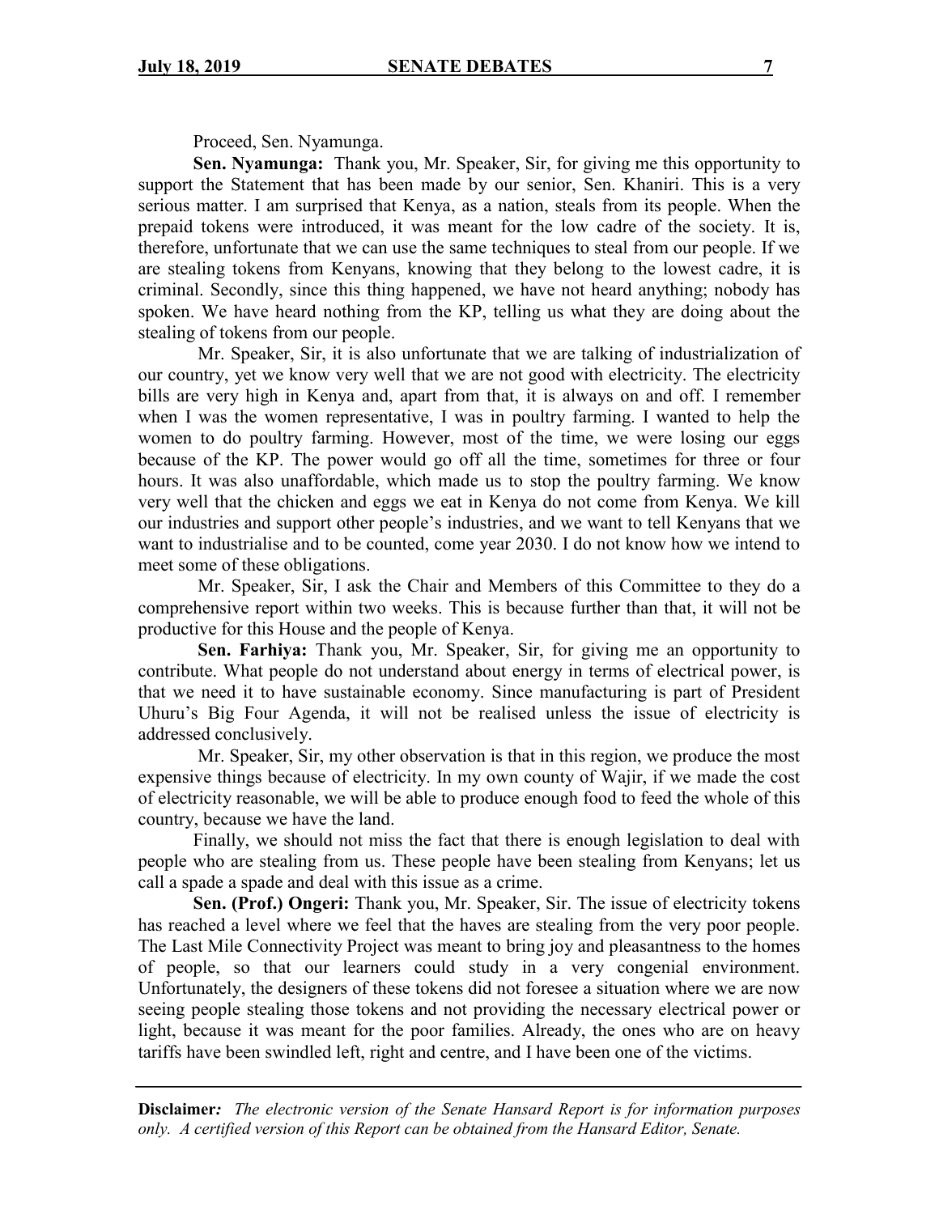Proceed, Sen. Nyamunga.

**Sen. Nyamunga:** Thank you, Mr. Speaker, Sir, for giving me this opportunity to support the Statement that has been made by our senior, Sen. Khaniri. This is a very serious matter. I am surprised that Kenya, as a nation, steals from its people. When the prepaid tokens were introduced, it was meant for the low cadre of the society. It is, therefore, unfortunate that we can use the same techniques to steal from our people. If we are stealing tokens from Kenyans, knowing that they belong to the lowest cadre, it is criminal. Secondly, since this thing happened, we have not heard anything; nobody has spoken. We have heard nothing from the KP, telling us what they are doing about the stealing of tokens from our people.

Mr. Speaker, Sir, it is also unfortunate that we are talking of industrialization of our country, yet we know very well that we are not good with electricity. The electricity bills are very high in Kenya and, apart from that, it is always on and off. I remember when I was the women representative, I was in poultry farming. I wanted to help the women to do poultry farming. However, most of the time, we were losing our eggs because of the KP. The power would go off all the time, sometimes for three or four hours. It was also unaffordable, which made us to stop the poultry farming. We know very well that the chicken and eggs we eat in Kenya do not come from Kenya. We kill our industries and support other people's industries, and we want to tell Kenyans that we want to industrialise and to be counted, come year 2030. I do not know how we intend to meet some of these obligations.

Mr. Speaker, Sir, I ask the Chair and Members of this Committee to they do a comprehensive report within two weeks. This is because further than that, it will not be productive for this House and the people of Kenya.

**Sen. Farhiya:** Thank you, Mr. Speaker, Sir, for giving me an opportunity to contribute. What people do not understand about energy in terms of electrical power, is that we need it to have sustainable economy. Since manufacturing is part of President Uhuru's Big Four Agenda, it will not be realised unless the issue of electricity is addressed conclusively.

Mr. Speaker, Sir, my other observation is that in this region, we produce the most expensive things because of electricity. In my own county of Wajir, if we made the cost of electricity reasonable, we will be able to produce enough food to feed the whole of this country, because we have the land.

Finally, we should not miss the fact that there is enough legislation to deal with people who are stealing from us. These people have been stealing from Kenyans; let us call a spade a spade and deal with this issue as a crime.

**Sen. (Prof.) Ongeri:** Thank you, Mr. Speaker, Sir. The issue of electricity tokens has reached a level where we feel that the haves are stealing from the very poor people. The Last Mile Connectivity Project was meant to bring joy and pleasantness to the homes of people, so that our learners could study in a very congenial environment. Unfortunately, the designers of these tokens did not foresee a situation where we are now seeing people stealing those tokens and not providing the necessary electrical power or light, because it was meant for the poor families. Already, the ones who are on heavy tariffs have been swindled left, right and centre, and I have been one of the victims.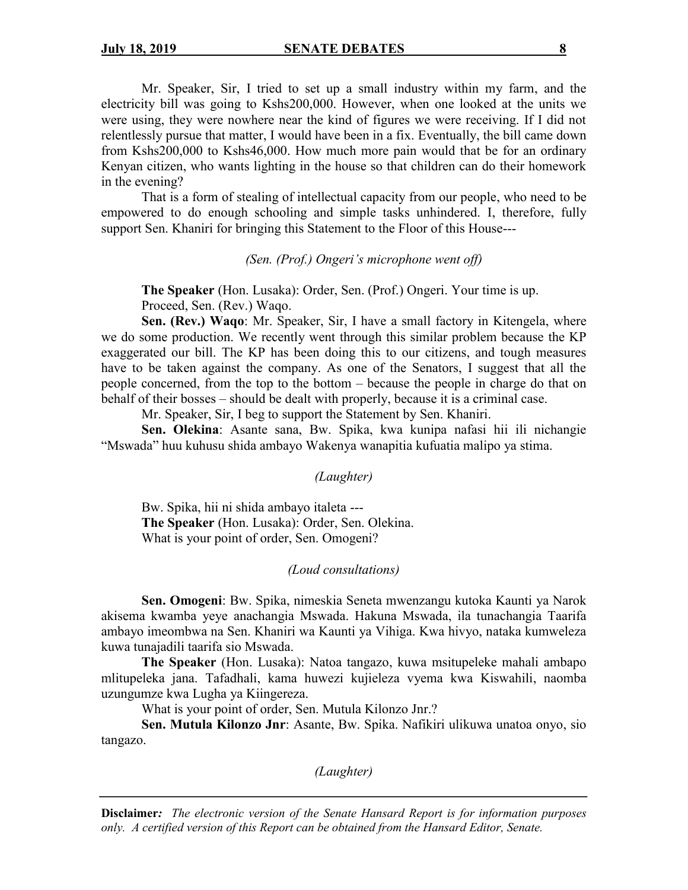Mr. Speaker, Sir, I tried to set up a small industry within my farm, and the electricity bill was going to Kshs200,000. However, when one looked at the units we were using, they were nowhere near the kind of figures we were receiving. If I did not relentlessly pursue that matter, I would have been in a fix. Eventually, the bill came down from Kshs200,000 to Kshs46,000. How much more pain would that be for an ordinary Kenyan citizen, who wants lighting in the house so that children can do their homework in the evening?

That is a form of stealing of intellectual capacity from our people, who need to be empowered to do enough schooling and simple tasks unhindered. I, therefore, fully support Sen. Khaniri for bringing this Statement to the Floor of this House---

*(Sen. (Prof.) Ongeri's microphone went off)*

**The Speaker** (Hon. Lusaka): Order, Sen. (Prof.) Ongeri. Your time is up.

Proceed, Sen. (Rev.) Waqo.

**Sen. (Rev.) Waqo**: Mr. Speaker, Sir, I have a small factory in Kitengela, where we do some production. We recently went through this similar problem because the KP exaggerated our bill. The KP has been doing this to our citizens, and tough measures have to be taken against the company. As one of the Senators, I suggest that all the people concerned, from the top to the bottom – because the people in charge do that on behalf of their bosses – should be dealt with properly, because it is a criminal case.

Mr. Speaker, Sir, I beg to support the Statement by Sen. Khaniri.

**Sen. Olekina**: Asante sana, Bw. Spika, kwa kunipa nafasi hii ili nichangie "Mswada" huu kuhusu shida ambayo Wakenya wanapitia kufuatia malipo ya stima.

*(Laughter)*

Bw. Spika, hii ni shida ambayo italeta ---

**The Speaker** (Hon. Lusaka): Order, Sen. Olekina.

What is your point of order, Sen. Omogeni?

*(Loud consultations)*

**Sen. Omogeni**: Bw. Spika, nimeskia Seneta mwenzangu kutoka Kaunti ya Narok akisema kwamba yeye anachangia Mswada. Hakuna Mswada, ila tunachangia Taarifa ambayo imeombwa na Sen. Khaniri wa Kaunti ya Vihiga. Kwa hivyo, nataka kumweleza kuwa tunajadili taarifa sio Mswada.

**The Speaker** (Hon. Lusaka): Natoa tangazo, kuwa msitupeleke mahali ambapo mlitupeleka jana. Tafadhali, kama huwezi kujieleza vyema kwa Kiswahili, naomba uzungumze kwa Lugha ya Kiingereza.

What is your point of order, Sen. Mutula Kilonzo Jnr.?

**Sen. Mutula Kilonzo Jnr**: Asante, Bw. Spika. Nafikiri ulikuwa unatoa onyo, sio tangazo.

*(Laughter)*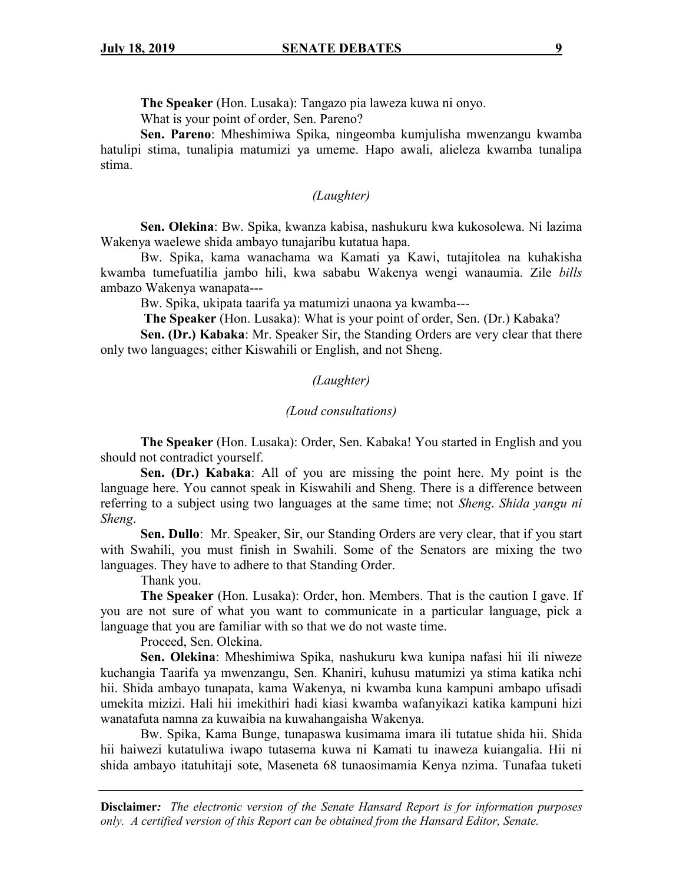**The Speaker** (Hon. Lusaka): Tangazo pia laweza kuwa ni onyo.

What is your point of order, Sen. Pareno?

**Sen. Pareno**: Mheshimiwa Spika, ningeomba kumjulisha mwenzangu kwamba hatulipi stima, tunalipia matumizi ya umeme. Hapo awali, alieleza kwamba tunalipa stima.

*(Laughter)*

**Sen. Olekina**: Bw. Spika, kwanza kabisa, nashukuru kwa kukosolewa. Ni lazima Wakenya waelewe shida ambayo tunajaribu kutatua hapa.

Bw. Spika, kama wanachama wa Kamati ya Kawi, tutajitolea na kuhakisha kwamba tumefuatilia jambo hili, kwa sababu Wakenya wengi wanaumia. Zile *bills* ambazo Wakenya wanapata---

Bw. Spika, ukipata taarifa ya matumizi unaona ya kwamba---

**The Speaker** (Hon. Lusaka): What is your point of order, Sen. (Dr.) Kabaka?

**Sen. (Dr.) Kabaka**: Mr. Speaker Sir, the Standing Orders are very clear that there only two languages; either Kiswahili or English, and not Sheng.

*(Laughter)*

*(Loud consultations)*

**The Speaker** (Hon. Lusaka): Order, Sen. Kabaka! You started in English and you should not contradict yourself.

**Sen. (Dr.) Kabaka**: All of you are missing the point here. My point is the language here. You cannot speak in Kiswahili and Sheng. There is a difference between referring to a subject using two languages at the same time; not *Sheng*. *Shida yangu ni Sheng*.

**Sen. Dullo**: Mr. Speaker, Sir, our Standing Orders are very clear, that if you start with Swahili, you must finish in Swahili. Some of the Senators are mixing the two languages. They have to adhere to that Standing Order.

Thank you.

**The Speaker** (Hon. Lusaka): Order, hon. Members. That is the caution I gave. If you are not sure of what you want to communicate in a particular language, pick a language that you are familiar with so that we do not waste time.

Proceed, Sen. Olekina.

**Sen. Olekina**: Mheshimiwa Spika, nashukuru kwa kunipa nafasi hii ili niweze kuchangia Taarifa ya mwenzangu, Sen. Khaniri, kuhusu matumizi ya stima katika nchi hii. Shida ambayo tunapata, kama Wakenya, ni kwamba kuna kampuni ambapo ufisadi umekita mizizi. Hali hii imekithiri hadi kiasi kwamba wafanyikazi katika kampuni hizi wanatafuta namna za kuwaibia na kuwahangaisha Wakenya.

Bw. Spika, Kama Bunge, tunapaswa kusimama imara ili tutatue shida hii. Shida hii haiwezi kutatuliwa iwapo tutasema kuwa ni Kamati tu inaweza kuiangalia. Hii ni shida ambayo itatuhitaji sote, Maseneta 68 tunaosimamia Kenya nzima. Tunafaa tuketi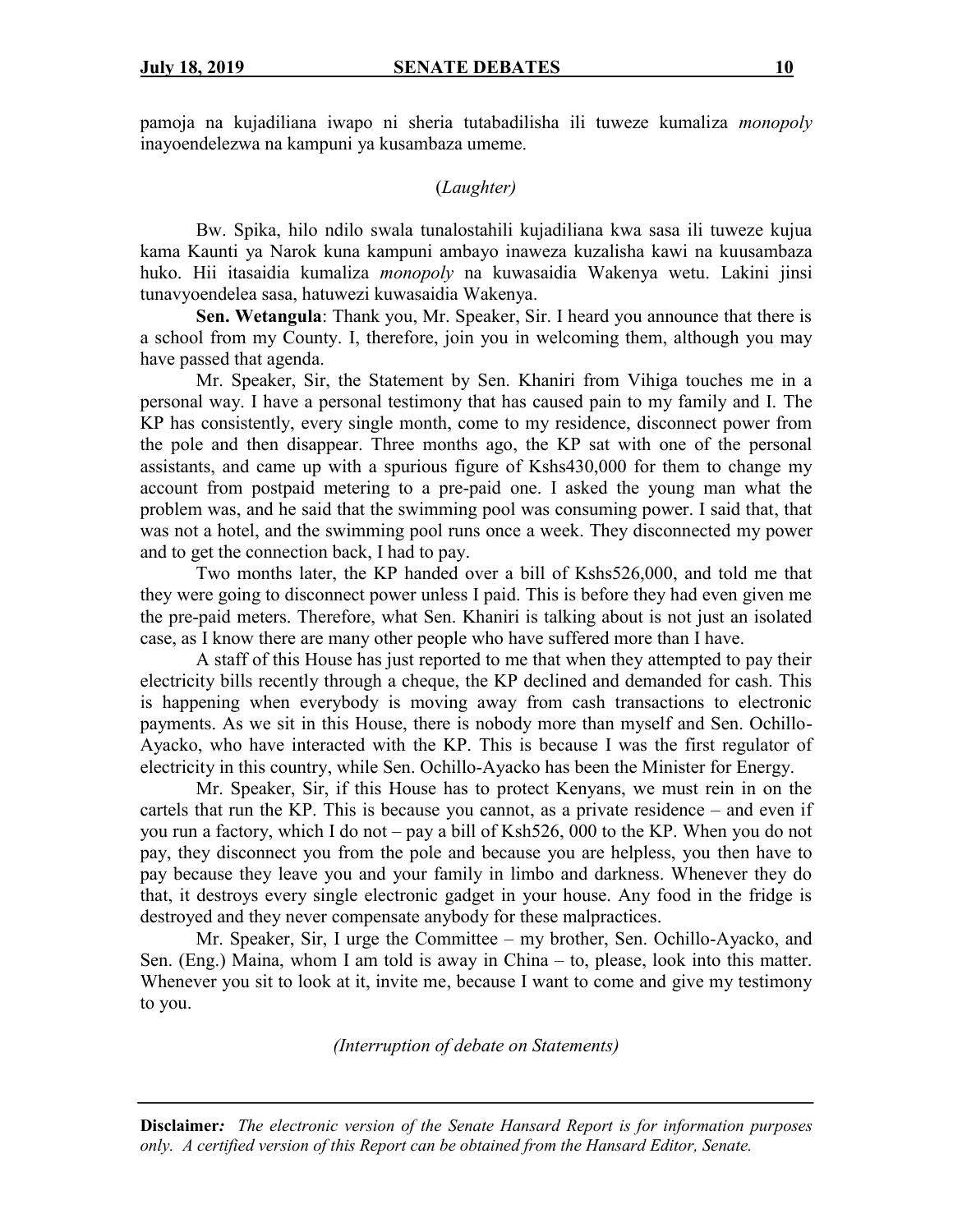pamoja na kujadiliana iwapo ni sheria tutabadilisha ili tuweze kumaliza *monopoly* inayoendelezwa na kampuni ya kusambaza umeme.

(*Laughter)*

Bw. Spika, hilo ndilo swala tunalostahili kujadiliana kwa sasa ili tuweze kujua kama Kaunti ya Narok kuna kampuni ambayo inaweza kuzalisha kawi na kuusambaza huko. Hii itasaidia kumaliza *monopoly* na kuwasaidia Wakenya wetu. Lakini jinsi tunavyoendelea sasa, hatuwezi kuwasaidia Wakenya.

**Sen. Wetangula**: Thank you, Mr. Speaker, Sir. I heard you announce that there is a school from my County. I, therefore, join you in welcoming them, although you may have passed that agenda.

Mr. Speaker, Sir, the Statement by Sen. Khaniri from Vihiga touches me in a personal way. I have a personal testimony that has caused pain to my family and I. The KP has consistently, every single month, come to my residence, disconnect power from the pole and then disappear. Three months ago, the KP sat with one of the personal assistants, and came up with a spurious figure of Kshs430,000 for them to change my account from postpaid metering to a pre-paid one. I asked the young man what the problem was, and he said that the swimming pool was consuming power. I said that, that was not a hotel, and the swimming pool runs once a week. They disconnected my power and to get the connection back, I had to pay.

Two months later, the KP handed over a bill of Kshs526,000, and told me that they were going to disconnect power unless I paid. This is before they had even given me the pre-paid meters. Therefore, what Sen. Khaniri is talking about is not just an isolated case, as I know there are many other people who have suffered more than I have.

A staff of this House has just reported to me that when they attempted to pay their electricity bills recently through a cheque, the KP declined and demanded for cash. This is happening when everybody is moving away from cash transactions to electronic payments. As we sit in this House, there is nobody more than myself and Sen. Ochillo-Ayacko, who have interacted with the KP. This is because I was the first regulator of electricity in this country, while Sen. Ochillo-Ayacko has been the Minister for Energy.

Mr. Speaker, Sir, if this House has to protect Kenyans, we must rein in on the cartels that run the KP. This is because you cannot, as a private residence – and even if you run a factory, which I do not – pay a bill of Ksh526, 000 to the KP. When you do not pay, they disconnect you from the pole and because you are helpless, you then have to pay because they leave you and your family in limbo and darkness. Whenever they do that, it destroys every single electronic gadget in your house. Any food in the fridge is destroyed and they never compensate anybody for these malpractices.

Mr. Speaker, Sir, I urge the Committee – my brother, Sen. Ochillo-Ayacko, and Sen. (Eng.) Maina, whom I am told is away in China – to, please, look into this matter. Whenever you sit to look at it, invite me, because I want to come and give my testimony to you.

*(Interruption of debate on Statements)*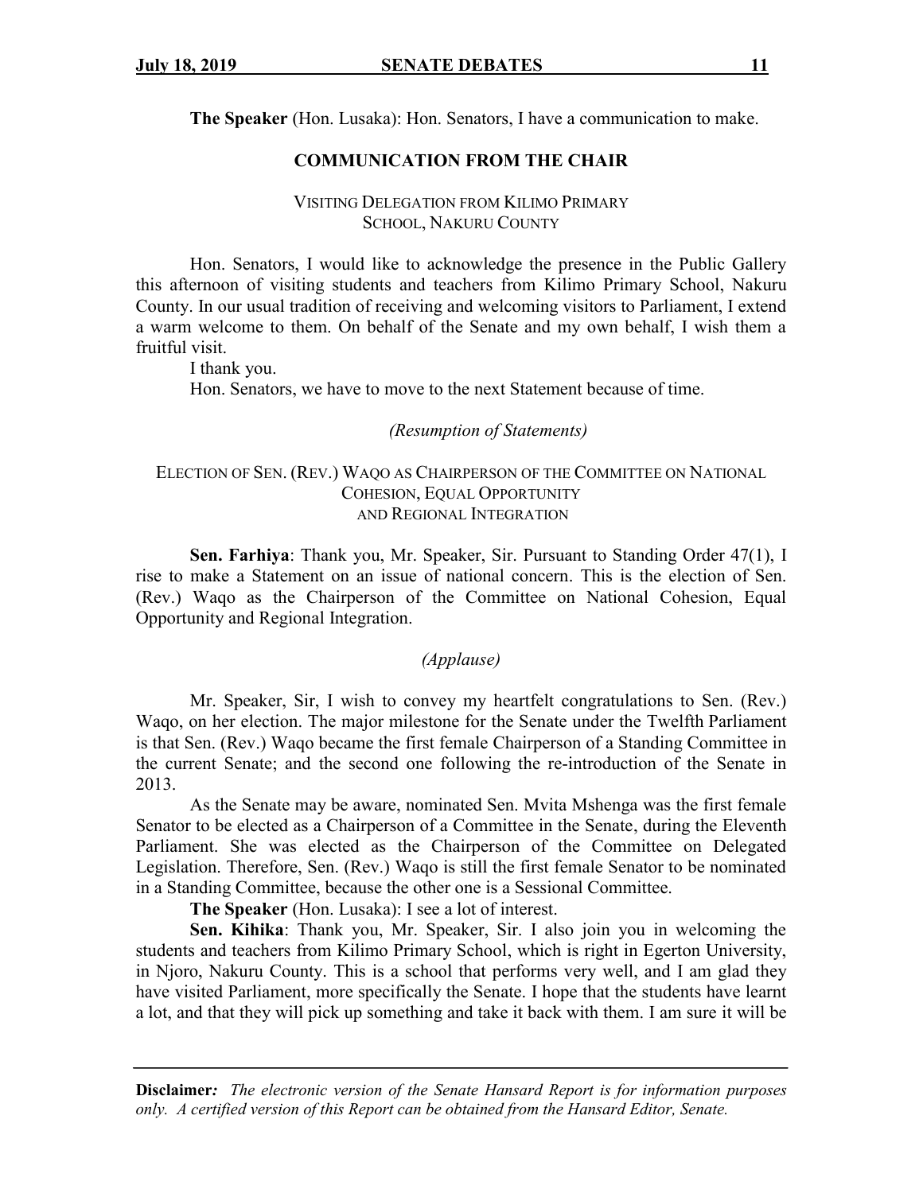**The Speaker** (Hon. Lusaka): Hon. Senators, I have a communication to make.

## COMMUNICATION FROM THE CHAIR

### VISITING DELEGATION FROM KILIMO PRIMARY SCHOOL, NAKURU COUNTY

Hon. Senators, I would like to acknowledge the presence in the Public Gallery this afternoon of visiting students and teachers from Kilimo Primary School, Nakuru County. In our usual tradition of receiving and welcoming visitors to Parliament, I extend a warm welcome to them. On behalf of the Senate and my own behalf, I wish them a fruitful visit.

I thank you.

Hon. Senators, we have to move to the next Statement because of time.

*(Resumption of Statements)*

### ELECTION OF SEN. (REV.) WAQO AS CHAIRPERSON OF THE COMMITTEE ON NATIONAL COHESION, EQUAL OPPORTUNITY AND REGIONAL INTEGRATION

**Sen. Farhiya**: Thank you, Mr. Speaker, Sir. Pursuant to Standing Order 47(1), I rise to make a Statement on an issue of national concern. This is the election of Sen. (Rev.) Waqo as the Chairperson of the Committee on National Cohesion, Equal Opportunity and Regional Integration.

*(Applause)*

Mr. Speaker, Sir, I wish to convey my heartfelt congratulations to Sen. (Rev.) Waqo, on her election. The major milestone for the Senate under the Twelfth Parliament is that Sen. (Rev.) Waqo became the first female Chairperson of a Standing Committee in the current Senate; and the second one following the re-introduction of the Senate in 2013.

As the Senate may be aware, nominated Sen. Mvita Mshenga was the first female Senator to be elected as a Chairperson of a Committee in the Senate, during the Eleventh Parliament. She was elected as the Chairperson of the Committee on Delegated Legislation. Therefore, Sen. (Rev.) Waqo is still the first female Senator to be nominated in a Standing Committee, because the other one is a Sessional Committee.

**The Speaker** (Hon. Lusaka): I see a lot of interest.

**Sen. Kihika**: Thank you, Mr. Speaker, Sir. I also join you in welcoming the students and teachers from Kilimo Primary School, which is right in Egerton University, in Njoro, Nakuru County. This is a school that performs very well, and I am glad they have visited Parliament, more specifically the Senate. I hope that the students have learnt a lot, and that they will pick up something and take it back with them. I am sure it will be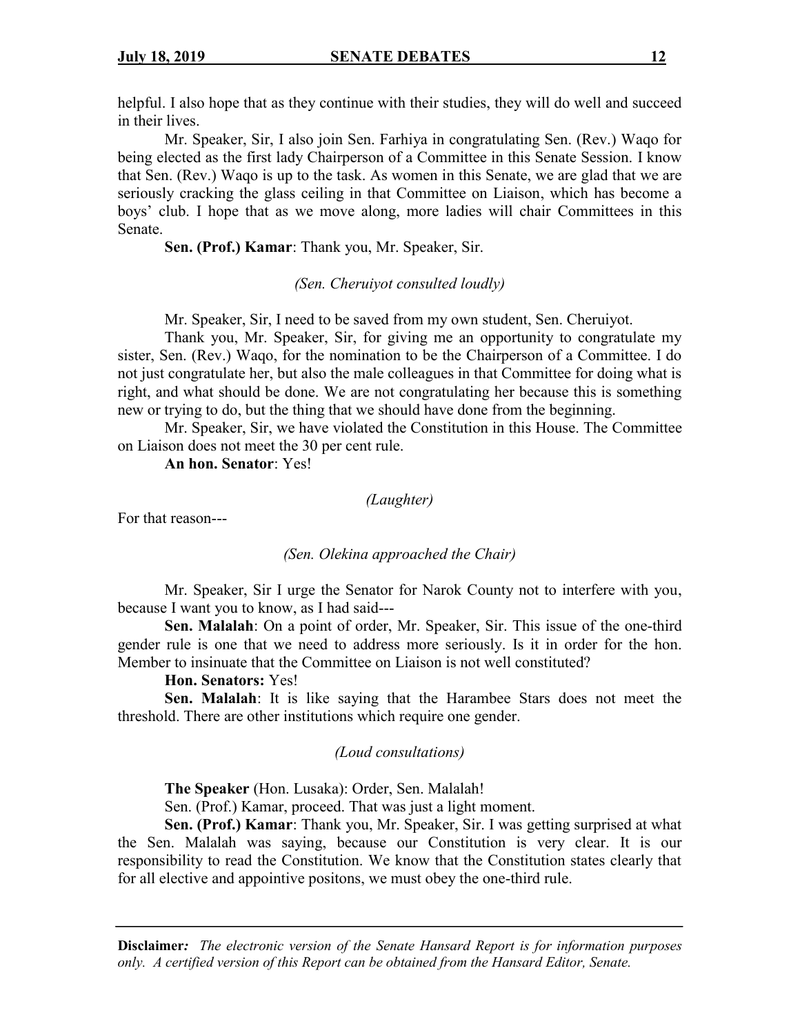helpful. I also hope that as they continue with their studies, they will do well and succeed in their lives.

Mr. Speaker, Sir, I also join Sen. Farhiya in congratulating Sen. (Rev.) Waqo for being elected as the first lady Chairperson of a Committee in this Senate Session. I know that Sen. (Rev.) Waqo is up to the task. As women in this Senate, we are glad that we are seriously cracking the glass ceiling in that Committee on Liaison, which has become a boys' club. I hope that as we move along, more ladies will chair Committees in this Senate.

**Sen. (Prof.) Kamar**: Thank you, Mr. Speaker, Sir.

*(Sen. Cheruiyot consulted loudly)*

Mr. Speaker, Sir, I need to be saved from my own student, Sen. Cheruiyot.

Thank you, Mr. Speaker, Sir, for giving me an opportunity to congratulate my sister, Sen. (Rev.) Waqo, for the nomination to be the Chairperson of a Committee. I do not just congratulate her, but also the male colleagues in that Committee for doing what is right, and what should be done. We are not congratulating her because this is something new or trying to do, but the thing that we should have done from the beginning.

Mr. Speaker, Sir, we have violated the Constitution in this House. The Committee on Liaison does not meet the 30 per cent rule.

**An hon. Senator**: Yes!

*(Laughter)*

For that reason---

*(Sen. Olekina approached the Chair)*

Mr. Speaker, Sir I urge the Senator for Narok County not to interfere with you, because I want you to know, as I had said---

**Sen. Malalah**: On a point of order, Mr. Speaker, Sir. This issue of the one-third gender rule is one that we need to address more seriously. Is it in order for the hon. Member to insinuate that the Committee on Liaison is not well constituted?

**Hon. Senators:** Yes!

**Sen. Malalah**: It is like saying that the Harambee Stars does not meet the threshold. There are other institutions which require one gender.

*(Loud consultations)*

**The Speaker** (Hon. Lusaka): Order, Sen. Malalah!

Sen. (Prof.) Kamar, proceed. That was just a light moment.

**Sen. (Prof.) Kamar**: Thank you, Mr. Speaker, Sir. I was getting surprised at what the Sen. Malalah was saying, because our Constitution is very clear. It is our responsibility to read the Constitution. We know that the Constitution states clearly that for all elective and appointive positons, we must obey the one-third rule.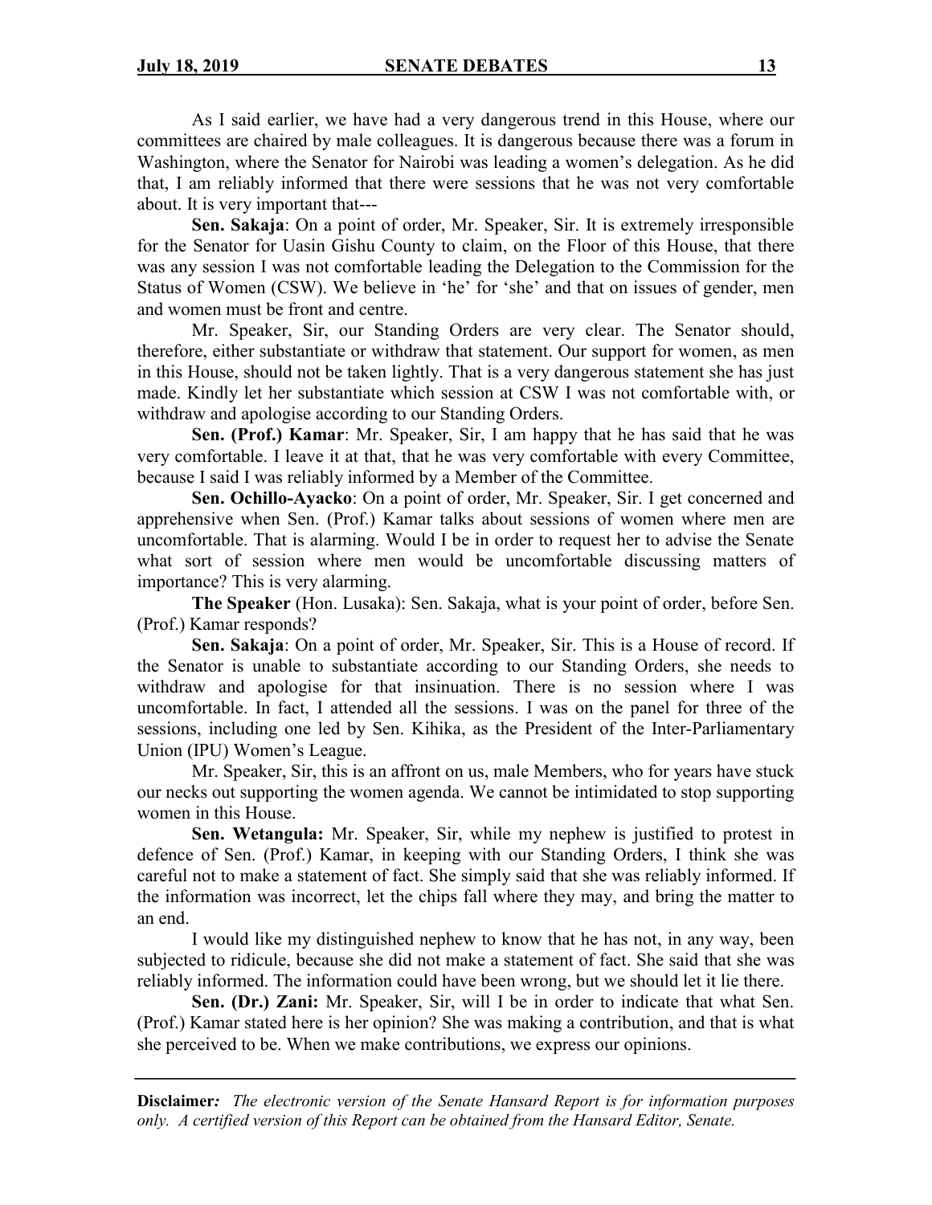As I said earlier, we have had a very dangerous trend in this House, where our committees are chaired by male colleagues. It is dangerous because there was a forum in Washington, where the Senator for Nairobi was leading a women's delegation. As he did that, I am reliably informed that there were sessions that he was not very comfortable about. It is very important that---

**Sen. Sakaja**: On a point of order, Mr. Speaker, Sir. It is extremely irresponsible for the Senator for Uasin Gishu County to claim, on the Floor of this House, that there was any session I was not comfortable leading the Delegation to the Commission for the Status of Women (CSW). We believe in 'he' for 'she' and that on issues of gender, men and women must be front and centre.

Mr. Speaker, Sir, our Standing Orders are very clear. The Senator should, therefore, either substantiate or withdraw that statement. Our support for women, as men in this House, should not be taken lightly. That is a very dangerous statement she has just made. Kindly let her substantiate which session at CSW I was not comfortable with, or withdraw and apologise according to our Standing Orders.

**Sen. (Prof.) Kamar**: Mr. Speaker, Sir, I am happy that he has said that he was very comfortable. I leave it at that, that he was very comfortable with every Committee, because I said I was reliably informed by a Member of the Committee.

**Sen. Ochillo-Ayacko**: On a point of order, Mr. Speaker, Sir. I get concerned and apprehensive when Sen. (Prof.) Kamar talks about sessions of women where men are uncomfortable. That is alarming. Would I be in order to request her to advise the Senate what sort of session where men would be uncomfortable discussing matters of importance? This is very alarming.

**The Speaker** (Hon. Lusaka): Sen. Sakaja, what is your point of order, before Sen. (Prof.) Kamar responds?

**Sen. Sakaja**: On a point of order, Mr. Speaker, Sir. This is a House of record. If the Senator is unable to substantiate according to our Standing Orders, she needs to withdraw and apologise for that insinuation. There is no session where I was uncomfortable. In fact, I attended all the sessions. I was on the panel for three of the sessions, including one led by Sen. Kihika, as the President of the Inter-Parliamentary Union (IPU) Women's League.

Mr. Speaker, Sir, this is an affront on us, male Members, who for years have stuck our necks out supporting the women agenda. We cannot be intimidated to stop supporting women in this House.

**Sen. Wetangula:** Mr. Speaker, Sir, while my nephew is justified to protest in defence of Sen. (Prof.) Kamar, in keeping with our Standing Orders, I think she was careful not to make a statement of fact. She simply said that she was reliably informed. If the information was incorrect, let the chips fall where they may, and bring the matter to an end.

I would like my distinguished nephew to know that he has not, in any way, been subjected to ridicule, because she did not make a statement of fact. She said that she was reliably informed. The information could have been wrong, but we should let it lie there.

**Sen. (Dr.) Zani:** Mr. Speaker, Sir, will I be in order to indicate that what Sen. (Prof.) Kamar stated here is her opinion? She was making a contribution, and that is what she perceived to be. When we make contributions, we express our opinions.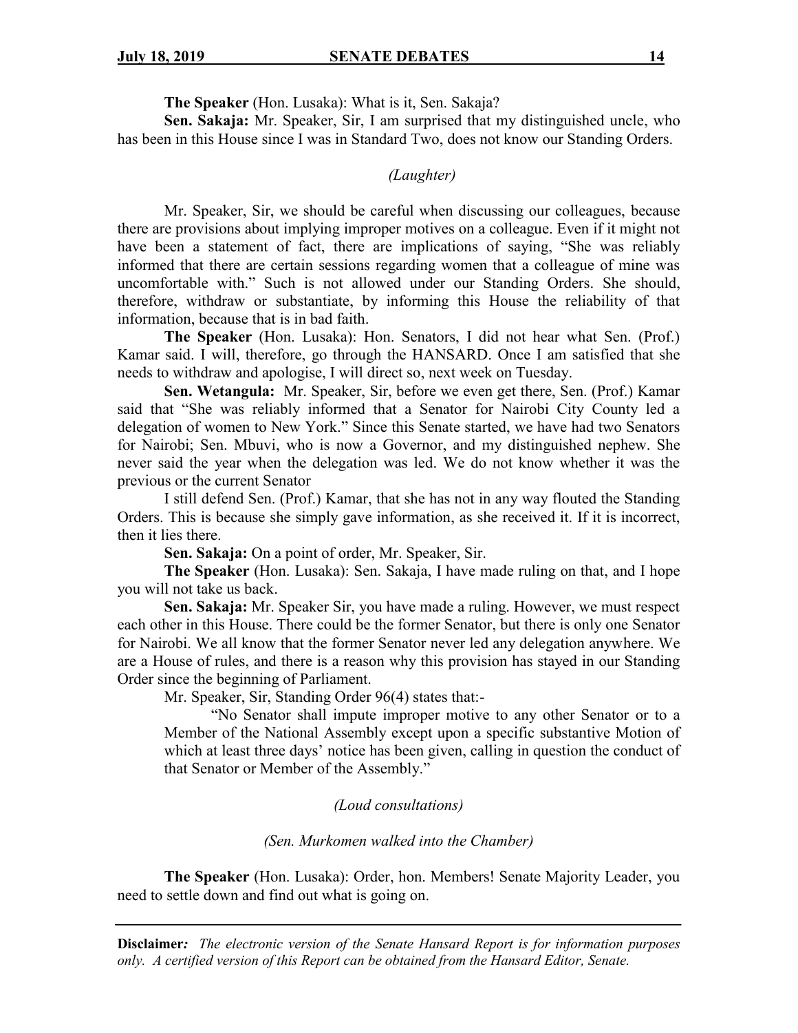**The Speaker** (Hon. Lusaka): What is it, Sen. Sakaja?

**Sen. Sakaja:** Mr. Speaker, Sir, I am surprised that my distinguished uncle, who has been in this House since I was in Standard Two, does not know our Standing Orders.

*(Laughter)*

Mr. Speaker, Sir, we should be careful when discussing our colleagues, because there are provisions about implying improper motives on a colleague. Even if it might not have been a statement of fact, there are implications of saying, "She was reliably informed that there are certain sessions regarding women that a colleague of mine was uncomfortable with." Such is not allowed under our Standing Orders. She should, therefore, withdraw or substantiate, by informing this House the reliability of that information, because that is in bad faith.

**The Speaker** (Hon. Lusaka): Hon. Senators, I did not hear what Sen. (Prof.) Kamar said. I will, therefore, go through the HANSARD. Once I am satisfied that she needs to withdraw and apologise, I will direct so, next week on Tuesday.

**Sen. Wetangula:** Mr. Speaker, Sir, before we even get there, Sen. (Prof.) Kamar said that "She was reliably informed that a Senator for Nairobi City County led a delegation of women to New York." Since this Senate started, we have had two Senators for Nairobi; Sen. Mbuvi, who is now a Governor, and my distinguished nephew. She never said the year when the delegation was led. We do not know whether it was the previous or the current Senator

I still defend Sen. (Prof.) Kamar, that she has not in any way flouted the Standing Orders. This is because she simply gave information, as she received it. If it is incorrect, then it lies there.

**Sen. Sakaja:** On a point of order, Mr. Speaker, Sir.

**The Speaker** (Hon. Lusaka): Sen. Sakaja, I have made ruling on that, and I hope you will not take us back.

**Sen. Sakaja:** Mr. Speaker Sir, you have made a ruling. However, we must respect each other in this House. There could be the former Senator, but there is only one Senator for Nairobi. We all know that the former Senator never led any delegation anywhere. We are a House of rules, and there is a reason why this provision has stayed in our Standing Order since the beginning of Parliament.

Mr. Speaker, Sir, Standing Order 96(4) states that:-

> "No Senator shall impute improper motive to any other Senator or to a Member of the National Assembly except upon a specific substantive Motion of which at least three days' notice has been given, calling in question the conduct of that Senator or Member of the Assembly."

*(Loud consultations)*

*(Sen. Murkomen walked into the Chamber)*

**The Speaker** (Hon. Lusaka): Order, hon. Members! Senate Majority Leader, you need to settle down and find out what is going on.

**Disclaimer***:* *The electronic version of the Senate Hansard Report is for information purposes only. A certified version of this Report can be obtained from the Hansard Editor, Senate.*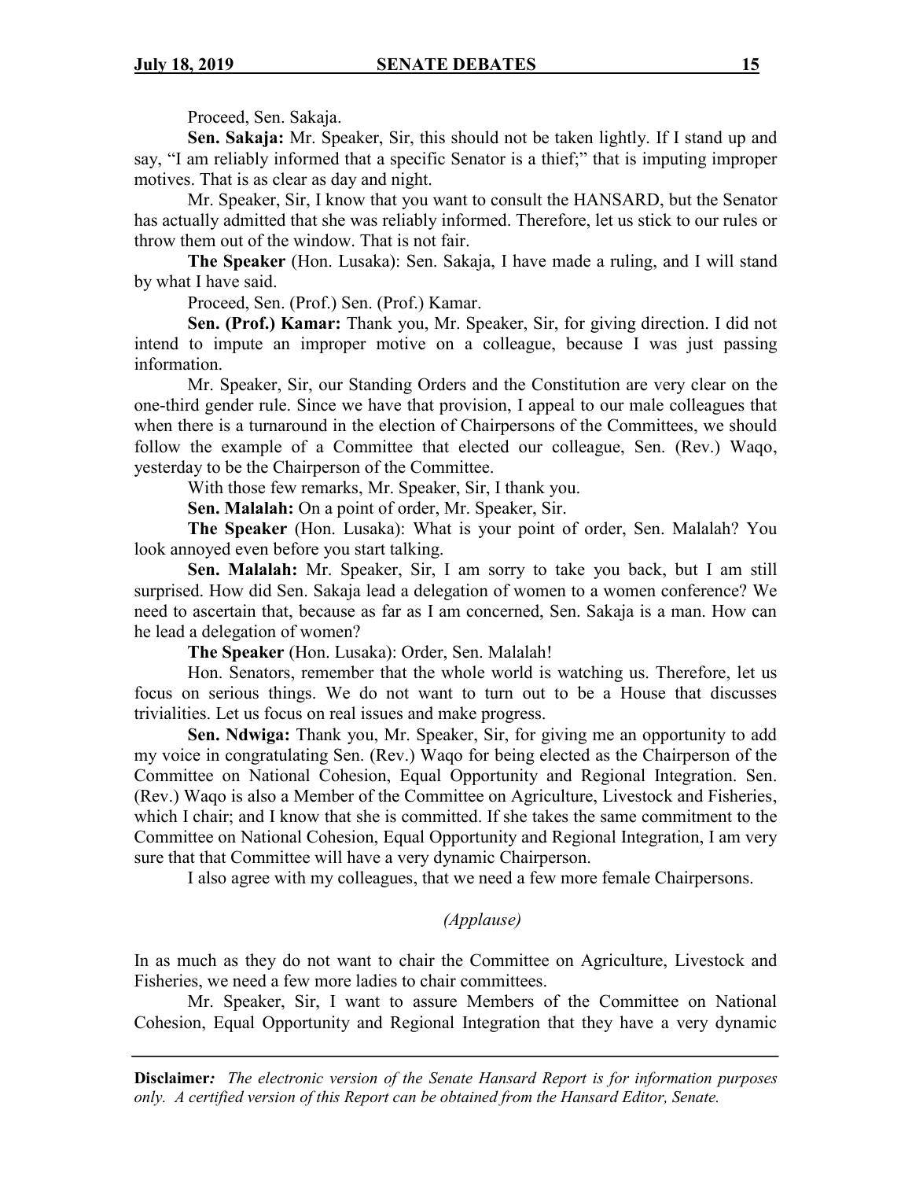Proceed, Sen. Sakaja.

**Sen. Sakaja:** Mr. Speaker, Sir, this should not be taken lightly. If I stand up and say, "I am reliably informed that a specific Senator is a thief;" that is imputing improper motives. That is as clear as day and night.

Mr. Speaker, Sir, I know that you want to consult the HANSARD, but the Senator has actually admitted that she was reliably informed. Therefore, let us stick to our rules or throw them out of the window. That is not fair.

**The Speaker** (Hon. Lusaka): Sen. Sakaja, I have made a ruling, and I will stand by what I have said.

Proceed, Sen. (Prof.) Sen. (Prof.) Kamar.

**Sen. (Prof.) Kamar:** Thank you, Mr. Speaker, Sir, for giving direction. I did not intend to impute an improper motive on a colleague, because I was just passing information.

Mr. Speaker, Sir, our Standing Orders and the Constitution are very clear on the one-third gender rule. Since we have that provision, I appeal to our male colleagues that when there is a turnaround in the election of Chairpersons of the Committees, we should follow the example of a Committee that elected our colleague, Sen. (Rev.) Waqo, yesterday to be the Chairperson of the Committee.

With those few remarks, Mr. Speaker, Sir, I thank you.

**Sen. Malalah:** On a point of order, Mr. Speaker, Sir.

**The Speaker** (Hon. Lusaka): What is your point of order, Sen. Malalah? You look annoyed even before you start talking.

**Sen. Malalah:** Mr. Speaker, Sir, I am sorry to take you back, but I am still surprised. How did Sen. Sakaja lead a delegation of women to a women conference? We need to ascertain that, because as far as I am concerned, Sen. Sakaja is a man. How can he lead a delegation of women?

**The Speaker** (Hon. Lusaka): Order, Sen. Malalah!

Hon. Senators, remember that the whole world is watching us. Therefore, let us focus on serious things. We do not want to turn out to be a House that discusses trivialities. Let us focus on real issues and make progress.

**Sen. Ndwiga:** Thank you, Mr. Speaker, Sir, for giving me an opportunity to add my voice in congratulating Sen. (Rev.) Waqo for being elected as the Chairperson of the Committee on National Cohesion, Equal Opportunity and Regional Integration. Sen. (Rev.) Waqo is also a Member of the Committee on Agriculture, Livestock and Fisheries, which I chair; and I know that she is committed. If she takes the same commitment to the Committee on National Cohesion, Equal Opportunity and Regional Integration, I am very sure that that Committee will have a very dynamic Chairperson.

I also agree with my colleagues, that we need a few more female Chairpersons.

*(Applause)*

In as much as they do not want to chair the Committee on Agriculture, Livestock and Fisheries, we need a few more ladies to chair committees.

Mr. Speaker, Sir, I want to assure Members of the Committee on National Cohesion, Equal Opportunity and Regional Integration that they have a very dynamic

**Disclaimer***:* *The electronic version of the Senate Hansard Report is for information purposes only. A certified version of this Report can be obtained from the Hansard Editor, Senate.*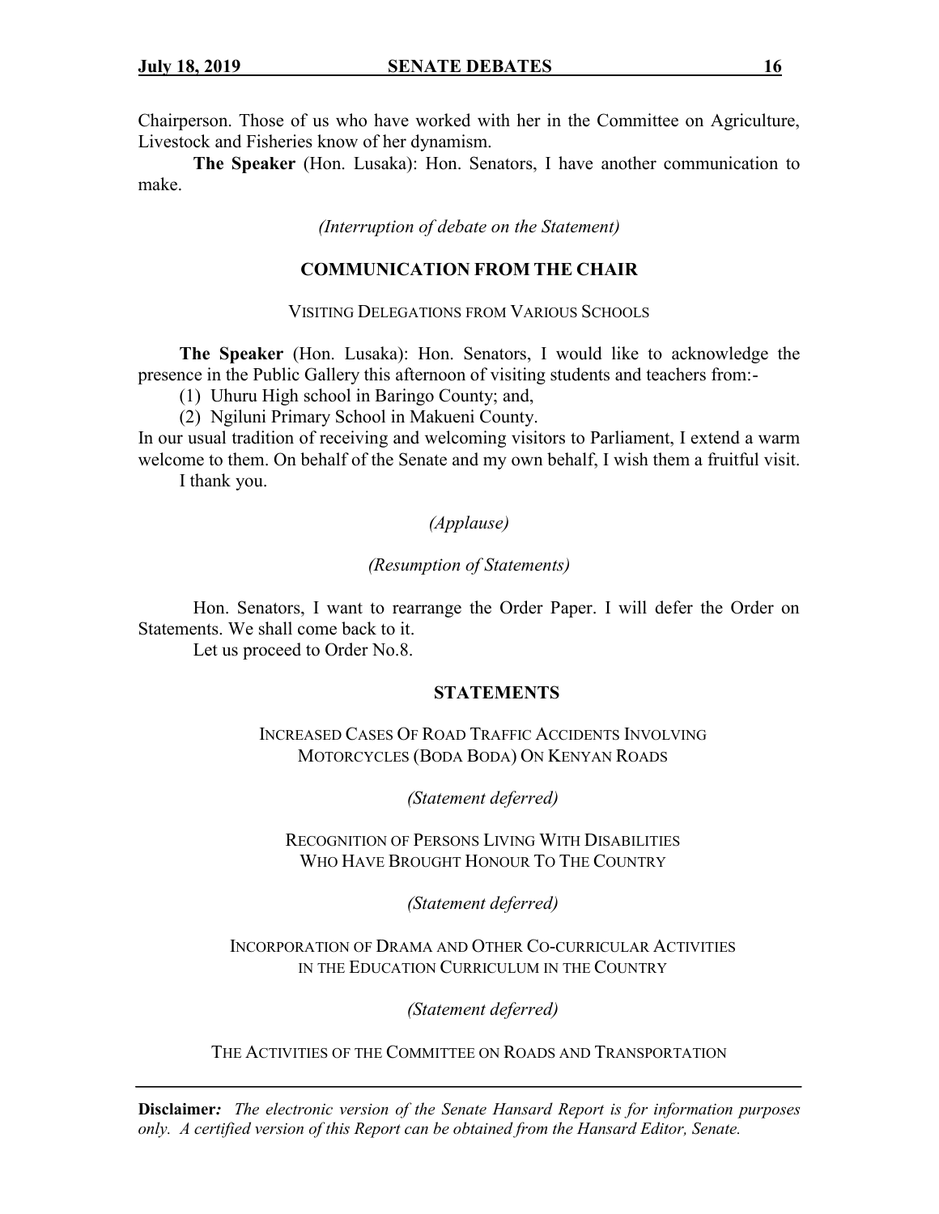Chairperson. Those of us who have worked with her in the Committee on Agriculture, Livestock and Fisheries know of her dynamism.

**The Speaker** (Hon. Lusaka): Hon. Senators, I have another communication to make.

*(Interruption of debate on the Statement)*

**COMMUNICATION FROM THE CHAIR**

VISITING DELEGATIONS FROM VARIOUS SCHOOLS

**The Speaker** (Hon. Lusaka): Hon. Senators, I would like to acknowledge the presence in the Public Gallery this afternoon of visiting students and teachers from:-

(1) Uhuru High school in Baringo County; and,

(2) Ngiluni Primary School in Makueni County.

In our usual tradition of receiving and welcoming visitors to Parliament, I extend a warm welcome to them. On behalf of the Senate and my own behalf, I wish them a fruitful visit.

I thank you.

*(Applause)*

*(Resumption of Statements)*

Hon. Senators, I want to rearrange the Order Paper. I will defer the Order on Statements. We shall come back to it.

Let us proceed to Order No.8.

**STATEMENTS**

INCREASED CASES OF ROAD TRAFFIC ACCIDENTS INVOLVING MOTORCYCLES (BODA BODA) ON KENYAN ROADS

*(Statement deferred)*

RECOGNITION OF PERSONS LIVING WITH DISABILITIES WHO HAVE BROUGHT HONOUR TO THE COUNTRY

*(Statement deferred)*

INCORPORATION OF DRAMA AND OTHER CO-CURRICULAR ACTIVITIES IN THE EDUCATION CURRICULUM IN THE COUNTRY

*(Statement deferred)*

THE ACTIVITIES OF THE COMMITTEE ON ROADS AND TRANSPORTATION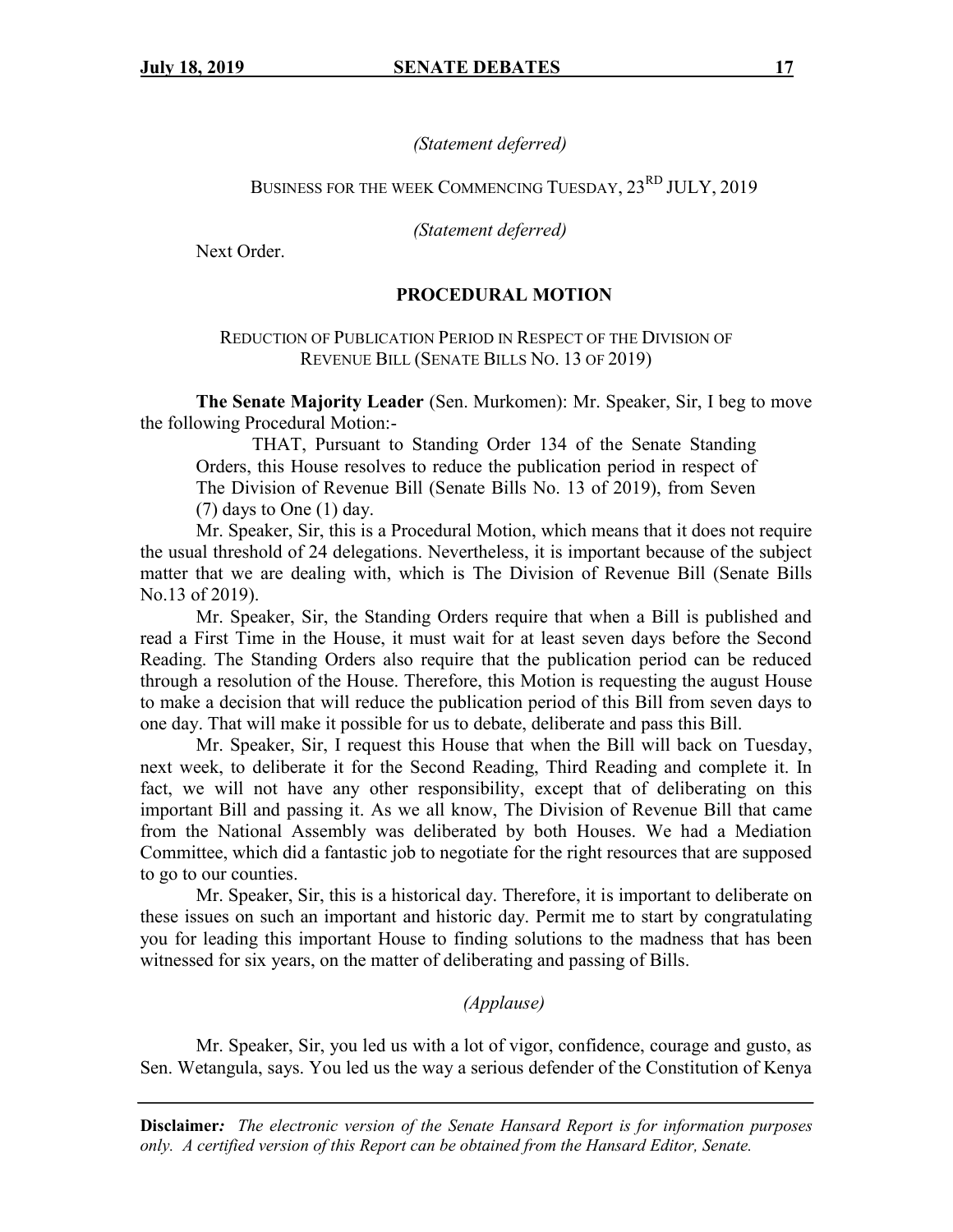*(Statement deferred)*

BUSINESS FOR THE WEEK COMMENCING TUESDAY, 23RD JULY, 2019

*(Statement deferred)*

Next Order.

## PROCEDURAL MOTION

REDUCTION OF PUBLICATION PERIOD IN RESPECT OF THE DIVISION OF REVENUE BILL (SENATE BILLS NO. 13 OF 2019)

**The Senate Majority Leader** (Sen. Murkomen): Mr. Speaker, Sir, I beg to move the following Procedural Motion:-

> THAT, Pursuant to Standing Order 134 of the Senate Standing Orders, this House resolves to reduce the publication period in respect of The Division of Revenue Bill (Senate Bills No. 13 of 2019), from Seven (7) days to One (1) day.

Mr. Speaker, Sir, this is a Procedural Motion, which means that it does not require the usual threshold of 24 delegations. Nevertheless, it is important because of the subject matter that we are dealing with, which is The Division of Revenue Bill (Senate Bills No.13 of 2019).

Mr. Speaker, Sir, the Standing Orders require that when a Bill is published and read a First Time in the House, it must wait for at least seven days before the Second Reading. The Standing Orders also require that the publication period can be reduced through a resolution of the House. Therefore, this Motion is requesting the august House to make a decision that will reduce the publication period of this Bill from seven days to one day. That will make it possible for us to debate, deliberate and pass this Bill.

Mr. Speaker, Sir, I request this House that when the Bill will back on Tuesday, next week, to deliberate it for the Second Reading, Third Reading and complete it. In fact, we will not have any other responsibility, except that of deliberating on this important Bill and passing it. As we all know, The Division of Revenue Bill that came from the National Assembly was deliberated by both Houses. We had a Mediation Committee, which did a fantastic job to negotiate for the right resources that are supposed to go to our counties.

Mr. Speaker, Sir, this is a historical day. Therefore, it is important to deliberate on these issues on such an important and historic day. Permit me to start by congratulating you for leading this important House to finding solutions to the madness that has been witnessed for six years, on the matter of deliberating and passing of Bills.

*(Applause)*

Mr. Speaker, Sir, you led us with a lot of vigor, confidence, courage and gusto, as Sen. Wetangula, says. You led us the way a serious defender of the Constitution of Kenya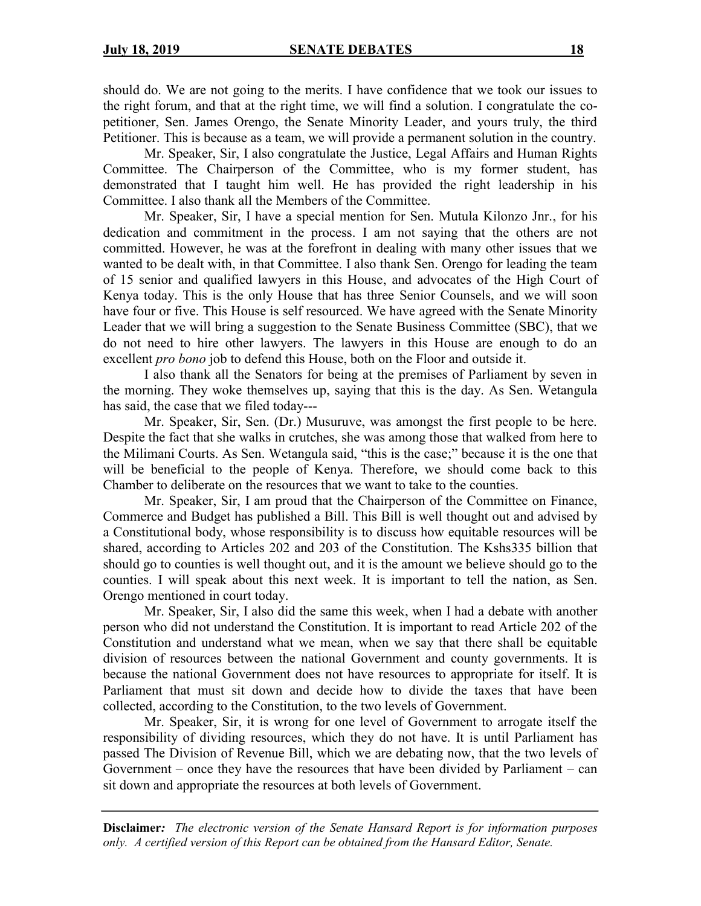should do. We are not going to the merits. I have confidence that we took our issues to the right forum, and that at the right time, we will find a solution. I congratulate the co-petitioner, Sen. James Orengo, the Senate Minority Leader, and yours truly, the third Petitioner. This is because as a team, we will provide a permanent solution in the country.

Mr. Speaker, Sir, I also congratulate the Justice, Legal Affairs and Human Rights Committee. The Chairperson of the Committee, who is my former student, has demonstrated that I taught him well. He has provided the right leadership in his Committee. I also thank all the Members of the Committee.

Mr. Speaker, Sir, I have a special mention for Sen. Mutula Kilonzo Jnr., for his dedication and commitment in the process. I am not saying that the others are not committed. However, he was at the forefront in dealing with many other issues that we wanted to be dealt with, in that Committee. I also thank Sen. Orengo for leading the team of 15 senior and qualified lawyers in this House, and advocates of the High Court of Kenya today. This is the only House that has three Senior Counsels, and we will soon have four or five. This House is self resourced. We have agreed with the Senate Minority Leader that we will bring a suggestion to the Senate Business Committee (SBC), that we do not need to hire other lawyers. The lawyers in this House are enough to do an excellent *pro bono* job to defend this House, both on the Floor and outside it.

I also thank all the Senators for being at the premises of Parliament by seven in the morning. They woke themselves up, saying that this is the day. As Sen. Wetangula has said, the case that we filed today---

Mr. Speaker, Sir, Sen. (Dr.) Musuruve, was amongst the first people to be here. Despite the fact that she walks in crutches, she was among those that walked from here to the Milimani Courts. As Sen. Wetangula said, "this is the case;" because it is the one that will be beneficial to the people of Kenya. Therefore, we should come back to this Chamber to deliberate on the resources that we want to take to the counties.

Mr. Speaker, Sir, I am proud that the Chairperson of the Committee on Finance, Commerce and Budget has published a Bill. This Bill is well thought out and advised by a Constitutional body, whose responsibility is to discuss how equitable resources will be shared, according to Articles 202 and 203 of the Constitution. The Kshs335 billion that should go to counties is well thought out, and it is the amount we believe should go to the counties. I will speak about this next week. It is important to tell the nation, as Sen. Orengo mentioned in court today.

Mr. Speaker, Sir, I also did the same this week, when I had a debate with another person who did not understand the Constitution. It is important to read Article 202 of the Constitution and understand what we mean, when we say that there shall be equitable division of resources between the national Government and county governments. It is because the national Government does not have resources to appropriate for itself. It is Parliament that must sit down and decide how to divide the taxes that have been collected, according to the Constitution, to the two levels of Government.

Mr. Speaker, Sir, it is wrong for one level of Government to arrogate itself the responsibility of dividing resources, which they do not have. It is until Parliament has passed The Division of Revenue Bill, which we are debating now, that the two levels of Government – once they have the resources that have been divided by Parliament – can sit down and appropriate the resources at both levels of Government.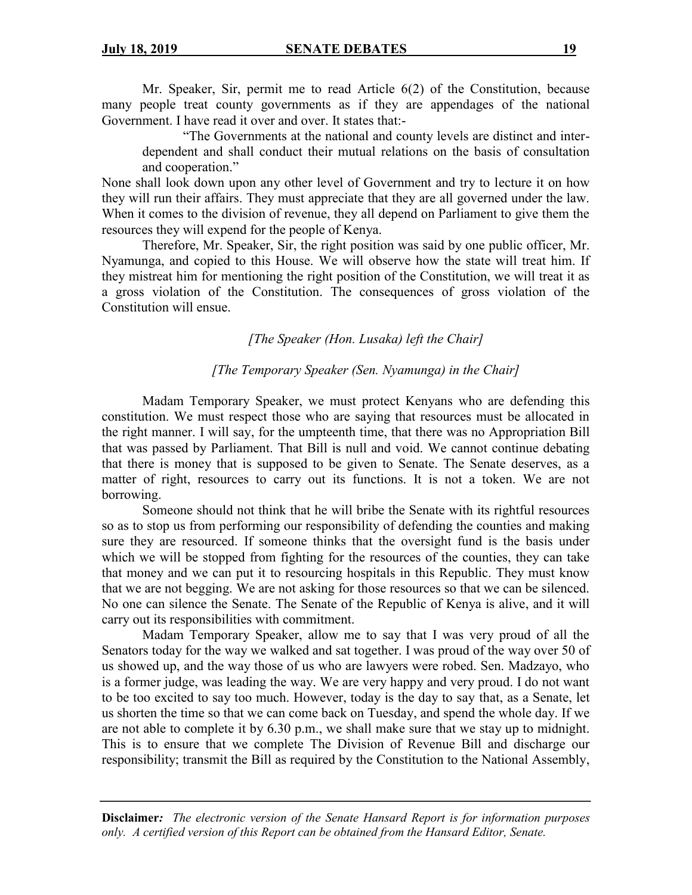Mr. Speaker, Sir, permit me to read Article 6(2) of the Constitution, because many people treat county governments as if they are appendages of the national Government. I have read it over and over. It states that:-

> "The Governments at the national and county levels are distinct and inter-dependent and shall conduct their mutual relations on the basis of consultation and cooperation."

None shall look down upon any other level of Government and try to lecture it on how they will run their affairs. They must appreciate that they are all governed under the law. When it comes to the division of revenue, they all depend on Parliament to give them the resources they will expend for the people of Kenya.

Therefore, Mr. Speaker, Sir, the right position was said by one public officer, Mr. Nyamunga, and copied to this House. We will observe how the state will treat him. If they mistreat him for mentioning the right position of the Constitution, we will treat it as a gross violation of the Constitution. The consequences of gross violation of the Constitution will ensue.

*[The Speaker (Hon. Lusaka) left the Chair]*

*[The Temporary Speaker (Sen. Nyamunga) in the Chair]*

Madam Temporary Speaker, we must protect Kenyans who are defending this constitution. We must respect those who are saying that resources must be allocated in the right manner. I will say, for the umpteenth time, that there was no Appropriation Bill that was passed by Parliament. That Bill is null and void. We cannot continue debating that there is money that is supposed to be given to Senate. The Senate deserves, as a matter of right, resources to carry out its functions. It is not a token. We are not borrowing.

Someone should not think that he will bribe the Senate with its rightful resources so as to stop us from performing our responsibility of defending the counties and making sure they are resourced. If someone thinks that the oversight fund is the basis under which we will be stopped from fighting for the resources of the counties, they can take that money and we can put it to resourcing hospitals in this Republic. They must know that we are not begging. We are not asking for those resources so that we can be silenced. No one can silence the Senate. The Senate of the Republic of Kenya is alive, and it will carry out its responsibilities with commitment.

Madam Temporary Speaker, allow me to say that I was very proud of all the Senators today for the way we walked and sat together. I was proud of the way over 50 of us showed up, and the way those of us who are lawyers were robed. Sen. Madzayo, who is a former judge, was leading the way. We are very happy and very proud. I do not want to be too excited to say too much. However, today is the day to say that, as a Senate, let us shorten the time so that we can come back on Tuesday, and spend the whole day. If we are not able to complete it by 6.30 p.m., we shall make sure that we stay up to midnight. This is to ensure that we complete The Division of Revenue Bill and discharge our responsibility; transmit the Bill as required by the Constitution to the National Assembly,

**Disclaimer:** *The electronic version of the Senate Hansard Report is for information purposes only. A certified version of this Report can be obtained from the Hansard Editor, Senate.*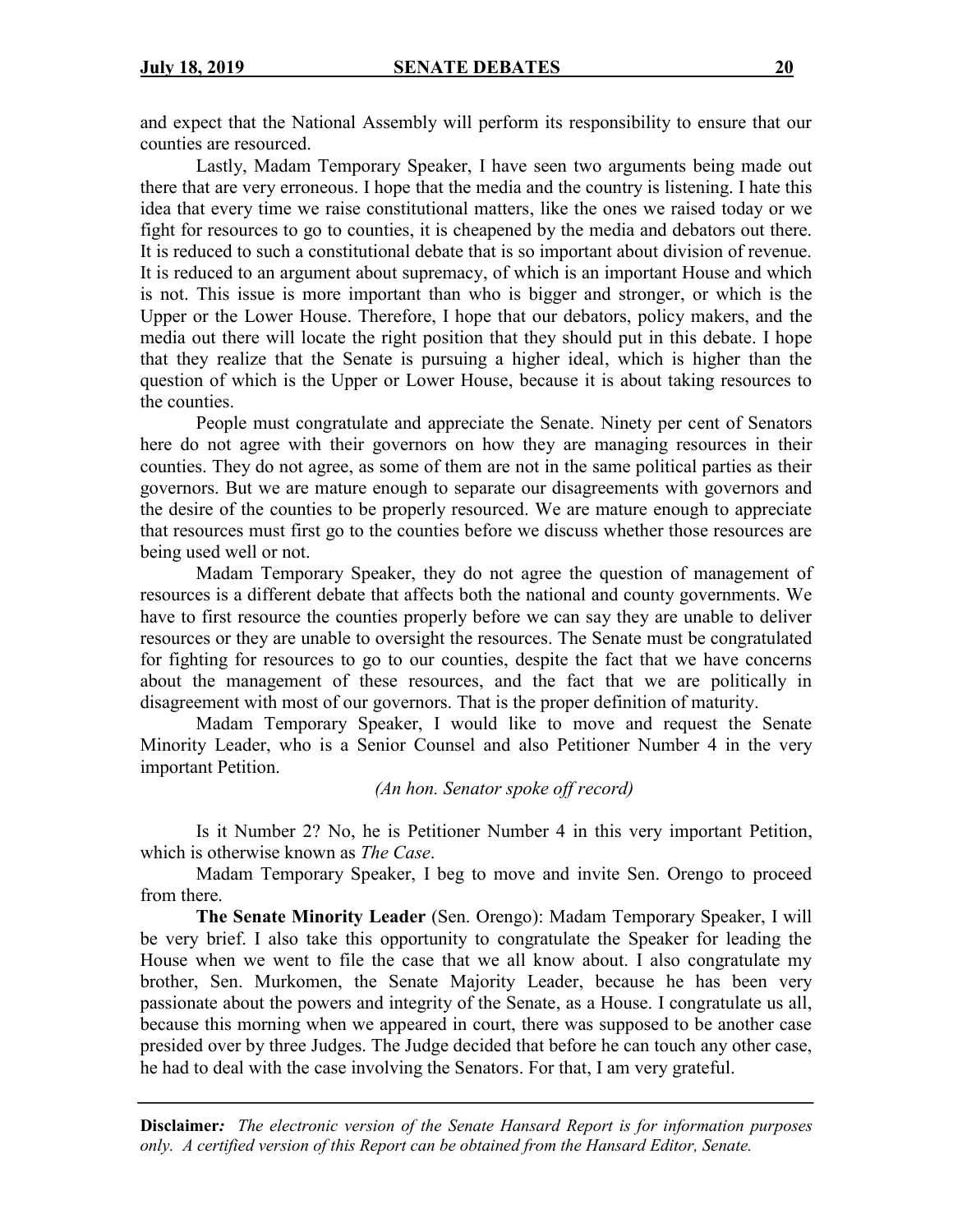and expect that the National Assembly will perform its responsibility to ensure that our counties are resourced.

Lastly, Madam Temporary Speaker, I have seen two arguments being made out there that are very erroneous. I hope that the media and the country is listening. I hate this idea that every time we raise constitutional matters, like the ones we raised today or we fight for resources to go to counties, it is cheapened by the media and debators out there. It is reduced to such a constitutional debate that is so important about division of revenue. It is reduced to an argument about supremacy, of which is an important House and which is not. This issue is more important than who is bigger and stronger, or which is the Upper or the Lower House. Therefore, I hope that our debators, policy makers, and the media out there will locate the right position that they should put in this debate. I hope that they realize that the Senate is pursuing a higher ideal, which is higher than the question of which is the Upper or Lower House, because it is about taking resources to the counties.

People must congratulate and appreciate the Senate. Ninety per cent of Senators here do not agree with their governors on how they are managing resources in their counties. They do not agree, as some of them are not in the same political parties as their governors. But we are mature enough to separate our disagreements with governors and the desire of the counties to be properly resourced. We are mature enough to appreciate that resources must first go to the counties before we discuss whether those resources are being used well or not.

Madam Temporary Speaker, they do not agree the question of management of resources is a different debate that affects both the national and county governments. We have to first resource the counties properly before we can say they are unable to deliver resources or they are unable to oversight the resources. The Senate must be congratulated for fighting for resources to go to our counties, despite the fact that we have concerns about the management of these resources, and the fact that we are politically in disagreement with most of our governors. That is the proper definition of maturity.

Madam Temporary Speaker, I would like to move and request the Senate Minority Leader, who is a Senior Counsel and also Petitioner Number 4 in the very important Petition.

*(An hon. Senator spoke off record)*

Is it Number 2? No, he is Petitioner Number 4 in this very important Petition, which is otherwise known as *The Case*.

Madam Temporary Speaker, I beg to move and invite Sen. Orengo to proceed from there.

**The Senate Minority Leader** (Sen. Orengo): Madam Temporary Speaker, I will be very brief. I also take this opportunity to congratulate the Speaker for leading the House when we went to file the case that we all know about. I also congratulate my brother, Sen. Murkomen, the Senate Majority Leader, because he has been very passionate about the powers and integrity of the Senate, as a House. I congratulate us all, because this morning when we appeared in court, there was supposed to be another case presided over by three Judges. The Judge decided that before he can touch any other case, he had to deal with the case involving the Senators. For that, I am very grateful.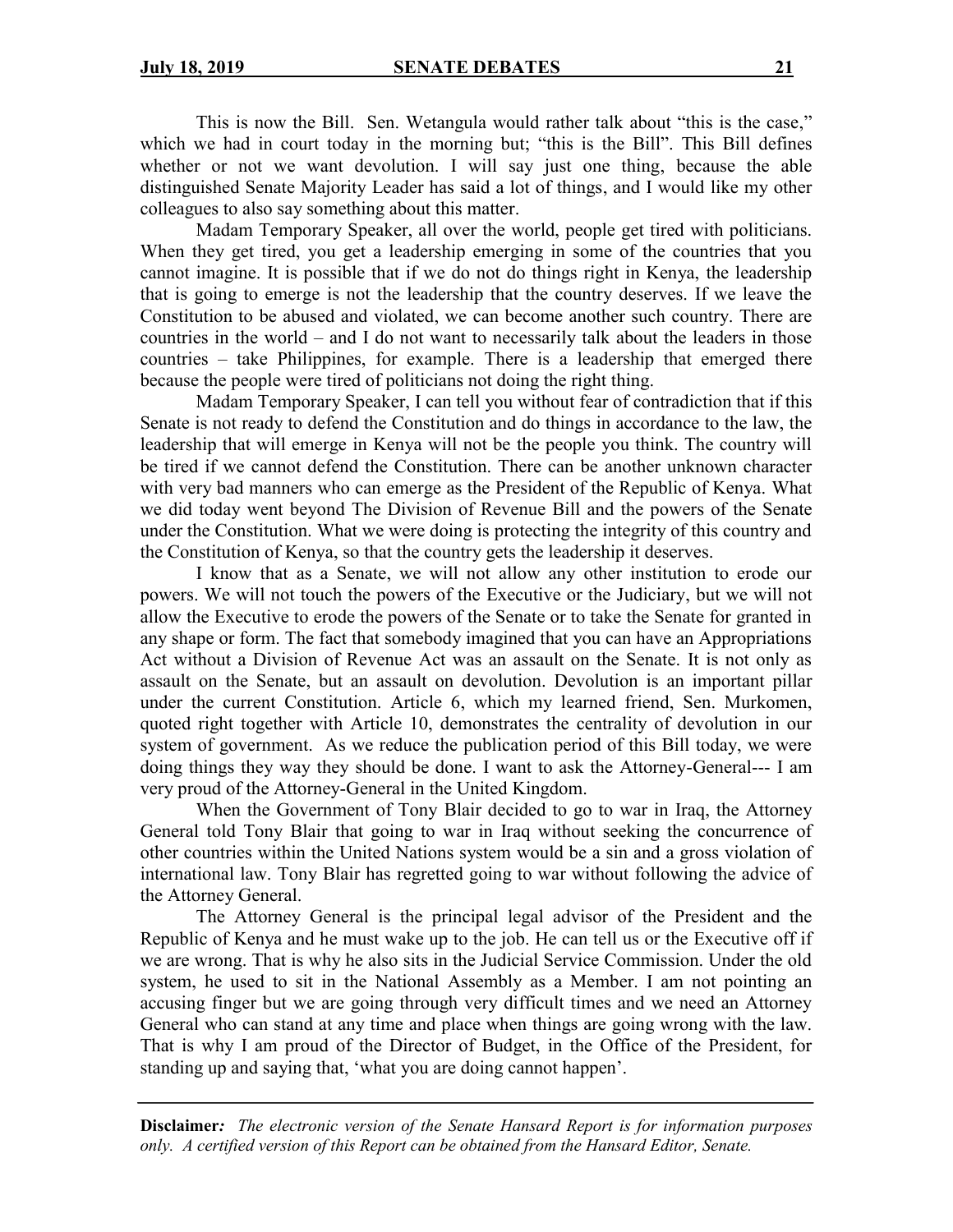This is now the Bill. Sen. Wetangula would rather talk about "this is the case," which we had in court today in the morning but; "this is the Bill". This Bill defines whether or not we want devolution. I will say just one thing, because the able distinguished Senate Majority Leader has said a lot of things, and I would like my other colleagues to also say something about this matter.

Madam Temporary Speaker, all over the world, people get tired with politicians. When they get tired, you get a leadership emerging in some of the countries that you cannot imagine. It is possible that if we do not do things right in Kenya, the leadership that is going to emerge is not the leadership that the country deserves. If we leave the Constitution to be abused and violated, we can become another such country. There are countries in the world – and I do not want to necessarily talk about the leaders in those countries – take Philippines, for example. There is a leadership that emerged there because the people were tired of politicians not doing the right thing.

Madam Temporary Speaker, I can tell you without fear of contradiction that if this Senate is not ready to defend the Constitution and do things in accordance to the law, the leadership that will emerge in Kenya will not be the people you think. The country will be tired if we cannot defend the Constitution. There can be another unknown character with very bad manners who can emerge as the President of the Republic of Kenya. What we did today went beyond The Division of Revenue Bill and the powers of the Senate under the Constitution. What we were doing is protecting the integrity of this country and the Constitution of Kenya, so that the country gets the leadership it deserves.

I know that as a Senate, we will not allow any other institution to erode our powers. We will not touch the powers of the Executive or the Judiciary, but we will not allow the Executive to erode the powers of the Senate or to take the Senate for granted in any shape or form. The fact that somebody imagined that you can have an Appropriations Act without a Division of Revenue Act was an assault on the Senate. It is not only as assault on the Senate, but an assault on devolution. Devolution is an important pillar under the current Constitution. Article 6, which my learned friend, Sen. Murkomen, quoted right together with Article 10, demonstrates the centrality of devolution in our system of government. As we reduce the publication period of this Bill today, we were doing things they way they should be done. I want to ask the Attorney-General--- I am very proud of the Attorney-General in the United Kingdom.

When the Government of Tony Blair decided to go to war in Iraq, the Attorney General told Tony Blair that going to war in Iraq without seeking the concurrence of other countries within the United Nations system would be a sin and a gross violation of international law. Tony Blair has regretted going to war without following the advice of the Attorney General.

The Attorney General is the principal legal advisor of the President and the Republic of Kenya and he must wake up to the job. He can tell us or the Executive off if we are wrong. That is why he also sits in the Judicial Service Commission. Under the old system, he used to sit in the National Assembly as a Member. I am not pointing an accusing finger but we are going through very difficult times and we need an Attorney General who can stand at any time and place when things are going wrong with the law. That is why I am proud of the Director of Budget, in the Office of the President, for standing up and saying that, 'what you are doing cannot happen'.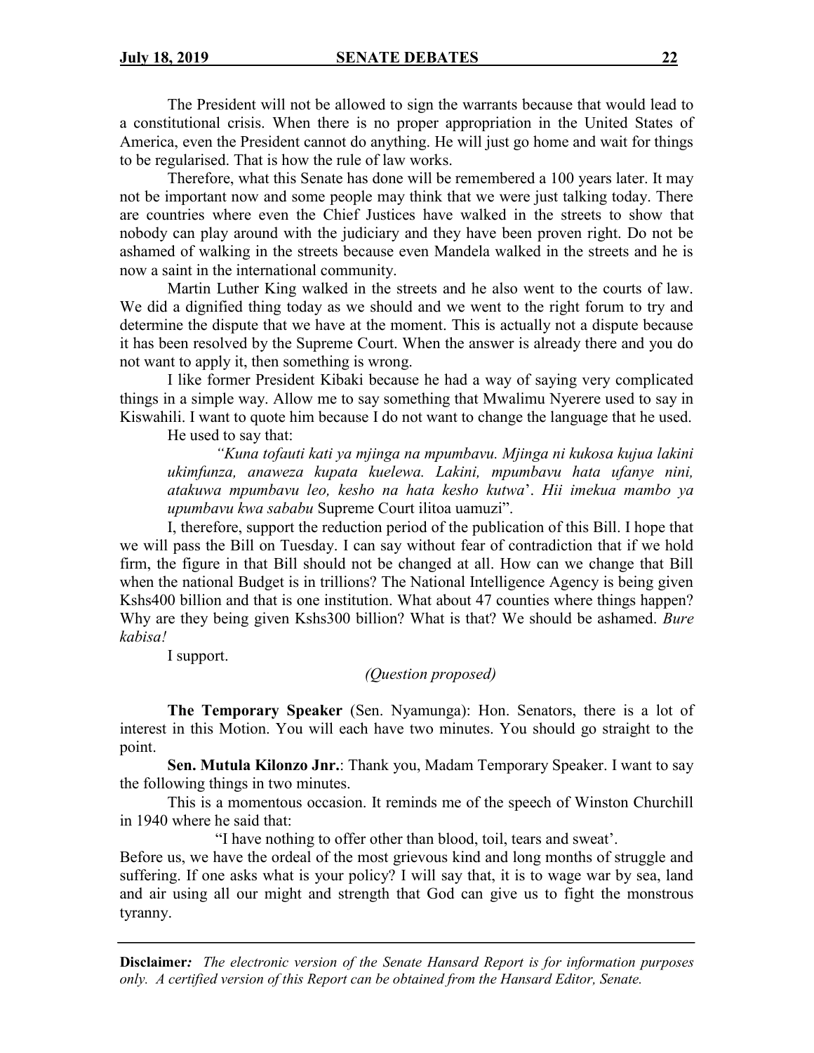The President will not be allowed to sign the warrants because that would lead to a constitutional crisis. When there is no proper appropriation in the United States of America, even the President cannot do anything. He will just go home and wait for things to be regularised. That is how the rule of law works.

Therefore, what this Senate has done will be remembered a 100 years later. It may not be important now and some people may think that we were just talking today. There are countries where even the Chief Justices have walked in the streets to show that nobody can play around with the judiciary and they have been proven right. Do not be ashamed of walking in the streets because even Mandela walked in the streets and he is now a saint in the international community.

Martin Luther King walked in the streets and he also went to the courts of law. We did a dignified thing today as we should and we went to the right forum to try and determine the dispute that we have at the moment. This is actually not a dispute because it has been resolved by the Supreme Court. When the answer is already there and you do not want to apply it, then something is wrong.

I like former President Kibaki because he had a way of saying very complicated things in a simple way. Allow me to say something that Mwalimu Nyerere used to say in Kiswahili. I want to quote him because I do not want to change the language that he used.

He used to say that:

> *"Kuna tofauti kati ya mjinga na mpumbavu. Mjinga ni kukosa kujua lakini ukimfunza, anaweza kupata kuelewa. Lakini, mpumbavu hata ufanye nini, atakuwa mpumbavu leo, kesho na hata kesho kutwa*'. *Hii imekua mambo ya upumbavu kwa sababu* Supreme Court ilitoa uamuzi".

I, therefore, support the reduction period of the publication of this Bill. I hope that we will pass the Bill on Tuesday. I can say without fear of contradiction that if we hold firm, the figure in that Bill should not be changed at all. How can we change that Bill when the national Budget is in trillions? The National Intelligence Agency is being given Kshs400 billion and that is one institution. What about 47 counties where things happen? Why are they being given Kshs300 billion? What is that? We should be ashamed. *Bure kabisa!*

I support.

*(Question proposed)*

**The Temporary Speaker** (Sen. Nyamunga): Hon. Senators, there is a lot of interest in this Motion. You will each have two minutes. You should go straight to the point.

**Sen. Mutula Kilonzo Jnr.**: Thank you, Madam Temporary Speaker. I want to say the following things in two minutes.

This is a momentous occasion. It reminds me of the speech of Winston Churchill in 1940 where he said that:

> "I have nothing to offer other than blood, toil, tears and sweat'.

Before us, we have the ordeal of the most grievous kind and long months of struggle and suffering. If one asks what is your policy? I will say that, it is to wage war by sea, land and air using all our might and strength that God can give us to fight the monstrous tyranny.

**Disclaimer***:* *The electronic version of the Senate Hansard Report is for information purposes only. A certified version of this Report can be obtained from the Hansard Editor, Senate.*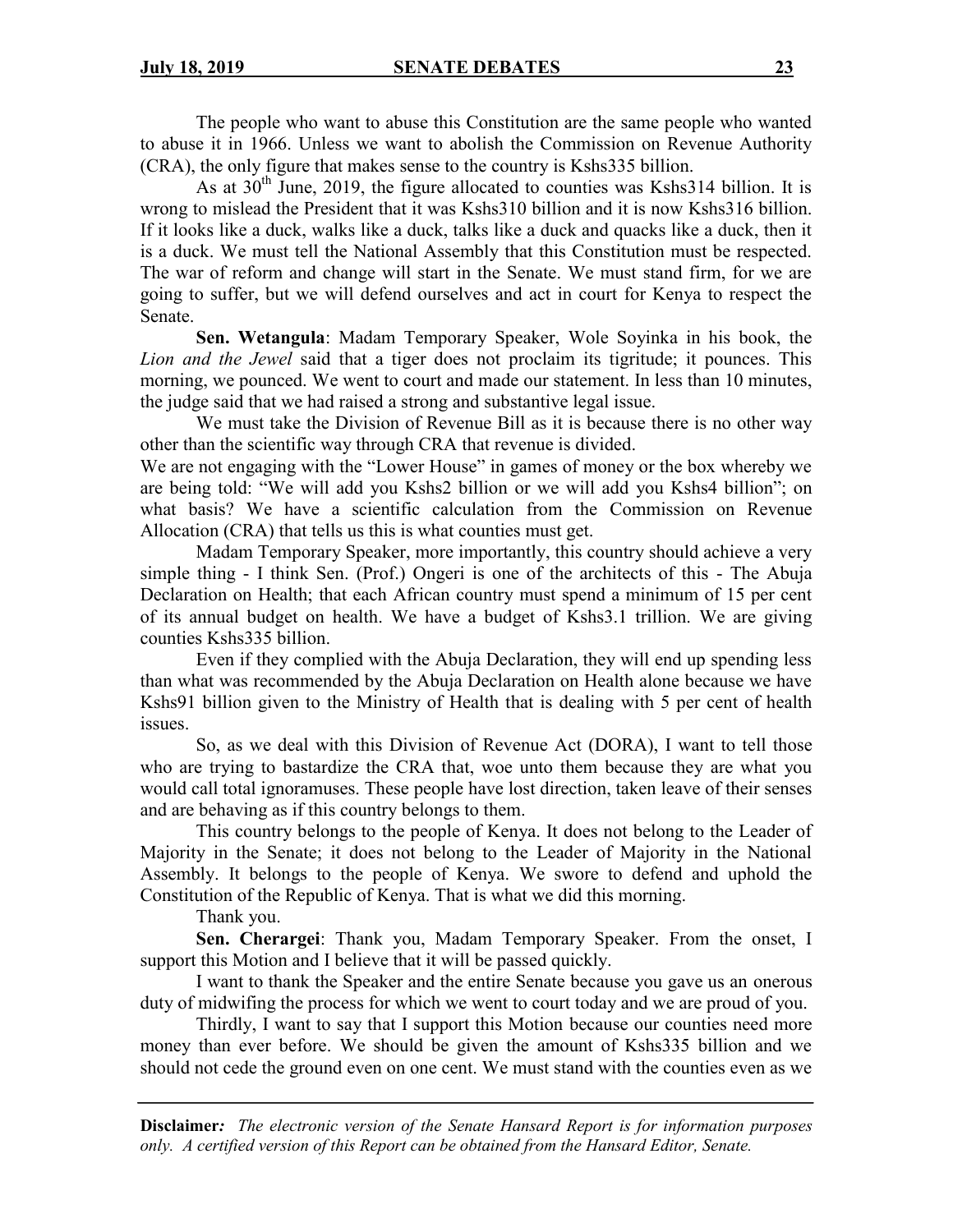The people who want to abuse this Constitution are the same people who wanted to abuse it in 1966. Unless we want to abolish the Commission on Revenue Authority (CRA), the only figure that makes sense to the country is Kshs335 billion.

As at 30th June, 2019, the figure allocated to counties was Kshs314 billion. It is wrong to mislead the President that it was Kshs310 billion and it is now Kshs316 billion. If it looks like a duck, walks like a duck, talks like a duck and quacks like a duck, then it is a duck. We must tell the National Assembly that this Constitution must be respected. The war of reform and change will start in the Senate. We must stand firm, for we are going to suffer, but we will defend ourselves and act in court for Kenya to respect the Senate.

**Sen. Wetangula**: Madam Temporary Speaker, Wole Soyinka in his book, the *Lion and the Jewel* said that a tiger does not proclaim its tigritude; it pounces. This morning, we pounced. We went to court and made our statement. In less than 10 minutes, the judge said that we had raised a strong and substantive legal issue.

We must take the Division of Revenue Bill as it is because there is no other way other than the scientific way through CRA that revenue is divided.

We are not engaging with the "Lower House" in games of money or the box whereby we are being told: "We will add you Kshs2 billion or we will add you Kshs4 billion"; on what basis? We have a scientific calculation from the Commission on Revenue Allocation (CRA) that tells us this is what counties must get.

Madam Temporary Speaker, more importantly, this country should achieve a very simple thing - I think Sen. (Prof.) Ongeri is one of the architects of this - The Abuja Declaration on Health; that each African country must spend a minimum of 15 per cent of its annual budget on health. We have a budget of Kshs3.1 trillion. We are giving counties Kshs335 billion.

Even if they complied with the Abuja Declaration, they will end up spending less than what was recommended by the Abuja Declaration on Health alone because we have Kshs91 billion given to the Ministry of Health that is dealing with 5 per cent of health issues.

So, as we deal with this Division of Revenue Act (DORA), I want to tell those who are trying to bastardize the CRA that, woe unto them because they are what you would call total ignoramuses. These people have lost direction, taken leave of their senses and are behaving as if this country belongs to them.

This country belongs to the people of Kenya. It does not belong to the Leader of Majority in the Senate; it does not belong to the Leader of Majority in the National Assembly. It belongs to the people of Kenya. We swore to defend and uphold the Constitution of the Republic of Kenya. That is what we did this morning.

Thank you.

**Sen. Cherargei**: Thank you, Madam Temporary Speaker. From the onset, I support this Motion and I believe that it will be passed quickly.

I want to thank the Speaker and the entire Senate because you gave us an onerous duty of midwifing the process for which we went to court today and we are proud of you.

Thirdly, I want to say that I support this Motion because our counties need more money than ever before. We should be given the amount of Kshs335 billion and we should not cede the ground even on one cent. We must stand with the counties even as we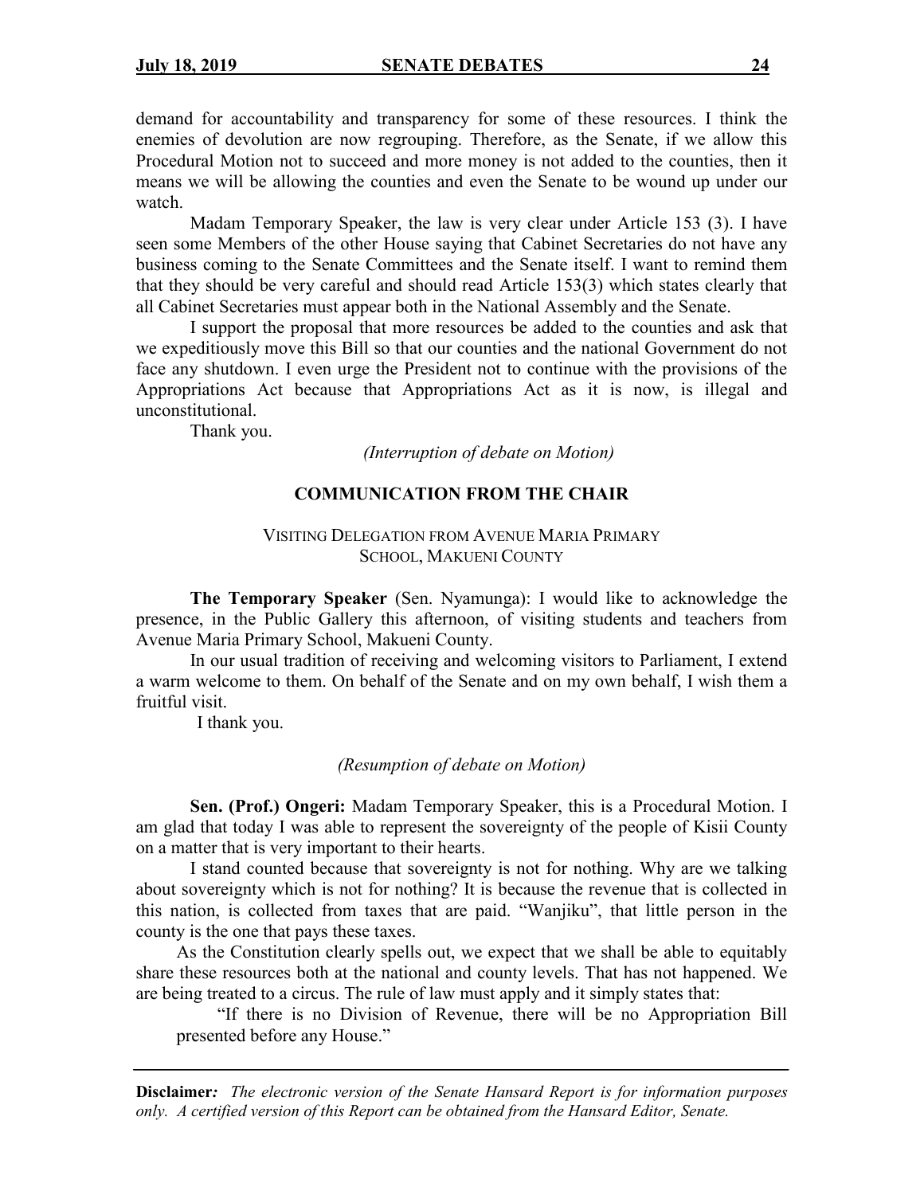demand for accountability and transparency for some of these resources. I think the enemies of devolution are now regrouping. Therefore, as the Senate, if we allow this Procedural Motion not to succeed and more money is not added to the counties, then it means we will be allowing the counties and even the Senate to be wound up under our watch.

Madam Temporary Speaker, the law is very clear under Article 153 (3). I have seen some Members of the other House saying that Cabinet Secretaries do not have any business coming to the Senate Committees and the Senate itself. I want to remind them that they should be very careful and should read Article 153(3) which states clearly that all Cabinet Secretaries must appear both in the National Assembly and the Senate.

I support the proposal that more resources be added to the counties and ask that we expeditiously move this Bill so that our counties and the national Government do not face any shutdown. I even urge the President not to continue with the provisions of the Appropriations Act because that Appropriations Act as it is now, is illegal and unconstitutional.

Thank you.

*(Interruption of debate on Motion)*

## COMMUNICATION FROM THE CHAIR

### VISITING DELEGATION FROM AVENUE MARIA PRIMARY SCHOOL, MAKUENI COUNTY

**The Temporary Speaker** (Sen. Nyamunga): I would like to acknowledge the presence, in the Public Gallery this afternoon, of visiting students and teachers from Avenue Maria Primary School, Makueni County.

In our usual tradition of receiving and welcoming visitors to Parliament, I extend a warm welcome to them. On behalf of the Senate and on my own behalf, I wish them a fruitful visit.

I thank you.

*(Resumption of debate on Motion)*

**Sen. (Prof.) Ongeri:** Madam Temporary Speaker, this is a Procedural Motion. I am glad that today I was able to represent the sovereignty of the people of Kisii County on a matter that is very important to their hearts.

I stand counted because that sovereignty is not for nothing. Why are we talking about sovereignty which is not for nothing? It is because the revenue that is collected in this nation, is collected from taxes that are paid. "Wanjiku", that little person in the county is the one that pays these taxes.

As the Constitution clearly spells out, we expect that we shall be able to equitably share these resources both at the national and county levels. That has not happened. We are being treated to a circus. The rule of law must apply and it simply states that:

> "If there is no Division of Revenue, there will be no Appropriation Bill presented before any House."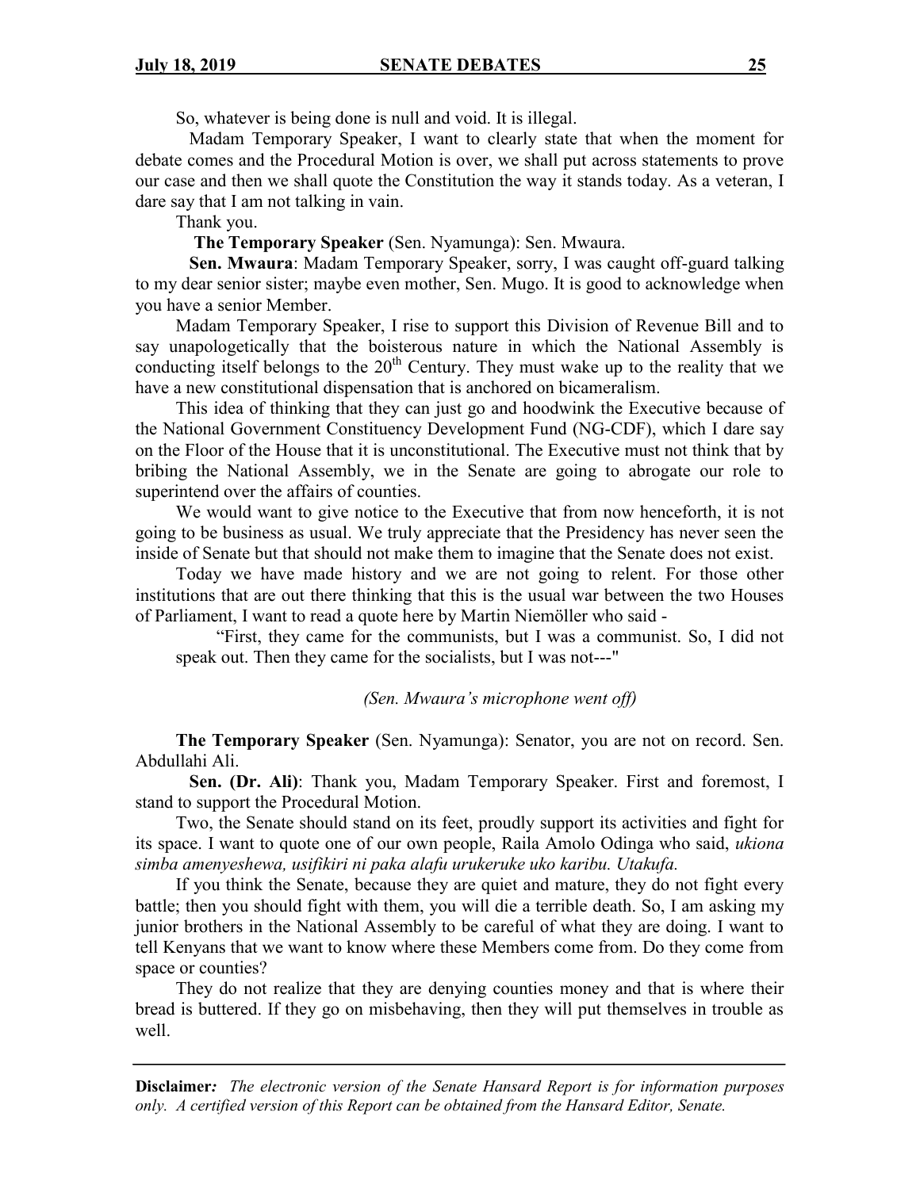So, whatever is being done is null and void. It is illegal.

Madam Temporary Speaker, I want to clearly state that when the moment for debate comes and the Procedural Motion is over, we shall put across statements to prove our case and then we shall quote the Constitution the way it stands today. As a veteran, I dare say that I am not talking in vain.

Thank you.

**The Temporary Speaker** (Sen. Nyamunga): Sen. Mwaura.

**Sen. Mwaura**: Madam Temporary Speaker, sorry, I was caught off-guard talking to my dear senior sister; maybe even mother, Sen. Mugo. It is good to acknowledge when you have a senior Member.

Madam Temporary Speaker, I rise to support this Division of Revenue Bill and to say unapologetically that the boisterous nature in which the National Assembly is conducting itself belongs to the 20th Century. They must wake up to the reality that we have a new constitutional dispensation that is anchored on bicameralism.

This idea of thinking that they can just go and hoodwink the Executive because of the National Government Constituency Development Fund (NG-CDF), which I dare say on the Floor of the House that it is unconstitutional. The Executive must not think that by bribing the National Assembly, we in the Senate are going to abrogate our role to superintend over the affairs of counties.

We would want to give notice to the Executive that from now henceforth, it is not going to be business as usual. We truly appreciate that the Presidency has never seen the inside of Senate but that should not make them to imagine that the Senate does not exist.

Today we have made history and we are not going to relent. For those other institutions that are out there thinking that this is the usual war between the two Houses of Parliament, I want to read a quote here by Martin Niemöller who said -

> "First, they came for the communists, but I was a communist. So, I did not speak out. Then they came for the socialists, but I was not---"

*(Sen. Mwaura's microphone went off)*

**The Temporary Speaker** (Sen. Nyamunga): Senator, you are not on record. Sen. Abdullahi Ali.

**Sen. (Dr. Ali)**: Thank you, Madam Temporary Speaker. First and foremost, I stand to support the Procedural Motion.

Two, the Senate should stand on its feet, proudly support its activities and fight for its space. I want to quote one of our own people, Raila Amolo Odinga who said, *ukiona simba amenyeshewa, usifikiri ni paka alafu urukeruke uko karibu. Utakufa.*

If you think the Senate, because they are quiet and mature, they do not fight every battle; then you should fight with them, you will die a terrible death. So, I am asking my junior brothers in the National Assembly to be careful of what they are doing. I want to tell Kenyans that we want to know where these Members come from. Do they come from space or counties?

They do not realize that they are denying counties money and that is where their bread is buttered. If they go on misbehaving, then they will put themselves in trouble as well.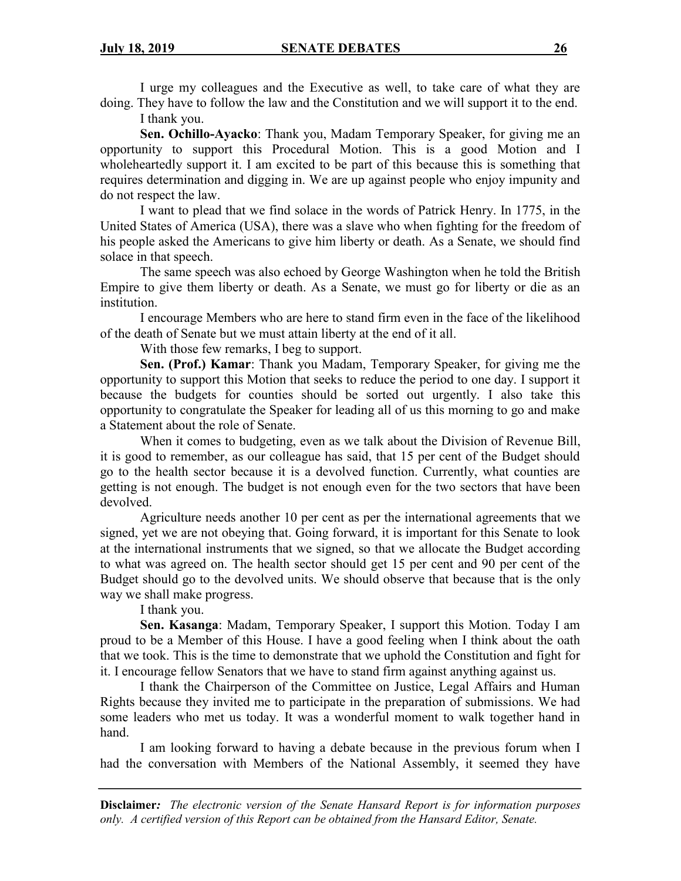I urge my colleagues and the Executive as well, to take care of what they are doing. They have to follow the law and the Constitution and we will support it to the end.

I thank you.

**Sen. Ochillo-Ayacko**: Thank you, Madam Temporary Speaker, for giving me an opportunity to support this Procedural Motion. This is a good Motion and I wholeheartedly support it. I am excited to be part of this because this is something that requires determination and digging in. We are up against people who enjoy impunity and do not respect the law.

I want to plead that we find solace in the words of Patrick Henry. In 1775, in the United States of America (USA), there was a slave who when fighting for the freedom of his people asked the Americans to give him liberty or death. As a Senate, we should find solace in that speech.

The same speech was also echoed by George Washington when he told the British Empire to give them liberty or death. As a Senate, we must go for liberty or die as an institution.

I encourage Members who are here to stand firm even in the face of the likelihood of the death of Senate but we must attain liberty at the end of it all.

With those few remarks, I beg to support.

**Sen. (Prof.) Kamar**: Thank you Madam, Temporary Speaker, for giving me the opportunity to support this Motion that seeks to reduce the period to one day. I support it because the budgets for counties should be sorted out urgently. I also take this opportunity to congratulate the Speaker for leading all of us this morning to go and make a Statement about the role of Senate.

When it comes to budgeting, even as we talk about the Division of Revenue Bill, it is good to remember, as our colleague has said, that 15 per cent of the Budget should go to the health sector because it is a devolved function. Currently, what counties are getting is not enough. The budget is not enough even for the two sectors that have been devolved.

Agriculture needs another 10 per cent as per the international agreements that we signed, yet we are not obeying that. Going forward, it is important for this Senate to look at the international instruments that we signed, so that we allocate the Budget according to what was agreed on. The health sector should get 15 per cent and 90 per cent of the Budget should go to the devolved units. We should observe that because that is the only way we shall make progress.

I thank you.

**Sen. Kasanga**: Madam, Temporary Speaker, I support this Motion. Today I am proud to be a Member of this House. I have a good feeling when I think about the oath that we took. This is the time to demonstrate that we uphold the Constitution and fight for it. I encourage fellow Senators that we have to stand firm against anything against us.

I thank the Chairperson of the Committee on Justice, Legal Affairs and Human Rights because they invited me to participate in the preparation of submissions. We had some leaders who met us today. It was a wonderful moment to walk together hand in hand.

I am looking forward to having a debate because in the previous forum when I had the conversation with Members of the National Assembly, it seemed they have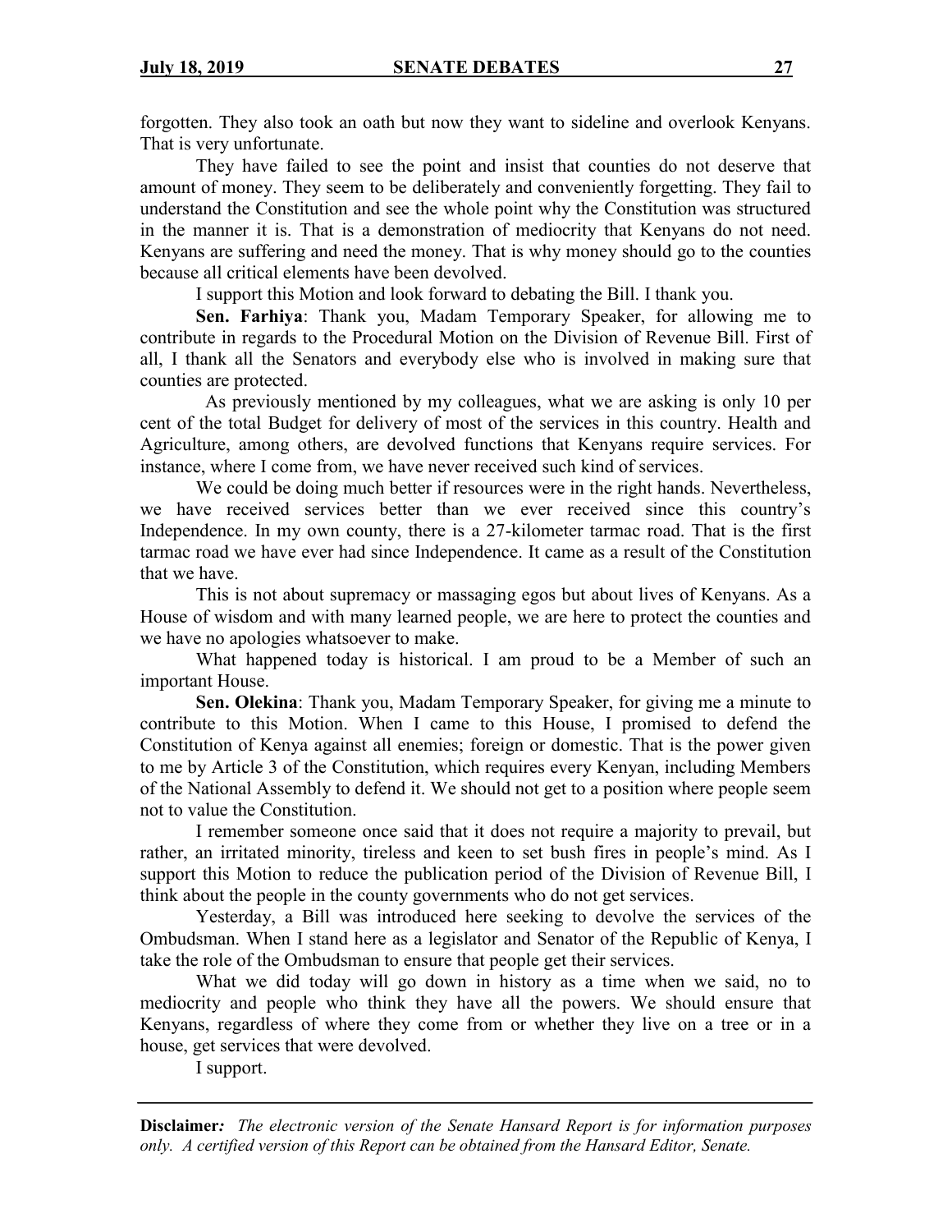forgotten. They also took an oath but now they want to sideline and overlook Kenyans. That is very unfortunate.

They have failed to see the point and insist that counties do not deserve that amount of money. They seem to be deliberately and conveniently forgetting. They fail to understand the Constitution and see the whole point why the Constitution was structured in the manner it is. That is a demonstration of mediocrity that Kenyans do not need. Kenyans are suffering and need the money. That is why money should go to the counties because all critical elements have been devolved.

I support this Motion and look forward to debating the Bill. I thank you.

**Sen. Farhiya**: Thank you, Madam Temporary Speaker, for allowing me to contribute in regards to the Procedural Motion on the Division of Revenue Bill. First of all, I thank all the Senators and everybody else who is involved in making sure that counties are protected.

As previously mentioned by my colleagues, what we are asking is only 10 per cent of the total Budget for delivery of most of the services in this country. Health and Agriculture, among others, are devolved functions that Kenyans require services. For instance, where I come from, we have never received such kind of services.

We could be doing much better if resources were in the right hands. Nevertheless, we have received services better than we ever received since this country's Independence. In my own county, there is a 27-kilometer tarmac road. That is the first tarmac road we have ever had since Independence. It came as a result of the Constitution that we have.

This is not about supremacy or massaging egos but about lives of Kenyans. As a House of wisdom and with many learned people, we are here to protect the counties and we have no apologies whatsoever to make.

What happened today is historical. I am proud to be a Member of such an important House.

**Sen. Olekina**: Thank you, Madam Temporary Speaker, for giving me a minute to contribute to this Motion. When I came to this House, I promised to defend the Constitution of Kenya against all enemies; foreign or domestic. That is the power given to me by Article 3 of the Constitution, which requires every Kenyan, including Members of the National Assembly to defend it. We should not get to a position where people seem not to value the Constitution.

I remember someone once said that it does not require a majority to prevail, but rather, an irritated minority, tireless and keen to set bush fires in people's mind. As I support this Motion to reduce the publication period of the Division of Revenue Bill, I think about the people in the county governments who do not get services.

Yesterday, a Bill was introduced here seeking to devolve the services of the Ombudsman. When I stand here as a legislator and Senator of the Republic of Kenya, I take the role of the Ombudsman to ensure that people get their services.

What we did today will go down in history as a time when we said, no to mediocrity and people who think they have all the powers. We should ensure that Kenyans, regardless of where they come from or whether they live on a tree or in a house, get services that were devolved.

I support.

**Disclaimer***: The electronic version of the Senate Hansard Report is for information purposes only. A certified version of this Report can be obtained from the Hansard Editor, Senate.*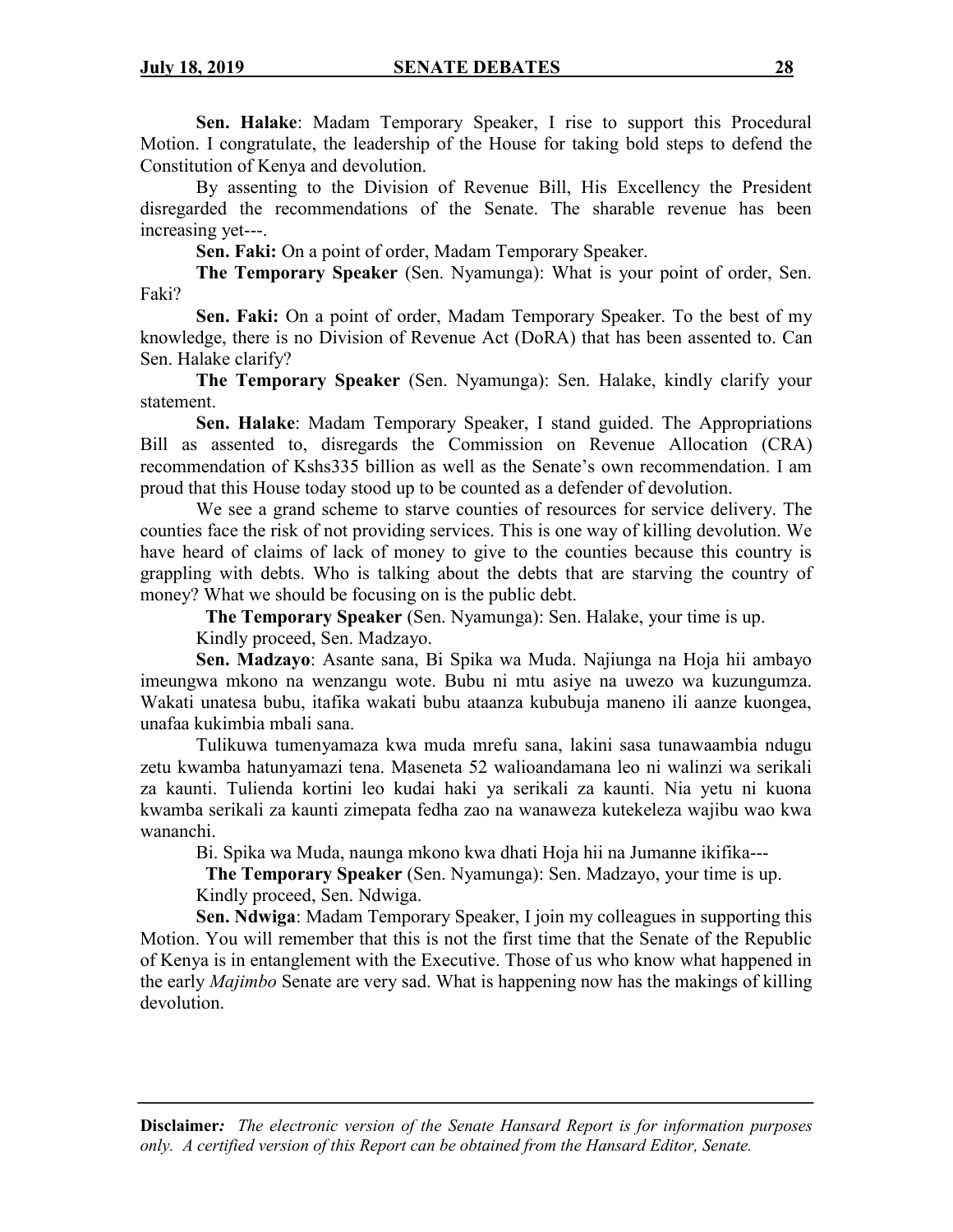**Sen. Halake**: Madam Temporary Speaker, I rise to support this Procedural Motion. I congratulate, the leadership of the House for taking bold steps to defend the Constitution of Kenya and devolution.

By assenting to the Division of Revenue Bill, His Excellency the President disregarded the recommendations of the Senate. The sharable revenue has been increasing yet---.

**Sen. Faki:** On a point of order, Madam Temporary Speaker.

**The Temporary Speaker** (Sen. Nyamunga): What is your point of order, Sen. Faki?

**Sen. Faki:** On a point of order, Madam Temporary Speaker. To the best of my knowledge, there is no Division of Revenue Act (DoRA) that has been assented to. Can Sen. Halake clarify?

**The Temporary Speaker** (Sen. Nyamunga): Sen. Halake, kindly clarify your statement.

**Sen. Halake**: Madam Temporary Speaker, I stand guided. The Appropriations Bill as assented to, disregards the Commission on Revenue Allocation (CRA) recommendation of Kshs335 billion as well as the Senate's own recommendation. I am proud that this House today stood up to be counted as a defender of devolution.

We see a grand scheme to starve counties of resources for service delivery. The counties face the risk of not providing services. This is one way of killing devolution. We have heard of claims of lack of money to give to the counties because this country is grappling with debts. Who is talking about the debts that are starving the country of money? What we should be focusing on is the public debt.

**The Temporary Speaker** (Sen. Nyamunga): Sen. Halake, your time is up.

Kindly proceed, Sen. Madzayo.

**Sen. Madzayo**: Asante sana, Bi Spika wa Muda. Najiunga na Hoja hii ambayo imeungwa mkono na wenzangu wote. Bubu ni mtu asiye na uwezo wa kuzungumza. Wakati unatesa bubu, itafika wakati bubu ataanza kububuja maneno ili aanze kuongea, unafaa kukimbia mbali sana.

Tulikuwa tumenyamaza kwa muda mrefu sana, lakini sasa tunawaambia ndugu zetu kwamba hatunyamazi tena. Maseneta 52 walioandamana leo ni walinzi wa serikali za kaunti. Tulienda kortini leo kudai haki ya serikali za kaunti. Nia yetu ni kuona kwamba serikali za kaunti zimepata fedha zao na wanaweza kutekeleza wajibu wao kwa wananchi.

Bi. Spika wa Muda, naunga mkono kwa dhati Hoja hii na Jumanne ikifika---

**The Temporary Speaker** (Sen. Nyamunga): Sen. Madzayo, your time is up.

Kindly proceed, Sen. Ndwiga.

**Sen. Ndwiga**: Madam Temporary Speaker, I join my colleagues in supporting this Motion. You will remember that this is not the first time that the Senate of the Republic of Kenya is in entanglement with the Executive. Those of us who know what happened in the early *Majimbo* Senate are very sad. What is happening now has the makings of killing devolution.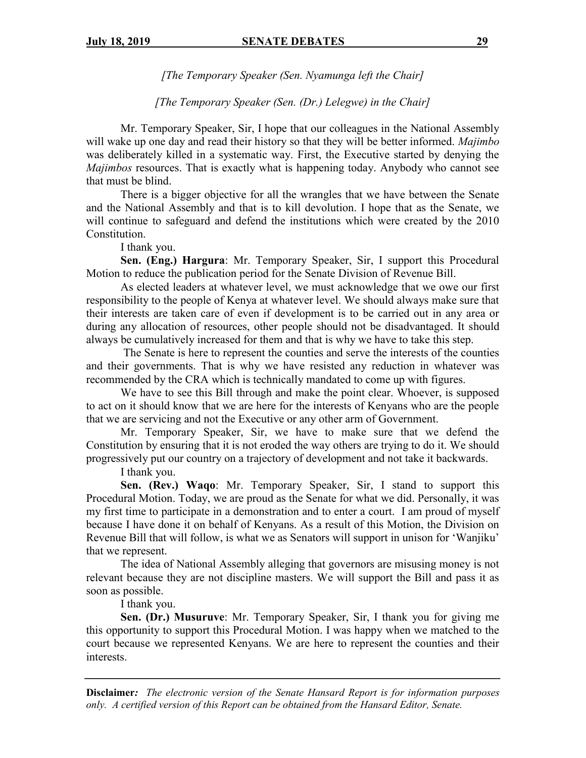*[The Temporary Speaker (Sen. Nyamunga left the Chair]*

*[The Temporary Speaker (Sen. (Dr.) Lelegwe) in the Chair]*

Mr. Temporary Speaker, Sir, I hope that our colleagues in the National Assembly will wake up one day and read their history so that they will be better informed. *Majimbo* was deliberately killed in a systematic way. First, the Executive started by denying the *Majimbos* resources. That is exactly what is happening today. Anybody who cannot see that must be blind.

There is a bigger objective for all the wrangles that we have between the Senate and the National Assembly and that is to kill devolution. I hope that as the Senate, we will continue to safeguard and defend the institutions which were created by the 2010 Constitution.

I thank you.

**Sen. (Eng.) Hargura**: Mr. Temporary Speaker, Sir, I support this Procedural Motion to reduce the publication period for the Senate Division of Revenue Bill.

As elected leaders at whatever level, we must acknowledge that we owe our first responsibility to the people of Kenya at whatever level. We should always make sure that their interests are taken care of even if development is to be carried out in any area or during any allocation of resources, other people should not be disadvantaged. It should always be cumulatively increased for them and that is why we have to take this step.

The Senate is here to represent the counties and serve the interests of the counties and their governments. That is why we have resisted any reduction in whatever was recommended by the CRA which is technically mandated to come up with figures.

We have to see this Bill through and make the point clear. Whoever, is supposed to act on it should know that we are here for the interests of Kenyans who are the people that we are servicing and not the Executive or any other arm of Government.

Mr. Temporary Speaker, Sir, we have to make sure that we defend the Constitution by ensuring that it is not eroded the way others are trying to do it. We should progressively put our country on a trajectory of development and not take it backwards.

I thank you.

**Sen. (Rev.) Waqo**: Mr. Temporary Speaker, Sir, I stand to support this Procedural Motion. Today, we are proud as the Senate for what we did. Personally, it was my first time to participate in a demonstration and to enter a court. I am proud of myself because I have done it on behalf of Kenyans. As a result of this Motion, the Division on Revenue Bill that will follow, is what we as Senators will support in unison for 'Wanjiku' that we represent.

The idea of National Assembly alleging that governors are misusing money is not relevant because they are not discipline masters. We will support the Bill and pass it as soon as possible.

I thank you.

**Sen. (Dr.) Musuruve**: Mr. Temporary Speaker, Sir, I thank you for giving me this opportunity to support this Procedural Motion. I was happy when we matched to the court because we represented Kenyans. We are here to represent the counties and their interests.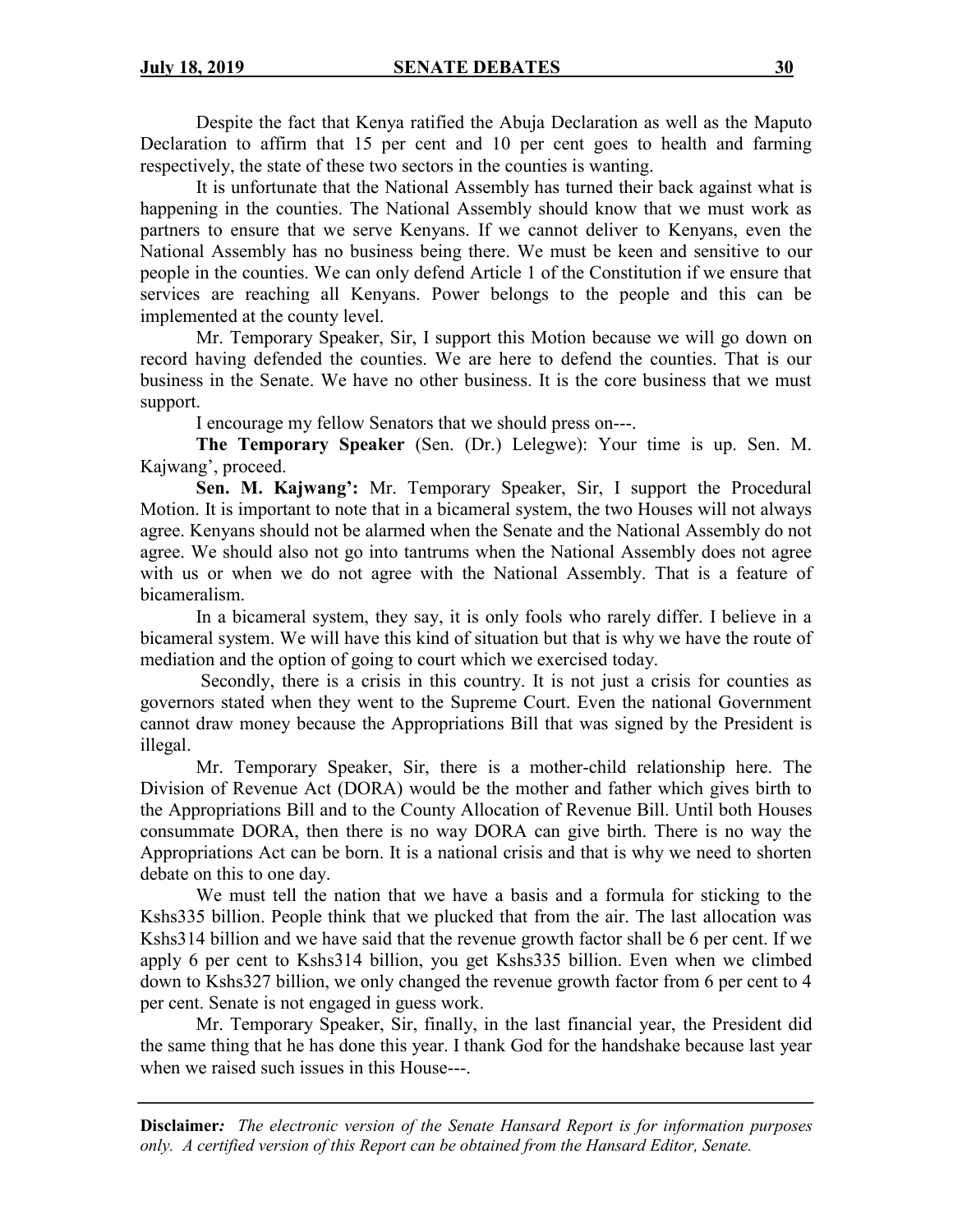Despite the fact that Kenya ratified the Abuja Declaration as well as the Maputo Declaration to affirm that 15 per cent and 10 per cent goes to health and farming respectively, the state of these two sectors in the counties is wanting.

It is unfortunate that the National Assembly has turned their back against what is happening in the counties. The National Assembly should know that we must work as partners to ensure that we serve Kenyans. If we cannot deliver to Kenyans, even the National Assembly has no business being there. We must be keen and sensitive to our people in the counties. We can only defend Article 1 of the Constitution if we ensure that services are reaching all Kenyans. Power belongs to the people and this can be implemented at the county level.

Mr. Temporary Speaker, Sir, I support this Motion because we will go down on record having defended the counties. We are here to defend the counties. That is our business in the Senate. We have no other business. It is the core business that we must support.

I encourage my fellow Senators that we should press on---.

**The Temporary Speaker** (Sen. (Dr.) Lelegwe): Your time is up. Sen. M. Kajwang', proceed.

**Sen. M. Kajwang':** Mr. Temporary Speaker, Sir, I support the Procedural Motion. It is important to note that in a bicameral system, the two Houses will not always agree. Kenyans should not be alarmed when the Senate and the National Assembly do not agree. We should also not go into tantrums when the National Assembly does not agree with us or when we do not agree with the National Assembly. That is a feature of bicameralism.

In a bicameral system, they say, it is only fools who rarely differ. I believe in a bicameral system. We will have this kind of situation but that is why we have the route of mediation and the option of going to court which we exercised today.

Secondly, there is a crisis in this country. It is not just a crisis for counties as governors stated when they went to the Supreme Court. Even the national Government cannot draw money because the Appropriations Bill that was signed by the President is illegal.

Mr. Temporary Speaker, Sir, there is a mother-child relationship here. The Division of Revenue Act (DORA) would be the mother and father which gives birth to the Appropriations Bill and to the County Allocation of Revenue Bill. Until both Houses consummate DORA, then there is no way DORA can give birth. There is no way the Appropriations Act can be born. It is a national crisis and that is why we need to shorten debate on this to one day.

We must tell the nation that we have a basis and a formula for sticking to the Kshs335 billion. People think that we plucked that from the air. The last allocation was Kshs314 billion and we have said that the revenue growth factor shall be 6 per cent. If we apply 6 per cent to Kshs314 billion, you get Kshs335 billion. Even when we climbed down to Kshs327 billion, we only changed the revenue growth factor from 6 per cent to 4 per cent. Senate is not engaged in guess work.

Mr. Temporary Speaker, Sir, finally, in the last financial year, the President did the same thing that he has done this year. I thank God for the handshake because last year when we raised such issues in this House---.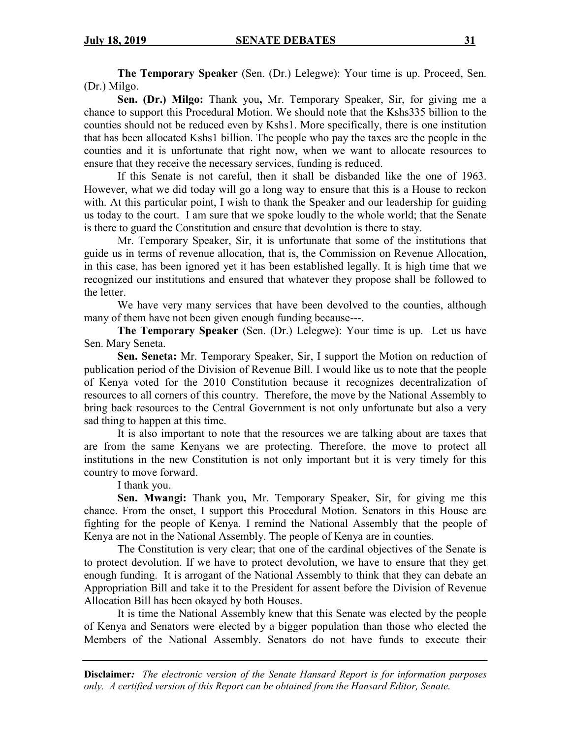**The Temporary Speaker** (Sen. (Dr.) Lelegwe): Your time is up. Proceed, Sen. (Dr.) Milgo.

**Sen. (Dr.) Milgo:** Thank you**,** Mr. Temporary Speaker, Sir, for giving me a chance to support this Procedural Motion. We should note that the Kshs335 billion to the counties should not be reduced even by Kshs1. More specifically, there is one institution that has been allocated Kshs1 billion. The people who pay the taxes are the people in the counties and it is unfortunate that right now, when we want to allocate resources to ensure that they receive the necessary services, funding is reduced.

If this Senate is not careful, then it shall be disbanded like the one of 1963. However, what we did today will go a long way to ensure that this is a House to reckon with. At this particular point, I wish to thank the Speaker and our leadership for guiding us today to the court. I am sure that we spoke loudly to the whole world; that the Senate is there to guard the Constitution and ensure that devolution is there to stay.

Mr. Temporary Speaker, Sir, it is unfortunate that some of the institutions that guide us in terms of revenue allocation, that is, the Commission on Revenue Allocation, in this case, has been ignored yet it has been established legally. It is high time that we recognized our institutions and ensured that whatever they propose shall be followed to the letter.

We have very many services that have been devolved to the counties, although many of them have not been given enough funding because---.

**The Temporary Speaker** (Sen. (Dr.) Lelegwe): Your time is up. Let us have Sen. Mary Seneta.

**Sen. Seneta:** Mr. Temporary Speaker, Sir, I support the Motion on reduction of publication period of the Division of Revenue Bill. I would like us to note that the people of Kenya voted for the 2010 Constitution because it recognizes decentralization of resources to all corners of this country. Therefore, the move by the National Assembly to bring back resources to the Central Government is not only unfortunate but also a very sad thing to happen at this time.

It is also important to note that the resources we are talking about are taxes that are from the same Kenyans we are protecting. Therefore, the move to protect all institutions in the new Constitution is not only important but it is very timely for this country to move forward.

I thank you.

**Sen. Mwangi:** Thank you**,** Mr. Temporary Speaker, Sir, for giving me this chance. From the onset, I support this Procedural Motion. Senators in this House are fighting for the people of Kenya. I remind the National Assembly that the people of Kenya are not in the National Assembly. The people of Kenya are in counties.

The Constitution is very clear; that one of the cardinal objectives of the Senate is to protect devolution. If we have to protect devolution, we have to ensure that they get enough funding. It is arrogant of the National Assembly to think that they can debate an Appropriation Bill and take it to the President for assent before the Division of Revenue Allocation Bill has been okayed by both Houses.

It is time the National Assembly knew that this Senate was elected by the people of Kenya and Senators were elected by a bigger population than those who elected the Members of the National Assembly. Senators do not have funds to execute their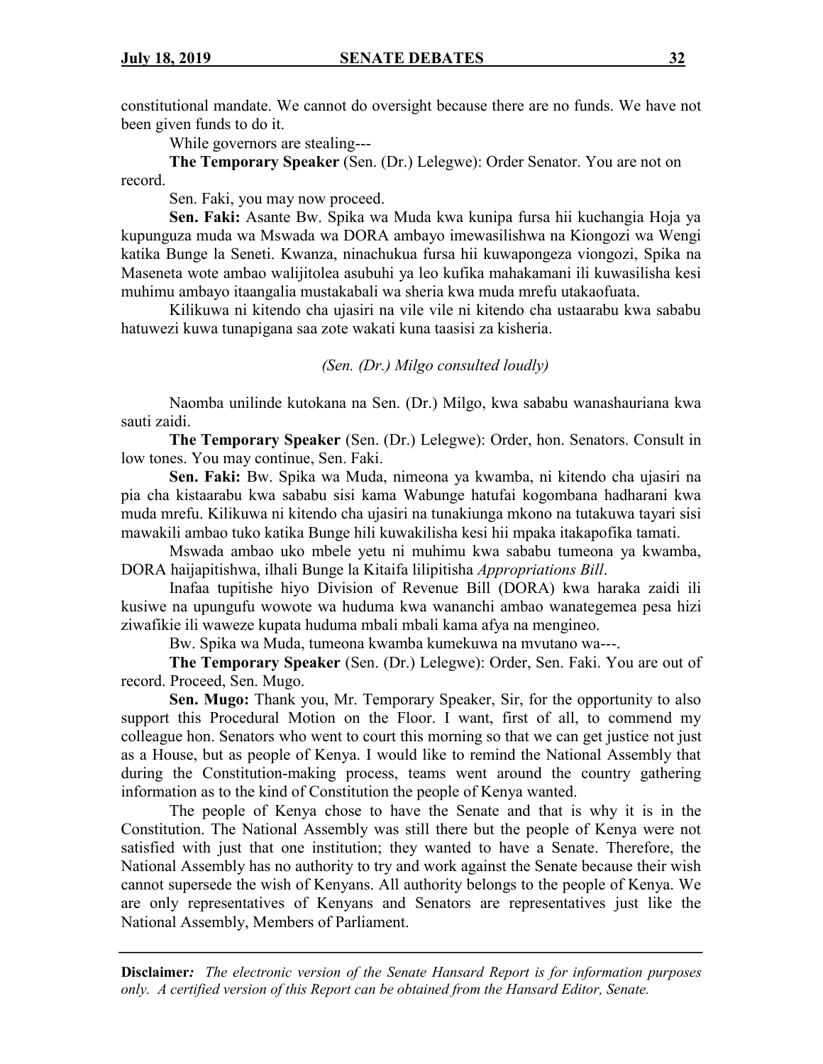constitutional mandate. We cannot do oversight because there are no funds. We have not been given funds to do it.

While governors are stealing---

**The Temporary Speaker** (Sen. (Dr.) Lelegwe): Order Senator. You are not on record.

Sen. Faki, you may now proceed.

**Sen. Faki:** Asante Bw. Spika wa Muda kwa kunipa fursa hii kuchangia Hoja ya kupunguza muda wa Mswada wa DORA ambayo imewasilishwa na Kiongozi wa Wengi katika Bunge la Seneti. Kwanza, ninachukua fursa hii kuwapongeza viongozi, Spika na Maseneta wote ambao walijitolea asubuhi ya leo kufika mahakamani ili kuwasilisha kesi muhimu ambayo itaangalia mustakabali wa sheria kwa muda mrefu utakaofuata.

Kilikuwa ni kitendo cha ujasiri na vile vile ni kitendo cha ustaarabu kwa sababu hatuwezi kuwa tunapigana saa zote wakati kuna taasisi za kisheria.

*(Sen. (Dr.) Milgo consulted loudly)*

Naomba unilinde kutokana na Sen. (Dr.) Milgo, kwa sababu wanashauriana kwa sauti zaidi.

**The Temporary Speaker** (Sen. (Dr.) Lelegwe): Order, hon. Senators. Consult in low tones. You may continue, Sen. Faki.

**Sen. Faki:** Bw. Spika wa Muda, nimeona ya kwamba, ni kitendo cha ujasiri na pia cha kistaarabu kwa sababu sisi kama Wabunge hatufai kogombana hadharani kwa muda mrefu. Kilikuwa ni kitendo cha ujasiri na tunakiunga mkono na tutakuwa tayari sisi mawakili ambao tuko katika Bunge hili kuwakilisha kesi hii mpaka itakapofika tamati.

Mswada ambao uko mbele yetu ni muhimu kwa sababu tumeona ya kwamba, DORA haijapitishwa, ilhali Bunge la Kitaifa lilipitisha *Appropriations Bill*.

Inafaa tupitishe hiyo Division of Revenue Bill (DORA) kwa haraka zaidi ili kusiwe na upungufu wowote wa huduma kwa wananchi ambao wanategemea pesa hizi ziwafikie ili waweze kupata huduma mbali mbali kama afya na mengineo.

Bw. Spika wa Muda, tumeona kwamba kumekuwa na mvutano wa---.

**The Temporary Speaker** (Sen. (Dr.) Lelegwe): Order, Sen. Faki. You are out of record. Proceed, Sen. Mugo.

**Sen. Mugo:** Thank you, Mr. Temporary Speaker, Sir, for the opportunity to also support this Procedural Motion on the Floor. I want, first of all, to commend my colleague hon. Senators who went to court this morning so that we can get justice not just as a House, but as people of Kenya. I would like to remind the National Assembly that during the Constitution-making process, teams went around the country gathering information as to the kind of Constitution the people of Kenya wanted.

The people of Kenya chose to have the Senate and that is why it is in the Constitution. The National Assembly was still there but the people of Kenya were not satisfied with just that one institution; they wanted to have a Senate. Therefore, the National Assembly has no authority to try and work against the Senate because their wish cannot supersede the wish of Kenyans. All authority belongs to the people of Kenya. We are only representatives of Kenyans and Senators are representatives just like the National Assembly, Members of Parliament.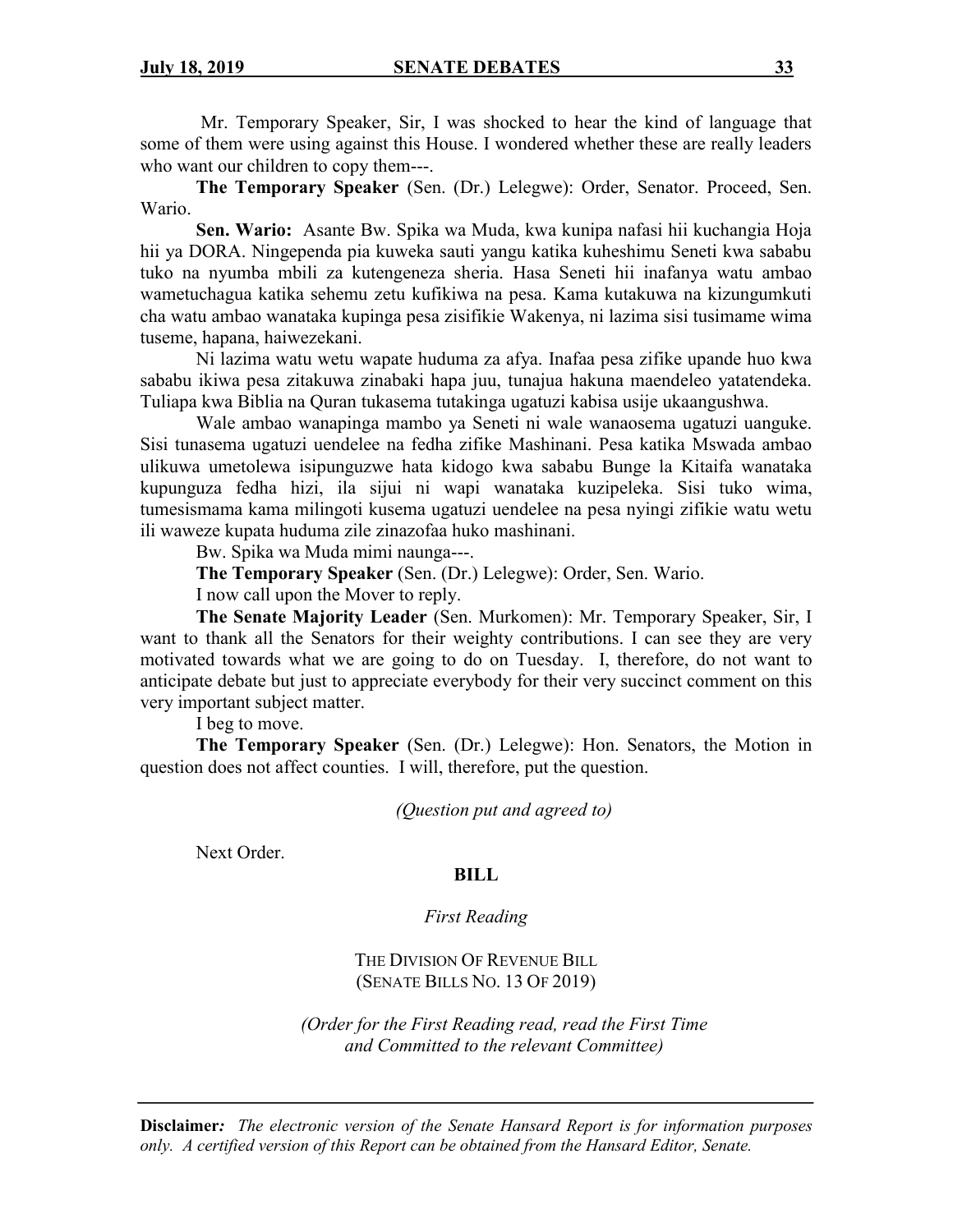Mr. Temporary Speaker, Sir, I was shocked to hear the kind of language that some of them were using against this House. I wondered whether these are really leaders who want our children to copy them---.

**The Temporary Speaker** (Sen. (Dr.) Lelegwe): Order, Senator. Proceed, Sen. Wario.

**Sen. Wario:** Asante Bw. Spika wa Muda, kwa kunipa nafasi hii kuchangia Hoja hii ya DORA. Ningependa pia kuweka sauti yangu katika kuheshimu Seneti kwa sababu tuko na nyumba mbili za kutengeneza sheria. Hasa Seneti hii inafanya watu ambao wametuchagua katika sehemu zetu kufikiwa na pesa. Kama kutakuwa na kizungumkuti cha watu ambao wanataka kupinga pesa zisifikie Wakenya, ni lazima sisi tusimame wima tuseme, hapana, haiwezekani.

Ni lazima watu wetu wapate huduma za afya. Inafaa pesa zifike upande huo kwa sababu ikiwa pesa zitakuwa zinabaki hapa juu, tunajua hakuna maendeleo yatatendeka. Tuliapa kwa Biblia na Quran tukasema tutakinga ugatuzi kabisa usije ukaangushwa.

Wale ambao wanapinga mambo ya Seneti ni wale wanaosema ugatuzi uanguke. Sisi tunasema ugatuzi uendelee na fedha zifike Mashinani. Pesa katika Mswada ambao ulikuwa umetolewa isipunguzwe hata kidogo kwa sababu Bunge la Kitaifa wanataka kupunguza fedha hizi, ila sijui ni wapi wanataka kuzipeleka. Sisi tuko wima, tumesismama kama milingoti kusema ugatuzi uendelee na pesa nyingi zifikie watu wetu ili waweze kupata huduma zile zinazofaa huko mashinani.

Bw. Spika wa Muda mimi naunga---.

**The Temporary Speaker** (Sen. (Dr.) Lelegwe): Order, Sen. Wario.

I now call upon the Mover to reply.

**The Senate Majority Leader** (Sen. Murkomen): Mr. Temporary Speaker, Sir, I want to thank all the Senators for their weighty contributions. I can see they are very motivated towards what we are going to do on Tuesday. I, therefore, do not want to anticipate debate but just to appreciate everybody for their very succinct comment on this very important subject matter.

I beg to move.

**The Temporary Speaker** (Sen. (Dr.) Lelegwe): Hon. Senators, the Motion in question does not affect counties. I will, therefore, put the question.

*(Question put and agreed to)*

Next Order.

## BILL

*First Reading*

THE DIVISION OF REVENUE BILL
(SENATE BILLS NO. 13 OF 2019)

*(Order for the First Reading read, read the First Time and Committed to the relevant Committee)*

**Disclaimer:** *The electronic version of the Senate Hansard Report is for information purposes only. A certified version of this Report can be obtained from the Hansard Editor, Senate.*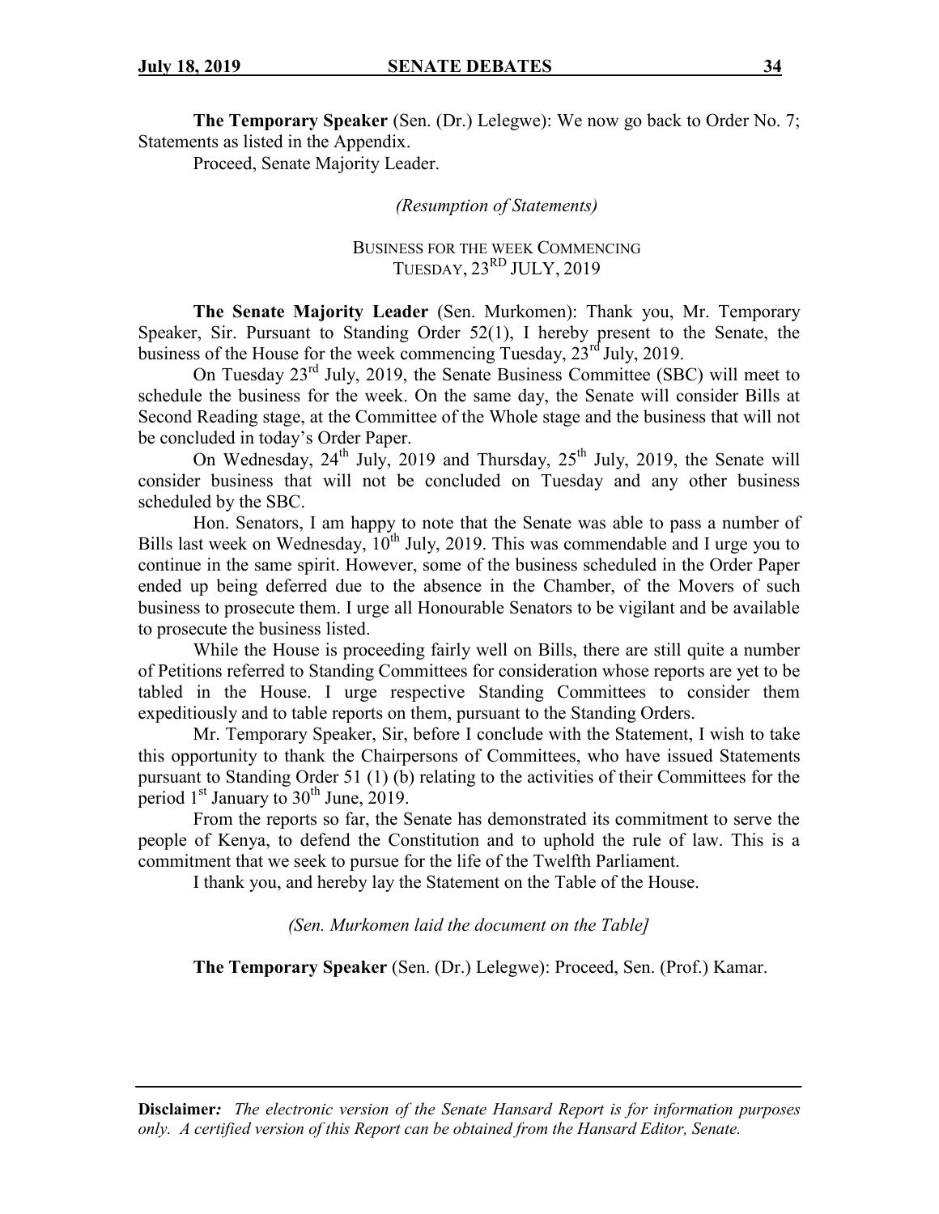**The Temporary Speaker** (Sen. (Dr.) Lelegwe): We now go back to Order No. 7; Statements as listed in the Appendix.

Proceed, Senate Majority Leader.

*(Resumption of Statements)*

BUSINESS FOR THE WEEK COMMENCING TUESDAY, 23RD JULY, 2019

**The Senate Majority Leader** (Sen. Murkomen): Thank you, Mr. Temporary Speaker, Sir. Pursuant to Standing Order 52(1), I hereby present to the Senate, the business of the House for the week commencing Tuesday, 23rd July, 2019.

On Tuesday 23rd July, 2019, the Senate Business Committee (SBC) will meet to schedule the business for the week. On the same day, the Senate will consider Bills at Second Reading stage, at the Committee of the Whole stage and the business that will not be concluded in today's Order Paper.

On Wednesday, 24th July, 2019 and Thursday, 25th July, 2019, the Senate will consider business that will not be concluded on Tuesday and any other business scheduled by the SBC.

Hon. Senators, I am happy to note that the Senate was able to pass a number of Bills last week on Wednesday, 10th July, 2019. This was commendable and I urge you to continue in the same spirit. However, some of the business scheduled in the Order Paper ended up being deferred due to the absence in the Chamber, of the Movers of such business to prosecute them. I urge all Honourable Senators to be vigilant and be available to prosecute the business listed.

While the House is proceeding fairly well on Bills, there are still quite a number of Petitions referred to Standing Committees for consideration whose reports are yet to be tabled in the House. I urge respective Standing Committees to consider them expeditiously and to table reports on them, pursuant to the Standing Orders.

Mr. Temporary Speaker, Sir, before I conclude with the Statement, I wish to take this opportunity to thank the Chairpersons of Committees, who have issued Statements pursuant to Standing Order 51 (1) (b) relating to the activities of their Committees for the period 1st January to 30th June, 2019.

From the reports so far, the Senate has demonstrated its commitment to serve the people of Kenya, to defend the Constitution and to uphold the rule of law. This is a commitment that we seek to pursue for the life of the Twelfth Parliament.

I thank you, and hereby lay the Statement on the Table of the House.

*(Sen. Murkomen laid the document on the Table]*

**The Temporary Speaker** (Sen. (Dr.) Lelegwe): Proceed, Sen. (Prof.) Kamar.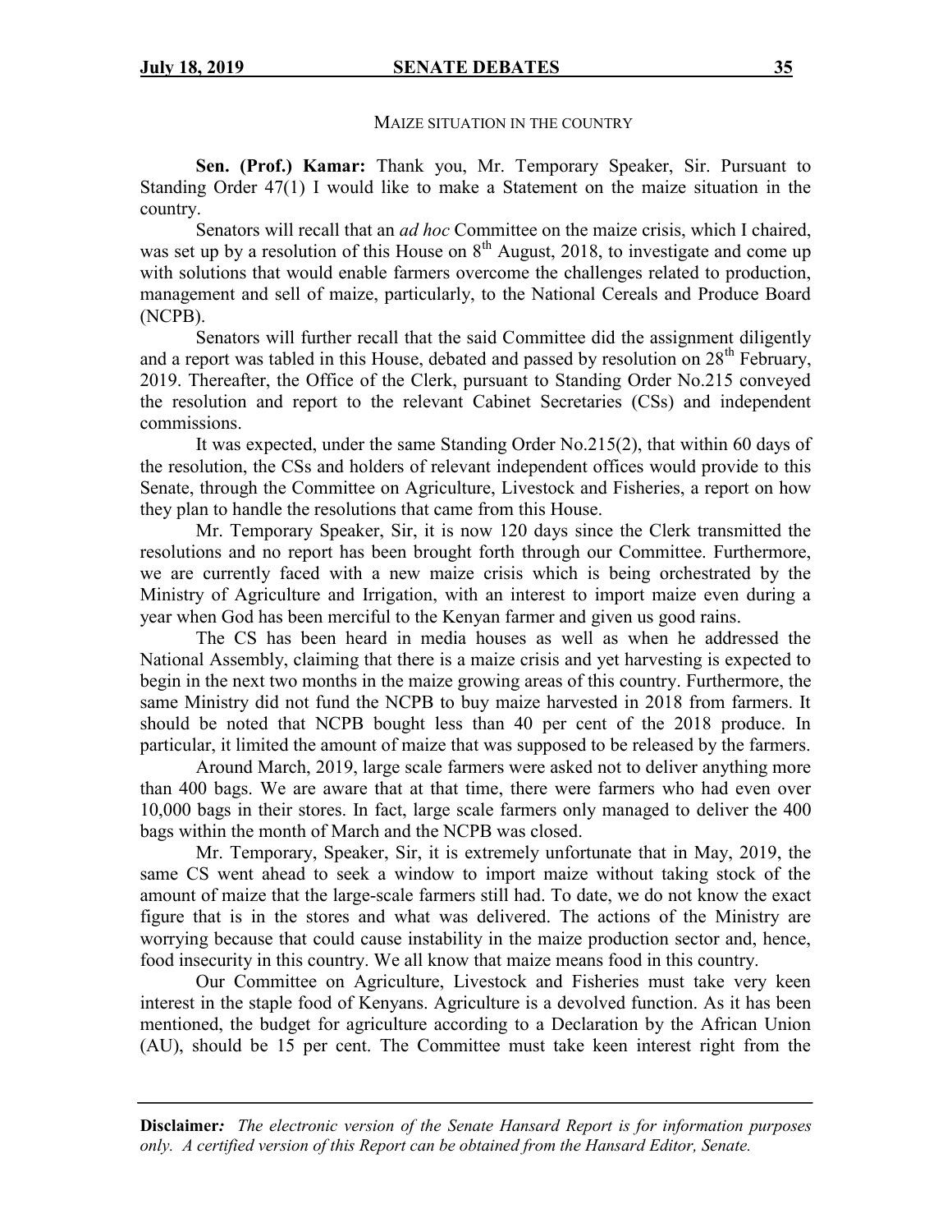## MAIZE SITUATION IN THE COUNTRY

**Sen. (Prof.) Kamar:** Thank you, Mr. Temporary Speaker, Sir. Pursuant to Standing Order 47(1) I would like to make a Statement on the maize situation in the country.

Senators will recall that an *ad hoc* Committee on the maize crisis, which I chaired, was set up by a resolution of this House on 8th August, 2018, to investigate and come up with solutions that would enable farmers overcome the challenges related to production, management and sell of maize, particularly, to the National Cereals and Produce Board (NCPB).

Senators will further recall that the said Committee did the assignment diligently and a report was tabled in this House, debated and passed by resolution on 28th February, 2019. Thereafter, the Office of the Clerk, pursuant to Standing Order No.215 conveyed the resolution and report to the relevant Cabinet Secretaries (CSs) and independent commissions.

It was expected, under the same Standing Order No.215(2), that within 60 days of the resolution, the CSs and holders of relevant independent offices would provide to this Senate, through the Committee on Agriculture, Livestock and Fisheries, a report on how they plan to handle the resolutions that came from this House.

Mr. Temporary Speaker, Sir, it is now 120 days since the Clerk transmitted the resolutions and no report has been brought forth through our Committee. Furthermore, we are currently faced with a new maize crisis which is being orchestrated by the Ministry of Agriculture and Irrigation, with an interest to import maize even during a year when God has been merciful to the Kenyan farmer and given us good rains.

The CS has been heard in media houses as well as when he addressed the National Assembly, claiming that there is a maize crisis and yet harvesting is expected to begin in the next two months in the maize growing areas of this country. Furthermore, the same Ministry did not fund the NCPB to buy maize harvested in 2018 from farmers. It should be noted that NCPB bought less than 40 per cent of the 2018 produce. In particular, it limited the amount of maize that was supposed to be released by the farmers.

Around March, 2019, large scale farmers were asked not to deliver anything more than 400 bags. We are aware that at that time, there were farmers who had even over 10,000 bags in their stores. In fact, large scale farmers only managed to deliver the 400 bags within the month of March and the NCPB was closed.

Mr. Temporary, Speaker, Sir, it is extremely unfortunate that in May, 2019, the same CS went ahead to seek a window to import maize without taking stock of the amount of maize that the large-scale farmers still had. To date, we do not know the exact figure that is in the stores and what was delivered. The actions of the Ministry are worrying because that could cause instability in the maize production sector and, hence, food insecurity in this country. We all know that maize means food in this country.

Our Committee on Agriculture, Livestock and Fisheries must take very keen interest in the staple food of Kenyans. Agriculture is a devolved function. As it has been mentioned, the budget for agriculture according to a Declaration by the African Union (AU), should be 15 per cent. The Committee must take keen interest right from the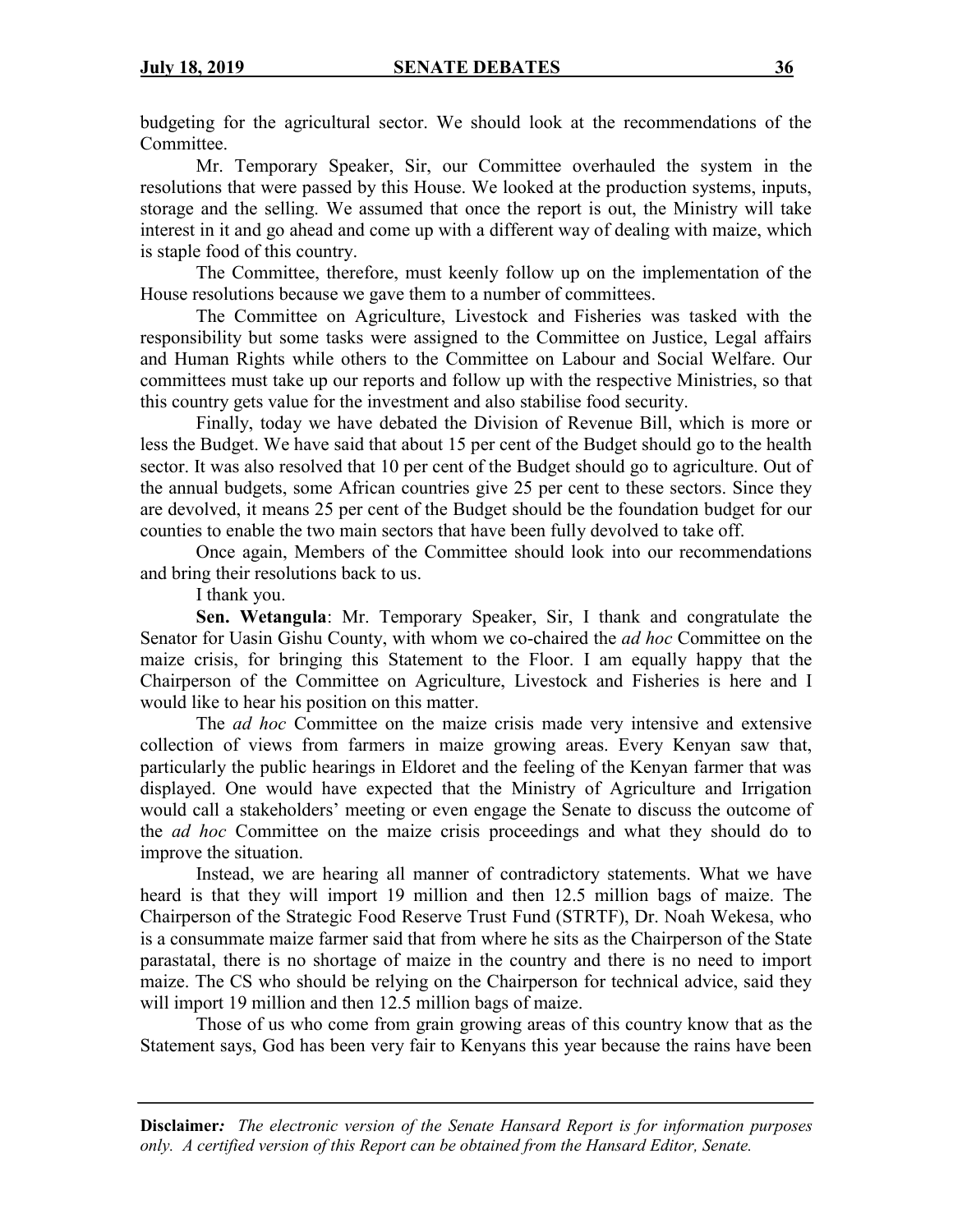budgeting for the agricultural sector. We should look at the recommendations of the Committee.

Mr. Temporary Speaker, Sir, our Committee overhauled the system in the resolutions that were passed by this House. We looked at the production systems, inputs, storage and the selling. We assumed that once the report is out, the Ministry will take interest in it and go ahead and come up with a different way of dealing with maize, which is staple food of this country.

The Committee, therefore, must keenly follow up on the implementation of the House resolutions because we gave them to a number of committees.

The Committee on Agriculture, Livestock and Fisheries was tasked with the responsibility but some tasks were assigned to the Committee on Justice, Legal affairs and Human Rights while others to the Committee on Labour and Social Welfare. Our committees must take up our reports and follow up with the respective Ministries, so that this country gets value for the investment and also stabilise food security.

Finally, today we have debated the Division of Revenue Bill, which is more or less the Budget. We have said that about 15 per cent of the Budget should go to the health sector. It was also resolved that 10 per cent of the Budget should go to agriculture. Out of the annual budgets, some African countries give 25 per cent to these sectors. Since they are devolved, it means 25 per cent of the Budget should be the foundation budget for our counties to enable the two main sectors that have been fully devolved to take off.

Once again, Members of the Committee should look into our recommendations and bring their resolutions back to us.

I thank you.

**Sen. Wetangula**: Mr. Temporary Speaker, Sir, I thank and congratulate the Senator for Uasin Gishu County, with whom we co-chaired the *ad hoc* Committee on the maize crisis, for bringing this Statement to the Floor. I am equally happy that the Chairperson of the Committee on Agriculture, Livestock and Fisheries is here and I would like to hear his position on this matter.

The *ad hoc* Committee on the maize crisis made very intensive and extensive collection of views from farmers in maize growing areas. Every Kenyan saw that, particularly the public hearings in Eldoret and the feeling of the Kenyan farmer that was displayed. One would have expected that the Ministry of Agriculture and Irrigation would call a stakeholders' meeting or even engage the Senate to discuss the outcome of the *ad hoc* Committee on the maize crisis proceedings and what they should do to improve the situation.

Instead, we are hearing all manner of contradictory statements. What we have heard is that they will import 19 million and then 12.5 million bags of maize. The Chairperson of the Strategic Food Reserve Trust Fund (STRTF), Dr. Noah Wekesa, who is a consummate maize farmer said that from where he sits as the Chairperson of the State parastatal, there is no shortage of maize in the country and there is no need to import maize. The CS who should be relying on the Chairperson for technical advice, said they will import 19 million and then 12.5 million bags of maize.

Those of us who come from grain growing areas of this country know that as the Statement says, God has been very fair to Kenyans this year because the rains have been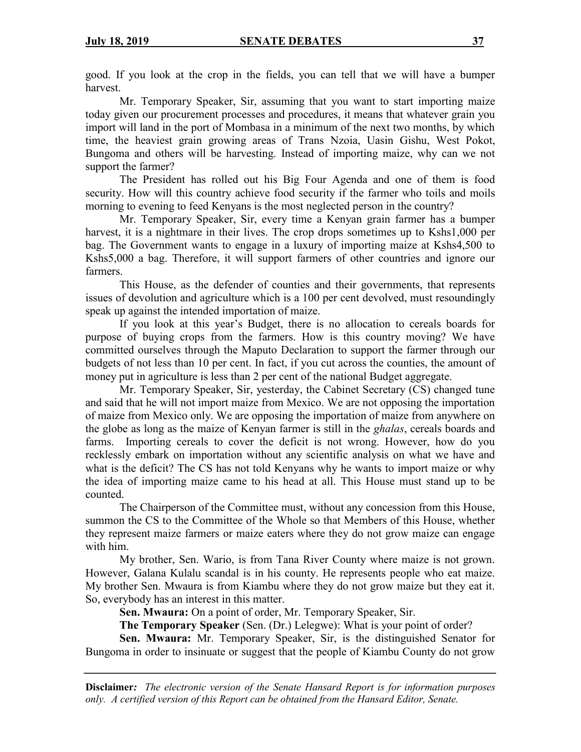good. If you look at the crop in the fields, you can tell that we will have a bumper harvest.

Mr. Temporary Speaker, Sir, assuming that you want to start importing maize today given our procurement processes and procedures, it means that whatever grain you import will land in the port of Mombasa in a minimum of the next two months, by which time, the heaviest grain growing areas of Trans Nzoia, Uasin Gishu, West Pokot, Bungoma and others will be harvesting. Instead of importing maize, why can we not support the farmer?

The President has rolled out his Big Four Agenda and one of them is food security. How will this country achieve food security if the farmer who toils and moils morning to evening to feed Kenyans is the most neglected person in the country?

Mr. Temporary Speaker, Sir, every time a Kenyan grain farmer has a bumper harvest, it is a nightmare in their lives. The crop drops sometimes up to Kshs1,000 per bag. The Government wants to engage in a luxury of importing maize at Kshs4,500 to Kshs5,000 a bag. Therefore, it will support farmers of other countries and ignore our farmers.

This House, as the defender of counties and their governments, that represents issues of devolution and agriculture which is a 100 per cent devolved, must resoundingly speak up against the intended importation of maize.

If you look at this year's Budget, there is no allocation to cereals boards for purpose of buying crops from the farmers. How is this country moving? We have committed ourselves through the Maputo Declaration to support the farmer through our budgets of not less than 10 per cent. In fact, if you cut across the counties, the amount of money put in agriculture is less than 2 per cent of the national Budget aggregate.

Mr. Temporary Speaker, Sir, yesterday, the Cabinet Secretary (CS) changed tune and said that he will not import maize from Mexico. We are not opposing the importation of maize from Mexico only. We are opposing the importation of maize from anywhere on the globe as long as the maize of Kenyan farmer is still in the *ghalas*, cereals boards and farms. Importing cereals to cover the deficit is not wrong. However, how do you recklessly embark on importation without any scientific analysis on what we have and what is the deficit? The CS has not told Kenyans why he wants to import maize or why the idea of importing maize came to his head at all. This House must stand up to be counted.

The Chairperson of the Committee must, without any concession from this House, summon the CS to the Committee of the Whole so that Members of this House, whether they represent maize farmers or maize eaters where they do not grow maize can engage with him.

My brother, Sen. Wario, is from Tana River County where maize is not grown. However, Galana Kulalu scandal is in his county. He represents people who eat maize. My brother Sen. Mwaura is from Kiambu where they do not grow maize but they eat it. So, everybody has an interest in this matter.

**Sen. Mwaura:** On a point of order, Mr. Temporary Speaker, Sir.

**The Temporary Speaker** (Sen. (Dr.) Lelegwe): What is your point of order?

**Sen. Mwaura:** Mr. Temporary Speaker, Sir, is the distinguished Senator for Bungoma in order to insinuate or suggest that the people of Kiambu County do not grow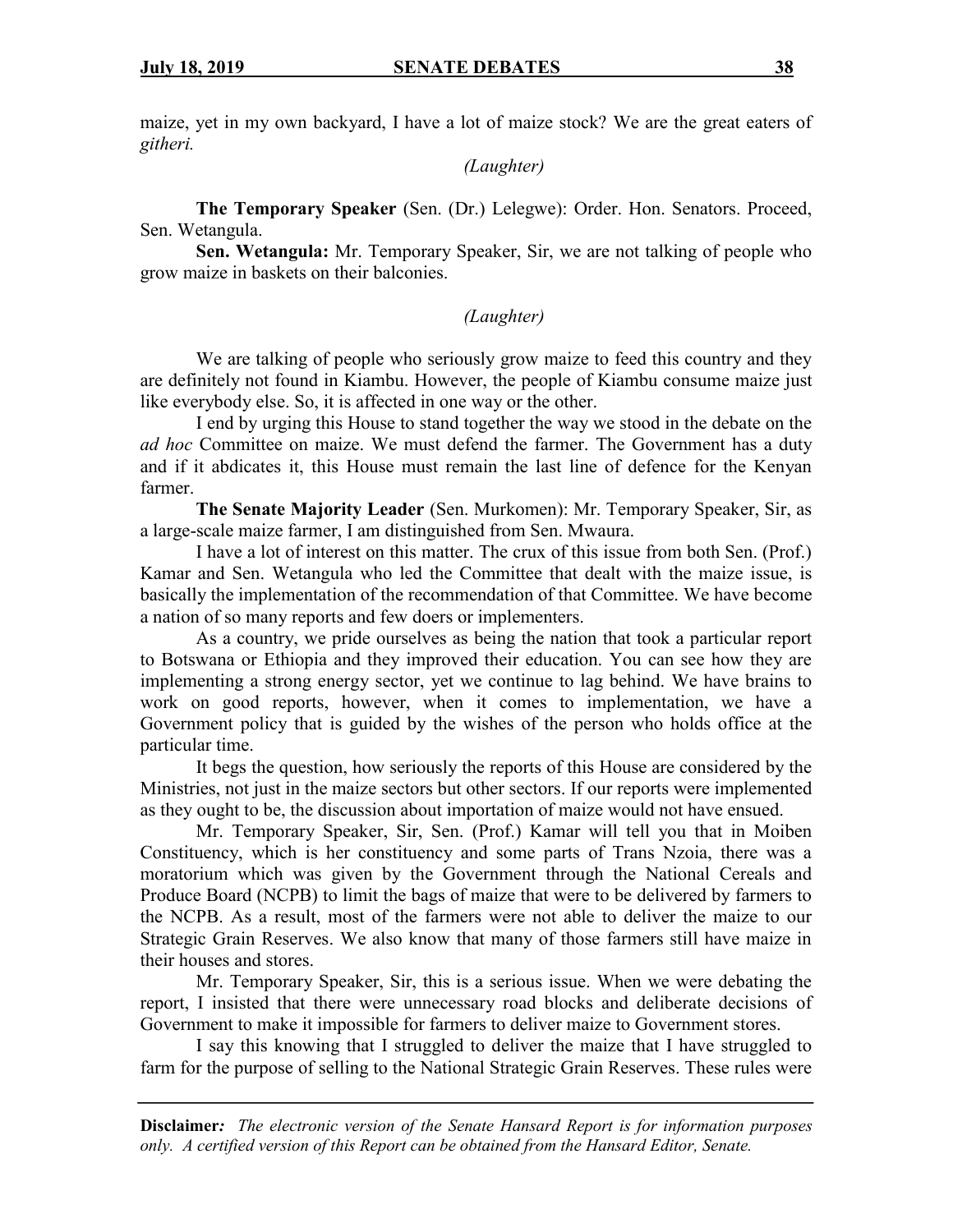maize, yet in my own backyard, I have a lot of maize stock? We are the great eaters of *githeri.*

*(Laughter)*

**The Temporary Speaker** (Sen. (Dr.) Lelegwe): Order. Hon. Senators. Proceed, Sen. Wetangula.

**Sen. Wetangula:** Mr. Temporary Speaker, Sir, we are not talking of people who grow maize in baskets on their balconies.

*(Laughter)*

We are talking of people who seriously grow maize to feed this country and they are definitely not found in Kiambu. However, the people of Kiambu consume maize just like everybody else. So, it is affected in one way or the other.

I end by urging this House to stand together the way we stood in the debate on the *ad hoc* Committee on maize. We must defend the farmer. The Government has a duty and if it abdicates it, this House must remain the last line of defence for the Kenyan farmer.

**The Senate Majority Leader** (Sen. Murkomen): Mr. Temporary Speaker, Sir, as a large-scale maize farmer, I am distinguished from Sen. Mwaura.

I have a lot of interest on this matter. The crux of this issue from both Sen. (Prof.) Kamar and Sen. Wetangula who led the Committee that dealt with the maize issue, is basically the implementation of the recommendation of that Committee. We have become a nation of so many reports and few doers or implementers.

As a country, we pride ourselves as being the nation that took a particular report to Botswana or Ethiopia and they improved their education. You can see how they are implementing a strong energy sector, yet we continue to lag behind. We have brains to work on good reports, however, when it comes to implementation, we have a Government policy that is guided by the wishes of the person who holds office at the particular time.

It begs the question, how seriously the reports of this House are considered by the Ministries, not just in the maize sectors but other sectors. If our reports were implemented as they ought to be, the discussion about importation of maize would not have ensued.

Mr. Temporary Speaker, Sir, Sen. (Prof.) Kamar will tell you that in Moiben Constituency, which is her constituency and some parts of Trans Nzoia, there was a moratorium which was given by the Government through the National Cereals and Produce Board (NCPB) to limit the bags of maize that were to be delivered by farmers to the NCPB. As a result, most of the farmers were not able to deliver the maize to our Strategic Grain Reserves. We also know that many of those farmers still have maize in their houses and stores.

Mr. Temporary Speaker, Sir, this is a serious issue. When we were debating the report, I insisted that there were unnecessary road blocks and deliberate decisions of Government to make it impossible for farmers to deliver maize to Government stores.

I say this knowing that I struggled to deliver the maize that I have struggled to farm for the purpose of selling to the National Strategic Grain Reserves. These rules were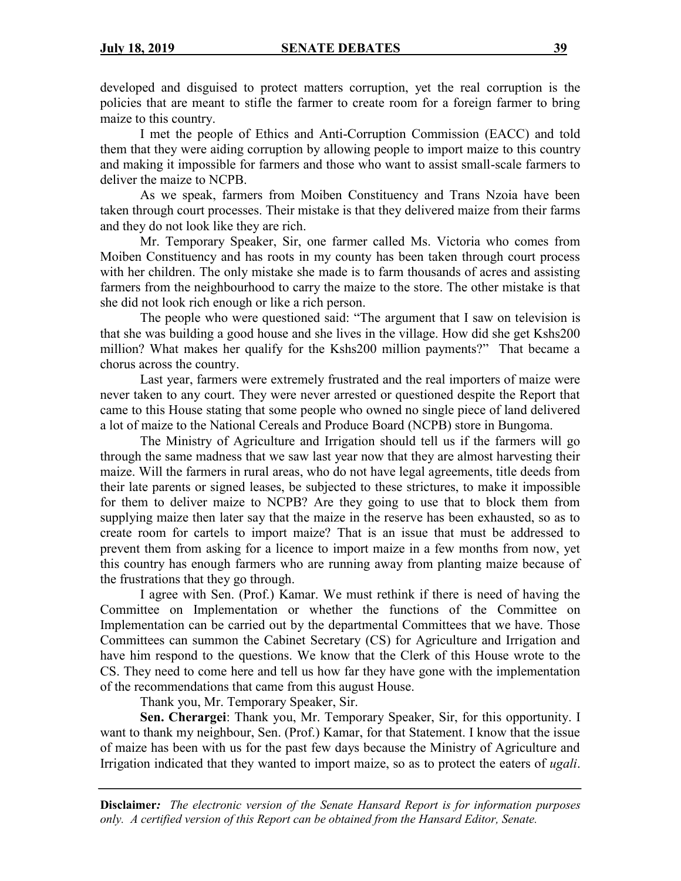developed and disguised to protect matters corruption, yet the real corruption is the policies that are meant to stifle the farmer to create room for a foreign farmer to bring maize to this country.

I met the people of Ethics and Anti-Corruption Commission (EACC) and told them that they were aiding corruption by allowing people to import maize to this country and making it impossible for farmers and those who want to assist small-scale farmers to deliver the maize to NCPB.

As we speak, farmers from Moiben Constituency and Trans Nzoia have been taken through court processes. Their mistake is that they delivered maize from their farms and they do not look like they are rich.

Mr. Temporary Speaker, Sir, one farmer called Ms. Victoria who comes from Moiben Constituency and has roots in my county has been taken through court process with her children. The only mistake she made is to farm thousands of acres and assisting farmers from the neighbourhood to carry the maize to the store. The other mistake is that she did not look rich enough or like a rich person.

The people who were questioned said: "The argument that I saw on television is that she was building a good house and she lives in the village. How did she get Kshs200 million? What makes her qualify for the Kshs200 million payments?" That became a chorus across the country.

Last year, farmers were extremely frustrated and the real importers of maize were never taken to any court. They were never arrested or questioned despite the Report that came to this House stating that some people who owned no single piece of land delivered a lot of maize to the National Cereals and Produce Board (NCPB) store in Bungoma.

The Ministry of Agriculture and Irrigation should tell us if the farmers will go through the same madness that we saw last year now that they are almost harvesting their maize. Will the farmers in rural areas, who do not have legal agreements, title deeds from their late parents or signed leases, be subjected to these strictures, to make it impossible for them to deliver maize to NCPB? Are they going to use that to block them from supplying maize then later say that the maize in the reserve has been exhausted, so as to create room for cartels to import maize? That is an issue that must be addressed to prevent them from asking for a licence to import maize in a few months from now, yet this country has enough farmers who are running away from planting maize because of the frustrations that they go through.

I agree with Sen. (Prof.) Kamar. We must rethink if there is need of having the Committee on Implementation or whether the functions of the Committee on Implementation can be carried out by the departmental Committees that we have. Those Committees can summon the Cabinet Secretary (CS) for Agriculture and Irrigation and have him respond to the questions. We know that the Clerk of this House wrote to the CS. They need to come here and tell us how far they have gone with the implementation of the recommendations that came from this august House.

Thank you, Mr. Temporary Speaker, Sir.

**Sen. Cherargei**: Thank you, Mr. Temporary Speaker, Sir, for this opportunity. I want to thank my neighbour, Sen. (Prof.) Kamar, for that Statement. I know that the issue of maize has been with us for the past few days because the Ministry of Agriculture and Irrigation indicated that they wanted to import maize, so as to protect the eaters of *ugali*.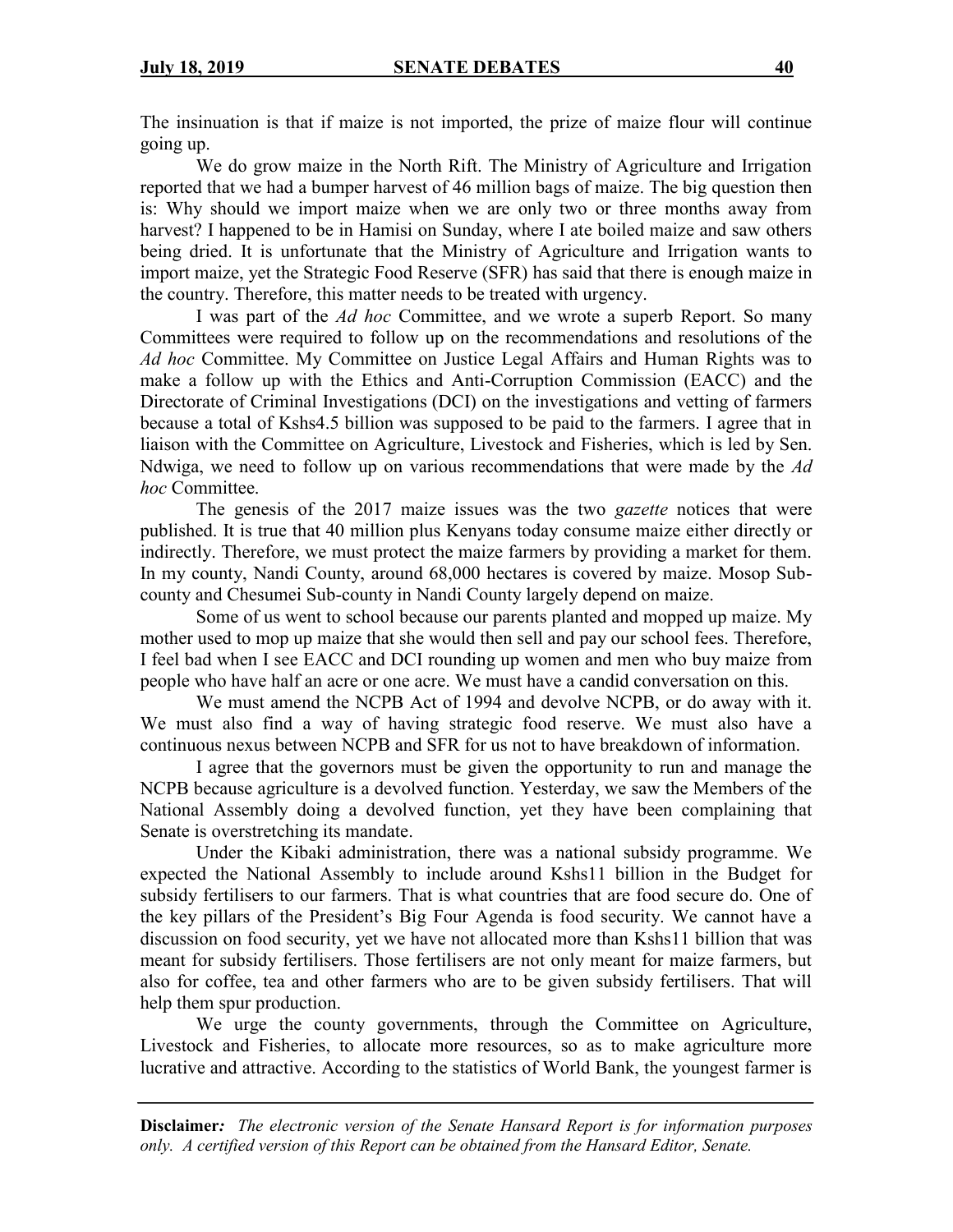The insinuation is that if maize is not imported, the prize of maize flour will continue going up.

We do grow maize in the North Rift. The Ministry of Agriculture and Irrigation reported that we had a bumper harvest of 46 million bags of maize. The big question then is: Why should we import maize when we are only two or three months away from harvest? I happened to be in Hamisi on Sunday, where I ate boiled maize and saw others being dried. It is unfortunate that the Ministry of Agriculture and Irrigation wants to import maize, yet the Strategic Food Reserve (SFR) has said that there is enough maize in the country. Therefore, this matter needs to be treated with urgency.

I was part of the *Ad hoc* Committee, and we wrote a superb Report. So many Committees were required to follow up on the recommendations and resolutions of the *Ad hoc* Committee. My Committee on Justice Legal Affairs and Human Rights was to make a follow up with the Ethics and Anti-Corruption Commission (EACC) and the Directorate of Criminal Investigations (DCI) on the investigations and vetting of farmers because a total of Kshs4.5 billion was supposed to be paid to the farmers. I agree that in liaison with the Committee on Agriculture, Livestock and Fisheries, which is led by Sen. Ndwiga, we need to follow up on various recommendations that were made by the *Ad hoc* Committee.

The genesis of the 2017 maize issues was the two *gazette* notices that were published. It is true that 40 million plus Kenyans today consume maize either directly or indirectly. Therefore, we must protect the maize farmers by providing a market for them. In my county, Nandi County, around 68,000 hectares is covered by maize. Mosop Sub-county and Chesumei Sub-county in Nandi County largely depend on maize.

Some of us went to school because our parents planted and mopped up maize. My mother used to mop up maize that she would then sell and pay our school fees. Therefore, I feel bad when I see EACC and DCI rounding up women and men who buy maize from people who have half an acre or one acre. We must have a candid conversation on this.

We must amend the NCPB Act of 1994 and devolve NCPB, or do away with it. We must also find a way of having strategic food reserve. We must also have a continuous nexus between NCPB and SFR for us not to have breakdown of information.

I agree that the governors must be given the opportunity to run and manage the NCPB because agriculture is a devolved function. Yesterday, we saw the Members of the National Assembly doing a devolved function, yet they have been complaining that Senate is overstretching its mandate.

Under the Kibaki administration, there was a national subsidy programme. We expected the National Assembly to include around Kshs11 billion in the Budget for subsidy fertilisers to our farmers. That is what countries that are food secure do. One of the key pillars of the President's Big Four Agenda is food security. We cannot have a discussion on food security, yet we have not allocated more than Kshs11 billion that was meant for subsidy fertilisers. Those fertilisers are not only meant for maize farmers, but also for coffee, tea and other farmers who are to be given subsidy fertilisers. That will help them spur production.

We urge the county governments, through the Committee on Agriculture, Livestock and Fisheries, to allocate more resources, so as to make agriculture more lucrative and attractive. According to the statistics of World Bank, the youngest farmer is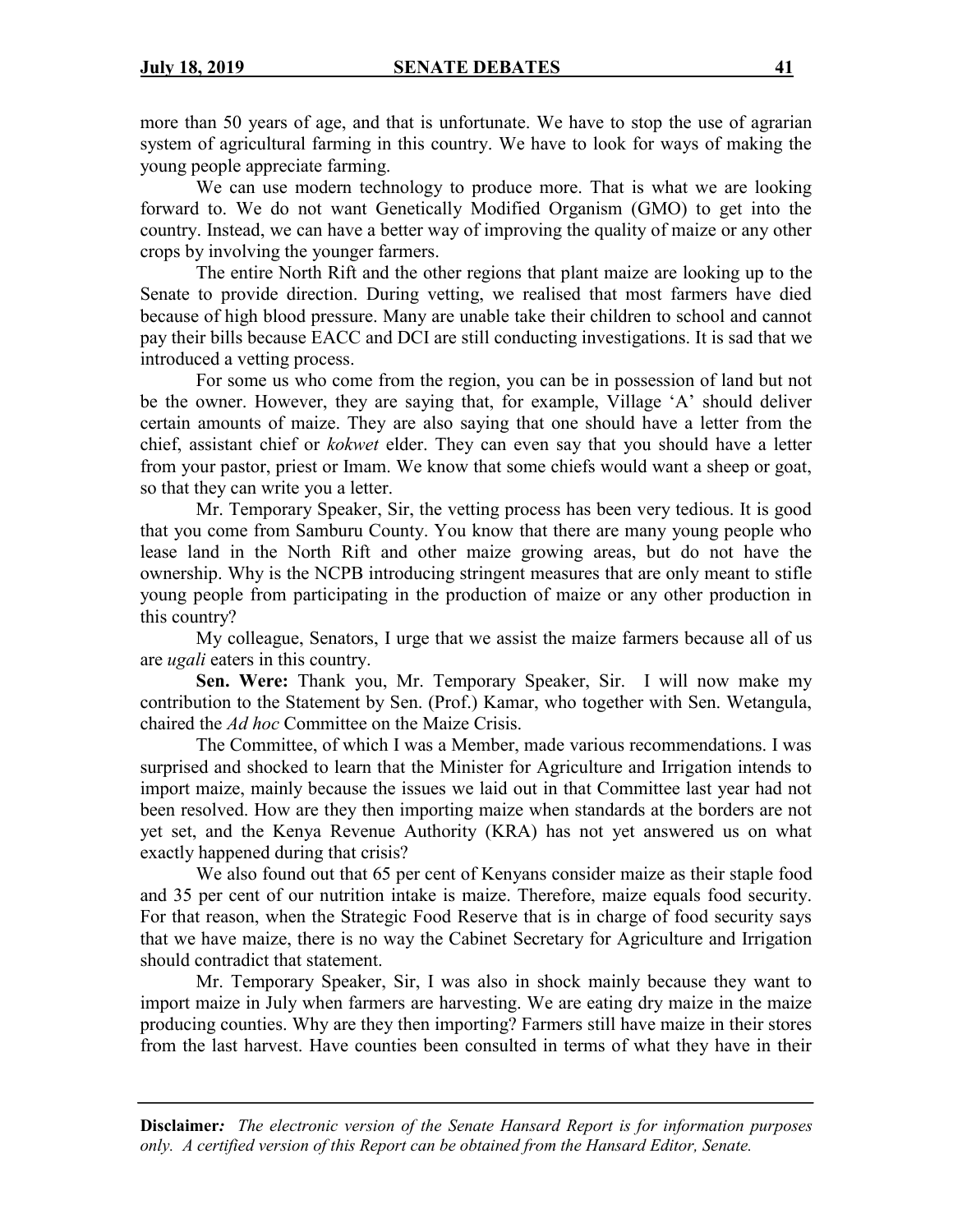more than 50 years of age, and that is unfortunate. We have to stop the use of agrarian system of agricultural farming in this country. We have to look for ways of making the young people appreciate farming.

We can use modern technology to produce more. That is what we are looking forward to. We do not want Genetically Modified Organism (GMO) to get into the country. Instead, we can have a better way of improving the quality of maize or any other crops by involving the younger farmers.

The entire North Rift and the other regions that plant maize are looking up to the Senate to provide direction. During vetting, we realised that most farmers have died because of high blood pressure. Many are unable take their children to school and cannot pay their bills because EACC and DCI are still conducting investigations. It is sad that we introduced a vetting process.

For some us who come from the region, you can be in possession of land but not be the owner. However, they are saying that, for example, Village 'A' should deliver certain amounts of maize. They are also saying that one should have a letter from the chief, assistant chief or *kokwet* elder. They can even say that you should have a letter from your pastor, priest or Imam. We know that some chiefs would want a sheep or goat, so that they can write you a letter.

Mr. Temporary Speaker, Sir, the vetting process has been very tedious. It is good that you come from Samburu County. You know that there are many young people who lease land in the North Rift and other maize growing areas, but do not have the ownership. Why is the NCPB introducing stringent measures that are only meant to stifle young people from participating in the production of maize or any other production in this country?

My colleague, Senators, I urge that we assist the maize farmers because all of us are *ugali* eaters in this country.

**Sen. Were:** Thank you, Mr. Temporary Speaker, Sir. I will now make my contribution to the Statement by Sen. (Prof.) Kamar, who together with Sen. Wetangula, chaired the *Ad hoc* Committee on the Maize Crisis.

The Committee, of which I was a Member, made various recommendations. I was surprised and shocked to learn that the Minister for Agriculture and Irrigation intends to import maize, mainly because the issues we laid out in that Committee last year had not been resolved. How are they then importing maize when standards at the borders are not yet set, and the Kenya Revenue Authority (KRA) has not yet answered us on what exactly happened during that crisis?

We also found out that 65 per cent of Kenyans consider maize as their staple food and 35 per cent of our nutrition intake is maize. Therefore, maize equals food security. For that reason, when the Strategic Food Reserve that is in charge of food security says that we have maize, there is no way the Cabinet Secretary for Agriculture and Irrigation should contradict that statement.

Mr. Temporary Speaker, Sir, I was also in shock mainly because they want to import maize in July when farmers are harvesting. We are eating dry maize in the maize producing counties. Why are they then importing? Farmers still have maize in their stores from the last harvest. Have counties been consulted in terms of what they have in their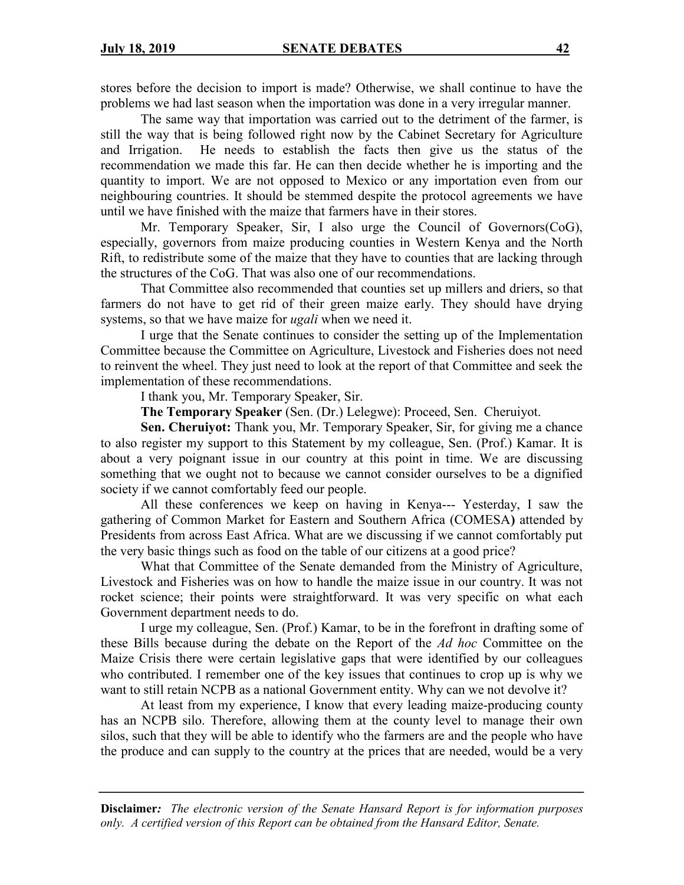stores before the decision to import is made? Otherwise, we shall continue to have the problems we had last season when the importation was done in a very irregular manner.

The same way that importation was carried out to the detriment of the farmer, is still the way that is being followed right now by the Cabinet Secretary for Agriculture and Irrigation. He needs to establish the facts then give us the status of the recommendation we made this far. He can then decide whether he is importing and the quantity to import. We are not opposed to Mexico or any importation even from our neighbouring countries. It should be stemmed despite the protocol agreements we have until we have finished with the maize that farmers have in their stores.

Mr. Temporary Speaker, Sir, I also urge the Council of Governors(CoG), especially, governors from maize producing counties in Western Kenya and the North Rift, to redistribute some of the maize that they have to counties that are lacking through the structures of the CoG. That was also one of our recommendations.

That Committee also recommended that counties set up millers and driers, so that farmers do not have to get rid of their green maize early. They should have drying systems, so that we have maize for *ugali* when we need it.

I urge that the Senate continues to consider the setting up of the Implementation Committee because the Committee on Agriculture, Livestock and Fisheries does not need to reinvent the wheel. They just need to look at the report of that Committee and seek the implementation of these recommendations.

I thank you, Mr. Temporary Speaker, Sir.

**The Temporary Speaker** (Sen. (Dr.) Lelegwe): Proceed, Sen. Cheruiyot.

**Sen. Cheruiyot:** Thank you, Mr. Temporary Speaker, Sir, for giving me a chance to also register my support to this Statement by my colleague, Sen. (Prof.) Kamar. It is about a very poignant issue in our country at this point in time. We are discussing something that we ought not to because we cannot consider ourselves to be a dignified society if we cannot comfortably feed our people.

All these conferences we keep on having in Kenya--- Yesterday, I saw the gathering of Common Market for Eastern and Southern Africa (COMESA**)** attended by Presidents from across East Africa. What are we discussing if we cannot comfortably put the very basic things such as food on the table of our citizens at a good price?

What that Committee of the Senate demanded from the Ministry of Agriculture, Livestock and Fisheries was on how to handle the maize issue in our country. It was not rocket science; their points were straightforward. It was very specific on what each Government department needs to do.

I urge my colleague, Sen. (Prof.) Kamar, to be in the forefront in drafting some of these Bills because during the debate on the Report of the *Ad hoc* Committee on the Maize Crisis there were certain legislative gaps that were identified by our colleagues who contributed. I remember one of the key issues that continues to crop up is why we want to still retain NCPB as a national Government entity. Why can we not devolve it?

At least from my experience, I know that every leading maize-producing county has an NCPB silo. Therefore, allowing them at the county level to manage their own silos, such that they will be able to identify who the farmers are and the people who have the produce and can supply to the country at the prices that are needed, would be a very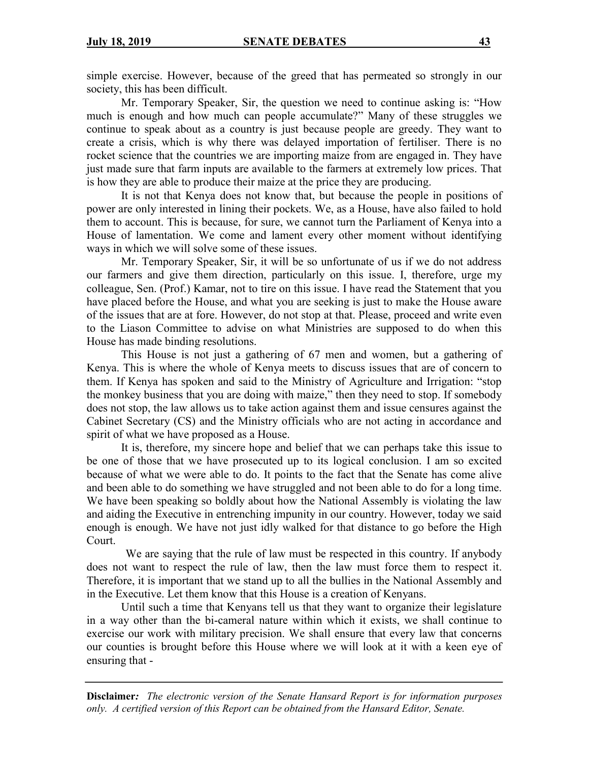simple exercise. However, because of the greed that has permeated so strongly in our society, this has been difficult.

Mr. Temporary Speaker, Sir, the question we need to continue asking is: "How much is enough and how much can people accumulate?" Many of these struggles we continue to speak about as a country is just because people are greedy. They want to create a crisis, which is why there was delayed importation of fertiliser. There is no rocket science that the countries we are importing maize from are engaged in. They have just made sure that farm inputs are available to the farmers at extremely low prices. That is how they are able to produce their maize at the price they are producing.

It is not that Kenya does not know that, but because the people in positions of power are only interested in lining their pockets. We, as a House, have also failed to hold them to account. This is because, for sure, we cannot turn the Parliament of Kenya into a House of lamentation. We come and lament every other moment without identifying ways in which we will solve some of these issues.

Mr. Temporary Speaker, Sir, it will be so unfortunate of us if we do not address our farmers and give them direction, particularly on this issue. I, therefore, urge my colleague, Sen. (Prof.) Kamar, not to tire on this issue. I have read the Statement that you have placed before the House, and what you are seeking is just to make the House aware of the issues that are at fore. However, do not stop at that. Please, proceed and write even to the Liason Committee to advise on what Ministries are supposed to do when this House has made binding resolutions.

This House is not just a gathering of 67 men and women, but a gathering of Kenya. This is where the whole of Kenya meets to discuss issues that are of concern to them. If Kenya has spoken and said to the Ministry of Agriculture and Irrigation: "stop the monkey business that you are doing with maize," then they need to stop. If somebody does not stop, the law allows us to take action against them and issue censures against the Cabinet Secretary (CS) and the Ministry officials who are not acting in accordance and spirit of what we have proposed as a House.

It is, therefore, my sincere hope and belief that we can perhaps take this issue to be one of those that we have prosecuted up to its logical conclusion. I am so excited because of what we were able to do. It points to the fact that the Senate has come alive and been able to do something we have struggled and not been able to do for a long time. We have been speaking so boldly about how the National Assembly is violating the law and aiding the Executive in entrenching impunity in our country. However, today we said enough is enough. We have not just idly walked for that distance to go before the High Court.

We are saying that the rule of law must be respected in this country. If anybody does not want to respect the rule of law, then the law must force them to respect it. Therefore, it is important that we stand up to all the bullies in the National Assembly and in the Executive. Let them know that this House is a creation of Kenyans.

Until such a time that Kenyans tell us that they want to organize their legislature in a way other than the bi-cameral nature within which it exists, we shall continue to exercise our work with military precision. We shall ensure that every law that concerns our counties is brought before this House where we will look at it with a keen eye of ensuring that -

**Disclaimer***:* *The electronic version of the Senate Hansard Report is for information purposes only. A certified version of this Report can be obtained from the Hansard Editor, Senate.*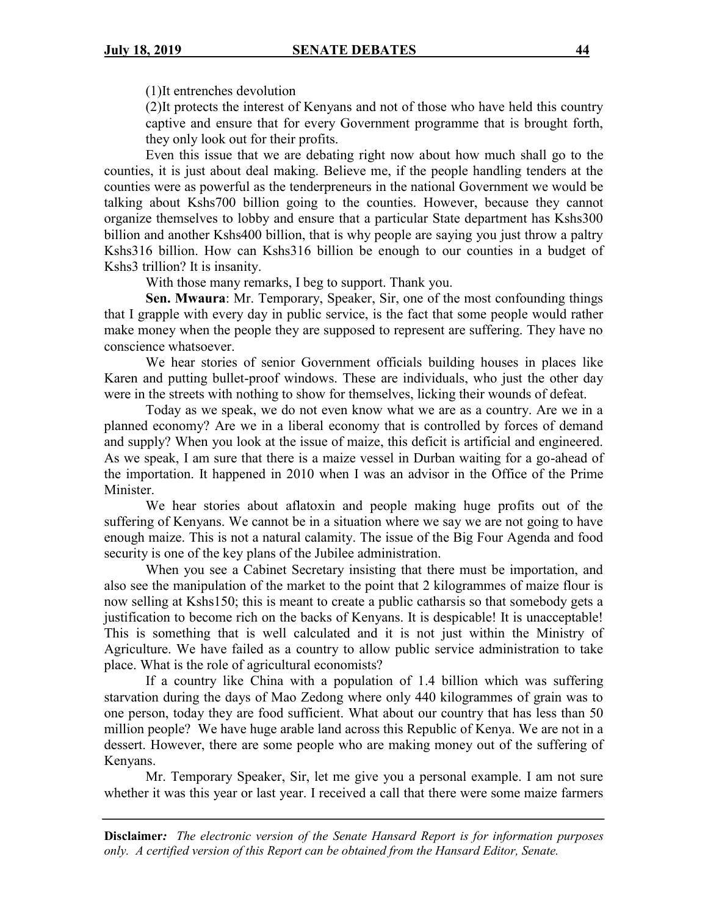(1)It entrenches devolution

(2)It protects the interest of Kenyans and not of those who have held this country captive and ensure that for every Government programme that is brought forth, they only look out for their profits.

Even this issue that we are debating right now about how much shall go to the counties, it is just about deal making. Believe me, if the people handling tenders at the counties were as powerful as the tenderpreneurs in the national Government we would be talking about Kshs700 billion going to the counties. However, because they cannot organize themselves to lobby and ensure that a particular State department has Kshs300 billion and another Kshs400 billion, that is why people are saying you just throw a paltry Kshs316 billion. How can Kshs316 billion be enough to our counties in a budget of Kshs3 trillion? It is insanity.

With those many remarks, I beg to support. Thank you.

**Sen. Mwaura**: Mr. Temporary, Speaker, Sir, one of the most confounding things that I grapple with every day in public service, is the fact that some people would rather make money when the people they are supposed to represent are suffering. They have no conscience whatsoever.

We hear stories of senior Government officials building houses in places like Karen and putting bullet-proof windows. These are individuals, who just the other day were in the streets with nothing to show for themselves, licking their wounds of defeat.

Today as we speak, we do not even know what we are as a country. Are we in a planned economy? Are we in a liberal economy that is controlled by forces of demand and supply? When you look at the issue of maize, this deficit is artificial and engineered. As we speak, I am sure that there is a maize vessel in Durban waiting for a go-ahead of the importation. It happened in 2010 when I was an advisor in the Office of the Prime Minister.

We hear stories about aflatoxin and people making huge profits out of the suffering of Kenyans. We cannot be in a situation where we say we are not going to have enough maize. This is not a natural calamity. The issue of the Big Four Agenda and food security is one of the key plans of the Jubilee administration.

When you see a Cabinet Secretary insisting that there must be importation, and also see the manipulation of the market to the point that 2 kilogrammes of maize flour is now selling at Kshs150; this is meant to create a public catharsis so that somebody gets a justification to become rich on the backs of Kenyans. It is despicable! It is unacceptable! This is something that is well calculated and it is not just within the Ministry of Agriculture. We have failed as a country to allow public service administration to take place. What is the role of agricultural economists?

If a country like China with a population of 1.4 billion which was suffering starvation during the days of Mao Zedong where only 440 kilogrammes of grain was to one person, today they are food sufficient. What about our country that has less than 50 million people? We have huge arable land across this Republic of Kenya. We are not in a dessert. However, there are some people who are making money out of the suffering of Kenyans.

Mr. Temporary Speaker, Sir, let me give you a personal example. I am not sure whether it was this year or last year. I received a call that there were some maize farmers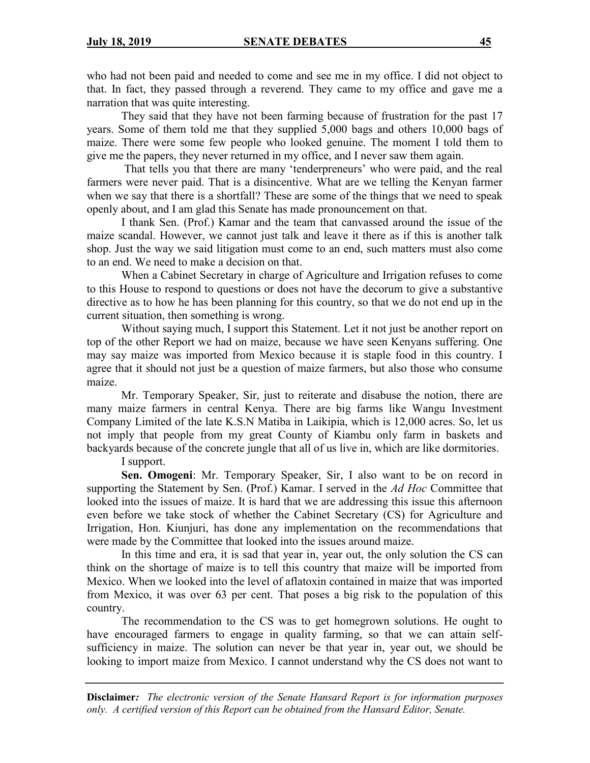who had not been paid and needed to come and see me in my office. I did not object to that. In fact, they passed through a reverend. They came to my office and gave me a narration that was quite interesting.

They said that they have not been farming because of frustration for the past 17 years. Some of them told me that they supplied 5,000 bags and others 10,000 bags of maize. There were some few people who looked genuine. The moment I told them to give me the papers, they never returned in my office, and I never saw them again.

That tells you that there are many 'tenderpreneurs' who were paid, and the real farmers were never paid. That is a disincentive. What are we telling the Kenyan farmer when we say that there is a shortfall? These are some of the things that we need to speak openly about, and I am glad this Senate has made pronouncement on that.

I thank Sen. (Prof.) Kamar and the team that canvassed around the issue of the maize scandal. However, we cannot just talk and leave it there as if this is another talk shop. Just the way we said litigation must come to an end, such matters must also come to an end. We need to make a decision on that.

When a Cabinet Secretary in charge of Agriculture and Irrigation refuses to come to this House to respond to questions or does not have the decorum to give a substantive directive as to how he has been planning for this country, so that we do not end up in the current situation, then something is wrong.

Without saying much, I support this Statement. Let it not just be another report on top of the other Report we had on maize, because we have seen Kenyans suffering. One may say maize was imported from Mexico because it is staple food in this country. I agree that it should not just be a question of maize farmers, but also those who consume maize.

Mr. Temporary Speaker, Sir, just to reiterate and disabuse the notion, there are many maize farmers in central Kenya. There are big farms like Wangu Investment Company Limited of the late K.S.N Matiba in Laikipia, which is 12,000 acres. So, let us not imply that people from my great County of Kiambu only farm in baskets and backyards because of the concrete jungle that all of us live in, which are like dormitories.

I support.

**Sen. Omogeni**: Mr. Temporary Speaker, Sir, I also want to be on record in supporting the Statement by Sen. (Prof.) Kamar. I served in the *Ad Hoc* Committee that looked into the issues of maize. It is hard that we are addressing this issue this afternoon even before we take stock of whether the Cabinet Secretary (CS) for Agriculture and Irrigation, Hon. Kiunjuri, has done any implementation on the recommendations that were made by the Committee that looked into the issues around maize.

In this time and era, it is sad that year in, year out, the only solution the CS can think on the shortage of maize is to tell this country that maize will be imported from Mexico. When we looked into the level of aflatoxin contained in maize that was imported from Mexico, it was over 63 per cent. That poses a big risk to the population of this country.

The recommendation to the CS was to get homegrown solutions. He ought to have encouraged farmers to engage in quality farming, so that we can attain self-sufficiency in maize. The solution can never be that year in, year out, we should be looking to import maize from Mexico. I cannot understand why the CS does not want to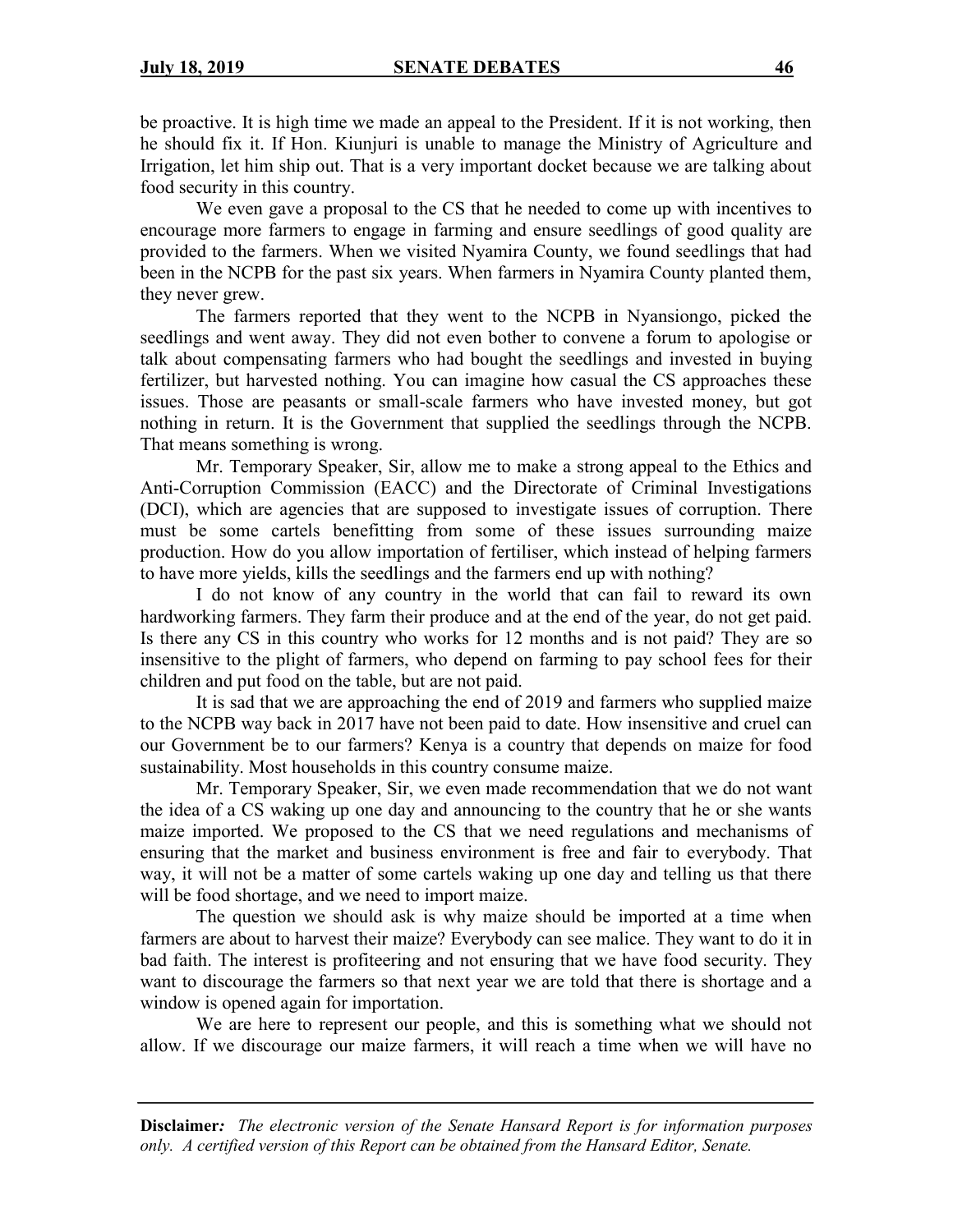be proactive. It is high time we made an appeal to the President. If it is not working, then he should fix it. If Hon. Kiunjuri is unable to manage the Ministry of Agriculture and Irrigation, let him ship out. That is a very important docket because we are talking about food security in this country.

We even gave a proposal to the CS that he needed to come up with incentives to encourage more farmers to engage in farming and ensure seedlings of good quality are provided to the farmers. When we visited Nyamira County, we found seedlings that had been in the NCPB for the past six years. When farmers in Nyamira County planted them, they never grew.

The farmers reported that they went to the NCPB in Nyansiongo, picked the seedlings and went away. They did not even bother to convene a forum to apologise or talk about compensating farmers who had bought the seedlings and invested in buying fertilizer, but harvested nothing. You can imagine how casual the CS approaches these issues. Those are peasants or small-scale farmers who have invested money, but got nothing in return. It is the Government that supplied the seedlings through the NCPB. That means something is wrong.

Mr. Temporary Speaker, Sir, allow me to make a strong appeal to the Ethics and Anti-Corruption Commission (EACC) and the Directorate of Criminal Investigations (DCI), which are agencies that are supposed to investigate issues of corruption. There must be some cartels benefitting from some of these issues surrounding maize production. How do you allow importation of fertiliser, which instead of helping farmers to have more yields, kills the seedlings and the farmers end up with nothing?

I do not know of any country in the world that can fail to reward its own hardworking farmers. They farm their produce and at the end of the year, do not get paid. Is there any CS in this country who works for 12 months and is not paid? They are so insensitive to the plight of farmers, who depend on farming to pay school fees for their children and put food on the table, but are not paid.

It is sad that we are approaching the end of 2019 and farmers who supplied maize to the NCPB way back in 2017 have not been paid to date. How insensitive and cruel can our Government be to our farmers? Kenya is a country that depends on maize for food sustainability. Most households in this country consume maize.

Mr. Temporary Speaker, Sir, we even made recommendation that we do not want the idea of a CS waking up one day and announcing to the country that he or she wants maize imported. We proposed to the CS that we need regulations and mechanisms of ensuring that the market and business environment is free and fair to everybody. That way, it will not be a matter of some cartels waking up one day and telling us that there will be food shortage, and we need to import maize.

The question we should ask is why maize should be imported at a time when farmers are about to harvest their maize? Everybody can see malice. They want to do it in bad faith. The interest is profiteering and not ensuring that we have food security. They want to discourage the farmers so that next year we are told that there is shortage and a window is opened again for importation.

We are here to represent our people, and this is something what we should not allow. If we discourage our maize farmers, it will reach a time when we will have no

**Disclaimer***:* *The electronic version of the Senate Hansard Report is for information purposes only. A certified version of this Report can be obtained from the Hansard Editor, Senate.*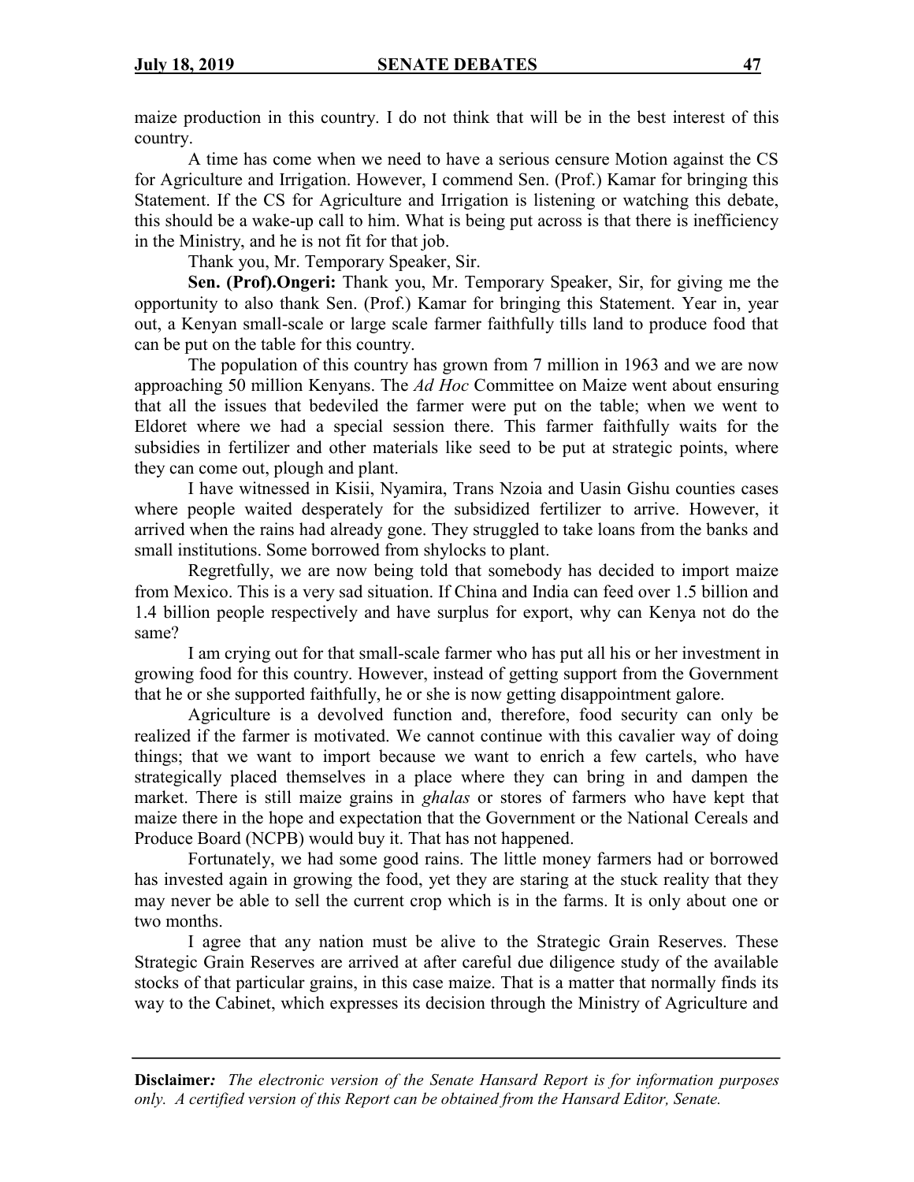maize production in this country. I do not think that will be in the best interest of this country.

A time has come when we need to have a serious censure Motion against the CS for Agriculture and Irrigation. However, I commend Sen. (Prof.) Kamar for bringing this Statement. If the CS for Agriculture and Irrigation is listening or watching this debate, this should be a wake-up call to him. What is being put across is that there is inefficiency in the Ministry, and he is not fit for that job.

Thank you, Mr. Temporary Speaker, Sir.

**Sen. (Prof).Ongeri:** Thank you, Mr. Temporary Speaker, Sir, for giving me the opportunity to also thank Sen. (Prof.) Kamar for bringing this Statement. Year in, year out, a Kenyan small-scale or large scale farmer faithfully tills land to produce food that can be put on the table for this country.

The population of this country has grown from 7 million in 1963 and we are now approaching 50 million Kenyans. The *Ad Hoc* Committee on Maize went about ensuring that all the issues that bedeviled the farmer were put on the table; when we went to Eldoret where we had a special session there. This farmer faithfully waits for the subsidies in fertilizer and other materials like seed to be put at strategic points, where they can come out, plough and plant.

I have witnessed in Kisii, Nyamira, Trans Nzoia and Uasin Gishu counties cases where people waited desperately for the subsidized fertilizer to arrive. However, it arrived when the rains had already gone. They struggled to take loans from the banks and small institutions. Some borrowed from shylocks to plant.

Regretfully, we are now being told that somebody has decided to import maize from Mexico. This is a very sad situation. If China and India can feed over 1.5 billion and 1.4 billion people respectively and have surplus for export, why can Kenya not do the same?

I am crying out for that small-scale farmer who has put all his or her investment in growing food for this country. However, instead of getting support from the Government that he or she supported faithfully, he or she is now getting disappointment galore.

Agriculture is a devolved function and, therefore, food security can only be realized if the farmer is motivated. We cannot continue with this cavalier way of doing things; that we want to import because we want to enrich a few cartels, who have strategically placed themselves in a place where they can bring in and dampen the market. There is still maize grains in *ghalas* or stores of farmers who have kept that maize there in the hope and expectation that the Government or the National Cereals and Produce Board (NCPB) would buy it. That has not happened.

Fortunately, we had some good rains. The little money farmers had or borrowed has invested again in growing the food, yet they are staring at the stuck reality that they may never be able to sell the current crop which is in the farms. It is only about one or two months.

I agree that any nation must be alive to the Strategic Grain Reserves. These Strategic Grain Reserves are arrived at after careful due diligence study of the available stocks of that particular grains, in this case maize. That is a matter that normally finds its way to the Cabinet, which expresses its decision through the Ministry of Agriculture and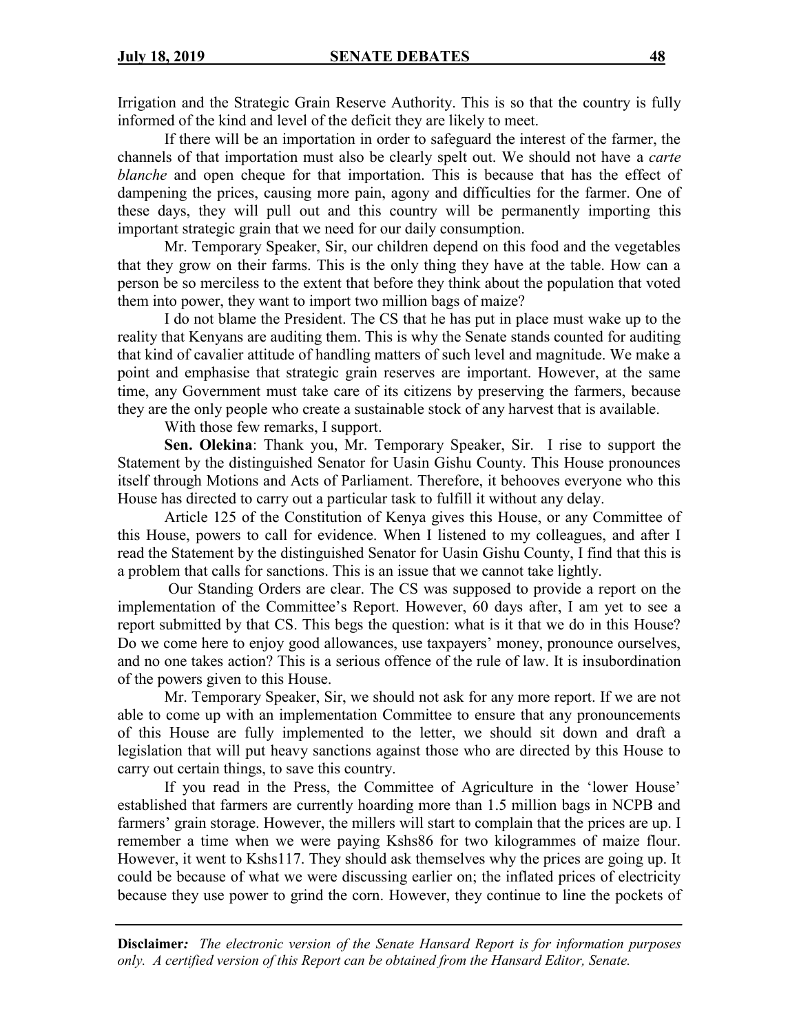Irrigation and the Strategic Grain Reserve Authority. This is so that the country is fully informed of the kind and level of the deficit they are likely to meet.

If there will be an importation in order to safeguard the interest of the farmer, the channels of that importation must also be clearly spelt out. We should not have a *carte blanche* and open cheque for that importation. This is because that has the effect of dampening the prices, causing more pain, agony and difficulties for the farmer. One of these days, they will pull out and this country will be permanently importing this important strategic grain that we need for our daily consumption.

Mr. Temporary Speaker, Sir, our children depend on this food and the vegetables that they grow on their farms. This is the only thing they have at the table. How can a person be so merciless to the extent that before they think about the population that voted them into power, they want to import two million bags of maize?

I do not blame the President. The CS that he has put in place must wake up to the reality that Kenyans are auditing them. This is why the Senate stands counted for auditing that kind of cavalier attitude of handling matters of such level and magnitude. We make a point and emphasise that strategic grain reserves are important. However, at the same time, any Government must take care of its citizens by preserving the farmers, because they are the only people who create a sustainable stock of any harvest that is available.

With those few remarks, I support.

**Sen. Olekina**: Thank you, Mr. Temporary Speaker, Sir. I rise to support the Statement by the distinguished Senator for Uasin Gishu County. This House pronounces itself through Motions and Acts of Parliament. Therefore, it behooves everyone who this House has directed to carry out a particular task to fulfill it without any delay.

Article 125 of the Constitution of Kenya gives this House, or any Committee of this House, powers to call for evidence. When I listened to my colleagues, and after I read the Statement by the distinguished Senator for Uasin Gishu County, I find that this is a problem that calls for sanctions. This is an issue that we cannot take lightly.

Our Standing Orders are clear. The CS was supposed to provide a report on the implementation of the Committee's Report. However, 60 days after, I am yet to see a report submitted by that CS. This begs the question: what is it that we do in this House? Do we come here to enjoy good allowances, use taxpayers' money, pronounce ourselves, and no one takes action? This is a serious offence of the rule of law. It is insubordination of the powers given to this House.

Mr. Temporary Speaker, Sir, we should not ask for any more report. If we are not able to come up with an implementation Committee to ensure that any pronouncements of this House are fully implemented to the letter, we should sit down and draft a legislation that will put heavy sanctions against those who are directed by this House to carry out certain things, to save this country.

If you read in the Press, the Committee of Agriculture in the 'lower House' established that farmers are currently hoarding more than 1.5 million bags in NCPB and farmers' grain storage. However, the millers will start to complain that the prices are up. I remember a time when we were paying Kshs86 for two kilogrammes of maize flour. However, it went to Kshs117. They should ask themselves why the prices are going up. It could be because of what we were discussing earlier on; the inflated prices of electricity because they use power to grind the corn. However, they continue to line the pockets of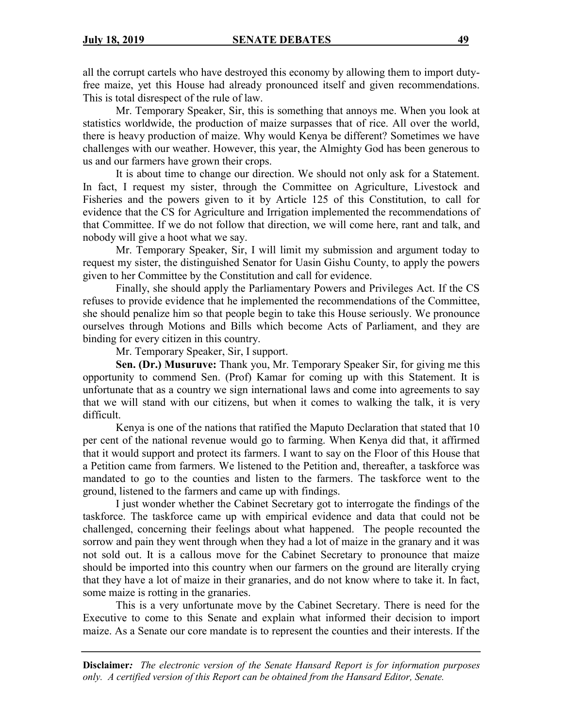all the corrupt cartels who have destroyed this economy by allowing them to import duty-free maize, yet this House had already pronounced itself and given recommendations. This is total disrespect of the rule of law.

Mr. Temporary Speaker, Sir, this is something that annoys me. When you look at statistics worldwide, the production of maize surpasses that of rice. All over the world, there is heavy production of maize. Why would Kenya be different? Sometimes we have challenges with our weather. However, this year, the Almighty God has been generous to us and our farmers have grown their crops.

It is about time to change our direction. We should not only ask for a Statement. In fact, I request my sister, through the Committee on Agriculture, Livestock and Fisheries and the powers given to it by Article 125 of this Constitution, to call for evidence that the CS for Agriculture and Irrigation implemented the recommendations of that Committee. If we do not follow that direction, we will come here, rant and talk, and nobody will give a hoot what we say.

Mr. Temporary Speaker, Sir, I will limit my submission and argument today to request my sister, the distinguished Senator for Uasin Gishu County, to apply the powers given to her Committee by the Constitution and call for evidence.

Finally, she should apply the Parliamentary Powers and Privileges Act. If the CS refuses to provide evidence that he implemented the recommendations of the Committee, she should penalize him so that people begin to take this House seriously. We pronounce ourselves through Motions and Bills which become Acts of Parliament, and they are binding for every citizen in this country.

Mr. Temporary Speaker, Sir, I support.

**Sen. (Dr.) Musuruve:** Thank you, Mr. Temporary Speaker Sir, for giving me this opportunity to commend Sen. (Prof) Kamar for coming up with this Statement. It is unfortunate that as a country we sign international laws and come into agreements to say that we will stand with our citizens, but when it comes to walking the talk, it is very difficult.

Kenya is one of the nations that ratified the Maputo Declaration that stated that 10 per cent of the national revenue would go to farming. When Kenya did that, it affirmed that it would support and protect its farmers. I want to say on the Floor of this House that a Petition came from farmers. We listened to the Petition and, thereafter, a taskforce was mandated to go to the counties and listen to the farmers. The taskforce went to the ground, listened to the farmers and came up with findings.

I just wonder whether the Cabinet Secretary got to interrogate the findings of the taskforce. The taskforce came up with empirical evidence and data that could not be challenged, concerning their feelings about what happened. The people recounted the sorrow and pain they went through when they had a lot of maize in the granary and it was not sold out. It is a callous move for the Cabinet Secretary to pronounce that maize should be imported into this country when our farmers on the ground are literally crying that they have a lot of maize in their granaries, and do not know where to take it. In fact, some maize is rotting in the granaries.

This is a very unfortunate move by the Cabinet Secretary. There is need for the Executive to come to this Senate and explain what informed their decision to import maize. As a Senate our core mandate is to represent the counties and their interests. If the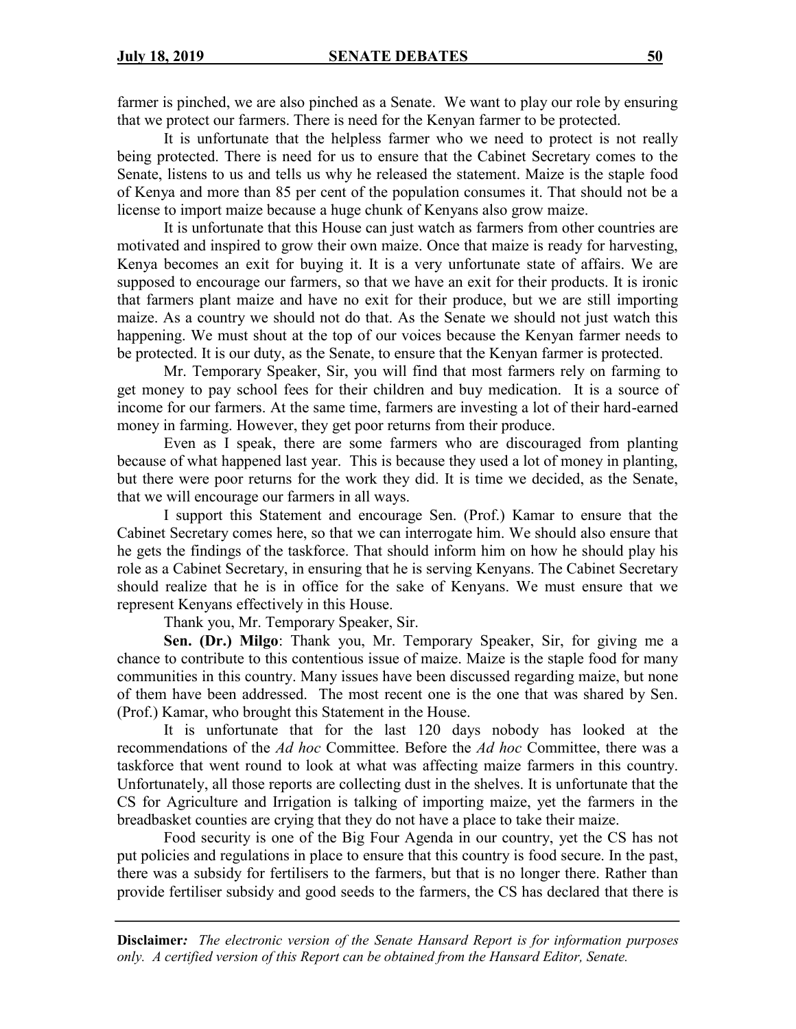farmer is pinched, we are also pinched as a Senate. We want to play our role by ensuring that we protect our farmers. There is need for the Kenyan farmer to be protected.

It is unfortunate that the helpless farmer who we need to protect is not really being protected. There is need for us to ensure that the Cabinet Secretary comes to the Senate, listens to us and tells us why he released the statement. Maize is the staple food of Kenya and more than 85 per cent of the population consumes it. That should not be a license to import maize because a huge chunk of Kenyans also grow maize.

It is unfortunate that this House can just watch as farmers from other countries are motivated and inspired to grow their own maize. Once that maize is ready for harvesting, Kenya becomes an exit for buying it. It is a very unfortunate state of affairs. We are supposed to encourage our farmers, so that we have an exit for their products. It is ironic that farmers plant maize and have no exit for their produce, but we are still importing maize. As a country we should not do that. As the Senate we should not just watch this happening. We must shout at the top of our voices because the Kenyan farmer needs to be protected. It is our duty, as the Senate, to ensure that the Kenyan farmer is protected.

Mr. Temporary Speaker, Sir, you will find that most farmers rely on farming to get money to pay school fees for their children and buy medication. It is a source of income for our farmers. At the same time, farmers are investing a lot of their hard-earned money in farming. However, they get poor returns from their produce.

Even as I speak, there are some farmers who are discouraged from planting because of what happened last year. This is because they used a lot of money in planting, but there were poor returns for the work they did. It is time we decided, as the Senate, that we will encourage our farmers in all ways.

I support this Statement and encourage Sen. (Prof.) Kamar to ensure that the Cabinet Secretary comes here, so that we can interrogate him. We should also ensure that he gets the findings of the taskforce. That should inform him on how he should play his role as a Cabinet Secretary, in ensuring that he is serving Kenyans. The Cabinet Secretary should realize that he is in office for the sake of Kenyans. We must ensure that we represent Kenyans effectively in this House.

Thank you, Mr. Temporary Speaker, Sir.

**Sen. (Dr.) Milgo**: Thank you, Mr. Temporary Speaker, Sir, for giving me a chance to contribute to this contentious issue of maize. Maize is the staple food for many communities in this country. Many issues have been discussed regarding maize, but none of them have been addressed. The most recent one is the one that was shared by Sen. (Prof.) Kamar, who brought this Statement in the House.

It is unfortunate that for the last 120 days nobody has looked at the recommendations of the *Ad hoc* Committee. Before the *Ad hoc* Committee, there was a taskforce that went round to look at what was affecting maize farmers in this country. Unfortunately, all those reports are collecting dust in the shelves. It is unfortunate that the CS for Agriculture and Irrigation is talking of importing maize, yet the farmers in the breadbasket counties are crying that they do not have a place to take their maize.

Food security is one of the Big Four Agenda in our country, yet the CS has not put policies and regulations in place to ensure that this country is food secure. In the past, there was a subsidy for fertilisers to the farmers, but that is no longer there. Rather than provide fertiliser subsidy and good seeds to the farmers, the CS has declared that there is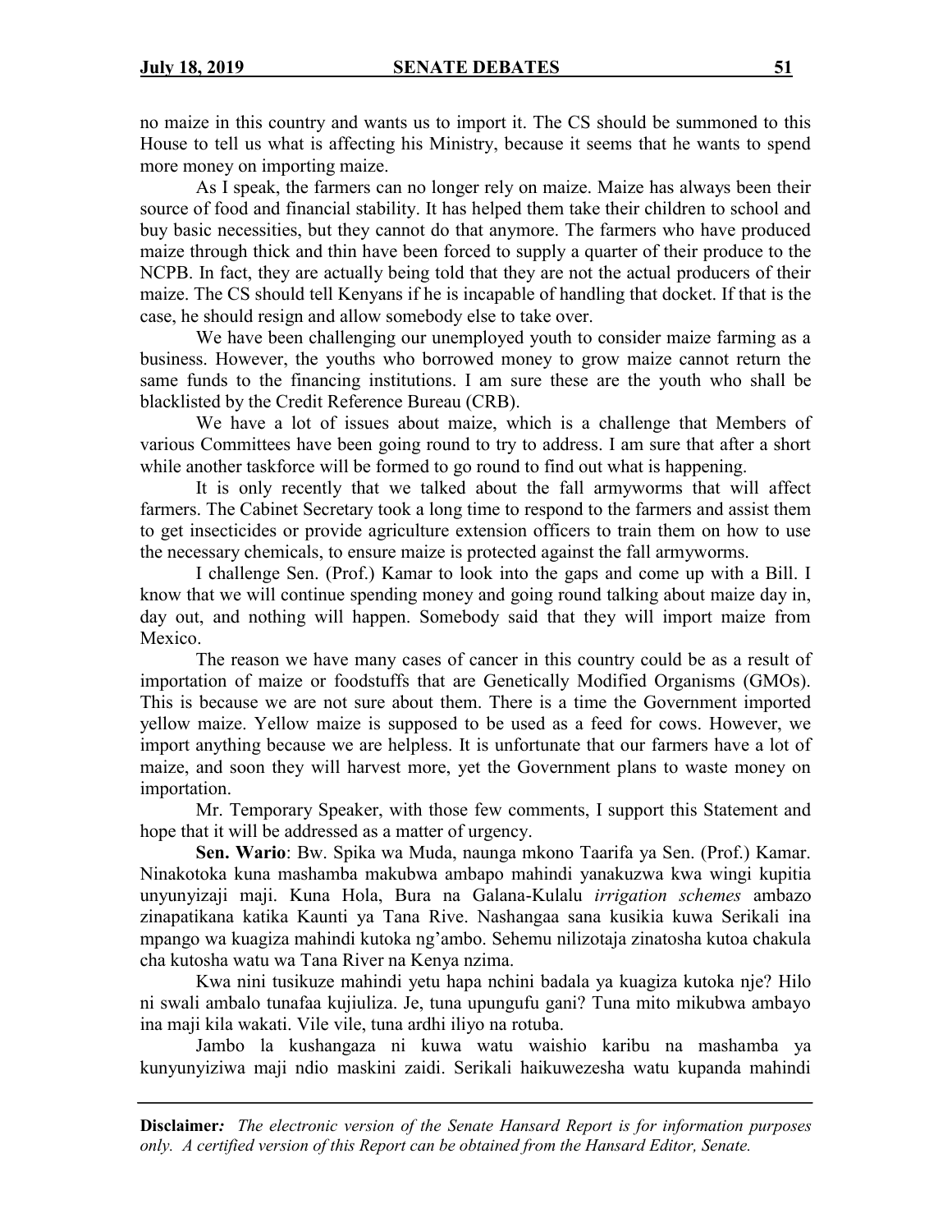no maize in this country and wants us to import it. The CS should be summoned to this House to tell us what is affecting his Ministry, because it seems that he wants to spend more money on importing maize.

As I speak, the farmers can no longer rely on maize. Maize has always been their source of food and financial stability. It has helped them take their children to school and buy basic necessities, but they cannot do that anymore. The farmers who have produced maize through thick and thin have been forced to supply a quarter of their produce to the NCPB. In fact, they are actually being told that they are not the actual producers of their maize. The CS should tell Kenyans if he is incapable of handling that docket. If that is the case, he should resign and allow somebody else to take over.

We have been challenging our unemployed youth to consider maize farming as a business. However, the youths who borrowed money to grow maize cannot return the same funds to the financing institutions. I am sure these are the youth who shall be blacklisted by the Credit Reference Bureau (CRB).

We have a lot of issues about maize, which is a challenge that Members of various Committees have been going round to try to address. I am sure that after a short while another taskforce will be formed to go round to find out what is happening.

It is only recently that we talked about the fall armyworms that will affect farmers. The Cabinet Secretary took a long time to respond to the farmers and assist them to get insecticides or provide agriculture extension officers to train them on how to use the necessary chemicals, to ensure maize is protected against the fall armyworms.

I challenge Sen. (Prof.) Kamar to look into the gaps and come up with a Bill. I know that we will continue spending money and going round talking about maize day in, day out, and nothing will happen. Somebody said that they will import maize from Mexico.

The reason we have many cases of cancer in this country could be as a result of importation of maize or foodstuffs that are Genetically Modified Organisms (GMOs). This is because we are not sure about them. There is a time the Government imported yellow maize. Yellow maize is supposed to be used as a feed for cows. However, we import anything because we are helpless. It is unfortunate that our farmers have a lot of maize, and soon they will harvest more, yet the Government plans to waste money on importation.

Mr. Temporary Speaker, with those few comments, I support this Statement and hope that it will be addressed as a matter of urgency.

**Sen. Wario**: Bw. Spika wa Muda, naunga mkono Taarifa ya Sen. (Prof.) Kamar. Ninakotoka kuna mashamba makubwa ambapo mahindi yanakuzwa kwa wingi kupitia unyunyizaji maji. Kuna Hola, Bura na Galana-Kulalu *irrigation schemes* ambazo zinapatikana katika Kaunti ya Tana Rive. Nashangaa sana kusikia kuwa Serikali ina mpango wa kuagiza mahindi kutoka ng'ambo. Sehemu nilizotaja zinatosha kutoa chakula cha kutosha watu wa Tana River na Kenya nzima.

Kwa nini tusikuze mahindi yetu hapa nchini badala ya kuagiza kutoka nje? Hilo ni swali ambalo tunafaa kujiuliza. Je, tuna upungufu gani? Tuna mito mikubwa ambayo ina maji kila wakati. Vile vile, tuna ardhi iliyo na rotuba.

Jambo la kushangaza ni kuwa watu waishio karibu na mashamba ya kunyunyiziwa maji ndio maskini zaidi. Serikali haikuwezesha watu kupanda mahindi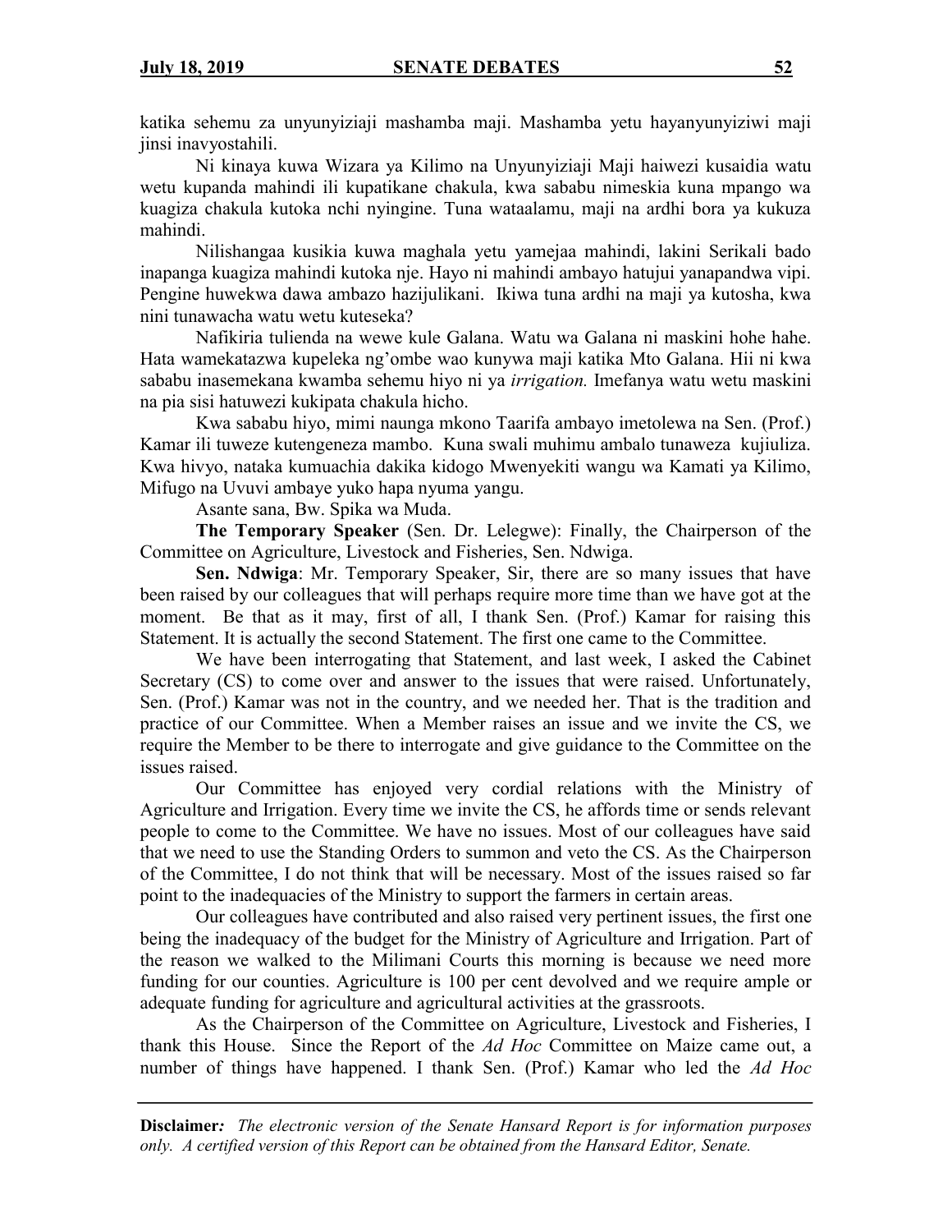katika sehemu za unyunyiziaji mashamba maji. Mashamba yetu hayanyunyiziwi maji jinsi inavyostahili.

Ni kinaya kuwa Wizara ya Kilimo na Unyunyiziaji Maji haiwezi kusaidia watu wetu kupanda mahindi ili kupatikane chakula, kwa sababu nimeskia kuna mpango wa kuagiza chakula kutoka nchi nyingine. Tuna wataalamu, maji na ardhi bora ya kukuza mahindi.

Nilishangaa kusikia kuwa maghala yetu yamejaa mahindi, lakini Serikali bado inapanga kuagiza mahindi kutoka nje. Hayo ni mahindi ambayo hatujui yanapandwa vipi. Pengine huwekwa dawa ambazo hazijulikani. Ikiwa tuna ardhi na maji ya kutosha, kwa nini tunawacha watu wetu kuteseka?

Nafikiria tulienda na wewe kule Galana. Watu wa Galana ni maskini hohe hahe. Hata wamekatazwa kupeleka ng'ombe wao kunywa maji katika Mto Galana. Hii ni kwa sababu inasemekana kwamba sehemu hiyo ni ya *irrigation.* Imefanya watu wetu maskini na pia sisi hatuwezi kukipata chakula hicho.

Kwa sababu hiyo, mimi naunga mkono Taarifa ambayo imetolewa na Sen. (Prof.) Kamar ili tuweze kutengeneza mambo. Kuna swali muhimu ambalo tunaweza kujiuliza. Kwa hivyo, nataka kumuachia dakika kidogo Mwenyekiti wangu wa Kamati ya Kilimo, Mifugo na Uvuvi ambaye yuko hapa nyuma yangu.

Asante sana, Bw. Spika wa Muda.

**The Temporary Speaker** (Sen. Dr. Lelegwe): Finally, the Chairperson of the Committee on Agriculture, Livestock and Fisheries, Sen. Ndwiga.

**Sen. Ndwiga**: Mr. Temporary Speaker, Sir, there are so many issues that have been raised by our colleagues that will perhaps require more time than we have got at the moment. Be that as it may, first of all, I thank Sen. (Prof.) Kamar for raising this Statement. It is actually the second Statement. The first one came to the Committee.

We have been interrogating that Statement, and last week, I asked the Cabinet Secretary (CS) to come over and answer to the issues that were raised. Unfortunately, Sen. (Prof.) Kamar was not in the country, and we needed her. That is the tradition and practice of our Committee. When a Member raises an issue and we invite the CS, we require the Member to be there to interrogate and give guidance to the Committee on the issues raised.

Our Committee has enjoyed very cordial relations with the Ministry of Agriculture and Irrigation. Every time we invite the CS, he affords time or sends relevant people to come to the Committee. We have no issues. Most of our colleagues have said that we need to use the Standing Orders to summon and veto the CS. As the Chairperson of the Committee, I do not think that will be necessary. Most of the issues raised so far point to the inadequacies of the Ministry to support the farmers in certain areas.

Our colleagues have contributed and also raised very pertinent issues, the first one being the inadequacy of the budget for the Ministry of Agriculture and Irrigation. Part of the reason we walked to the Milimani Courts this morning is because we need more funding for our counties. Agriculture is 100 per cent devolved and we require ample or adequate funding for agriculture and agricultural activities at the grassroots.

As the Chairperson of the Committee on Agriculture, Livestock and Fisheries, I thank this House. Since the Report of the *Ad Hoc* Committee on Maize came out, a number of things have happened. I thank Sen. (Prof.) Kamar who led the *Ad Hoc*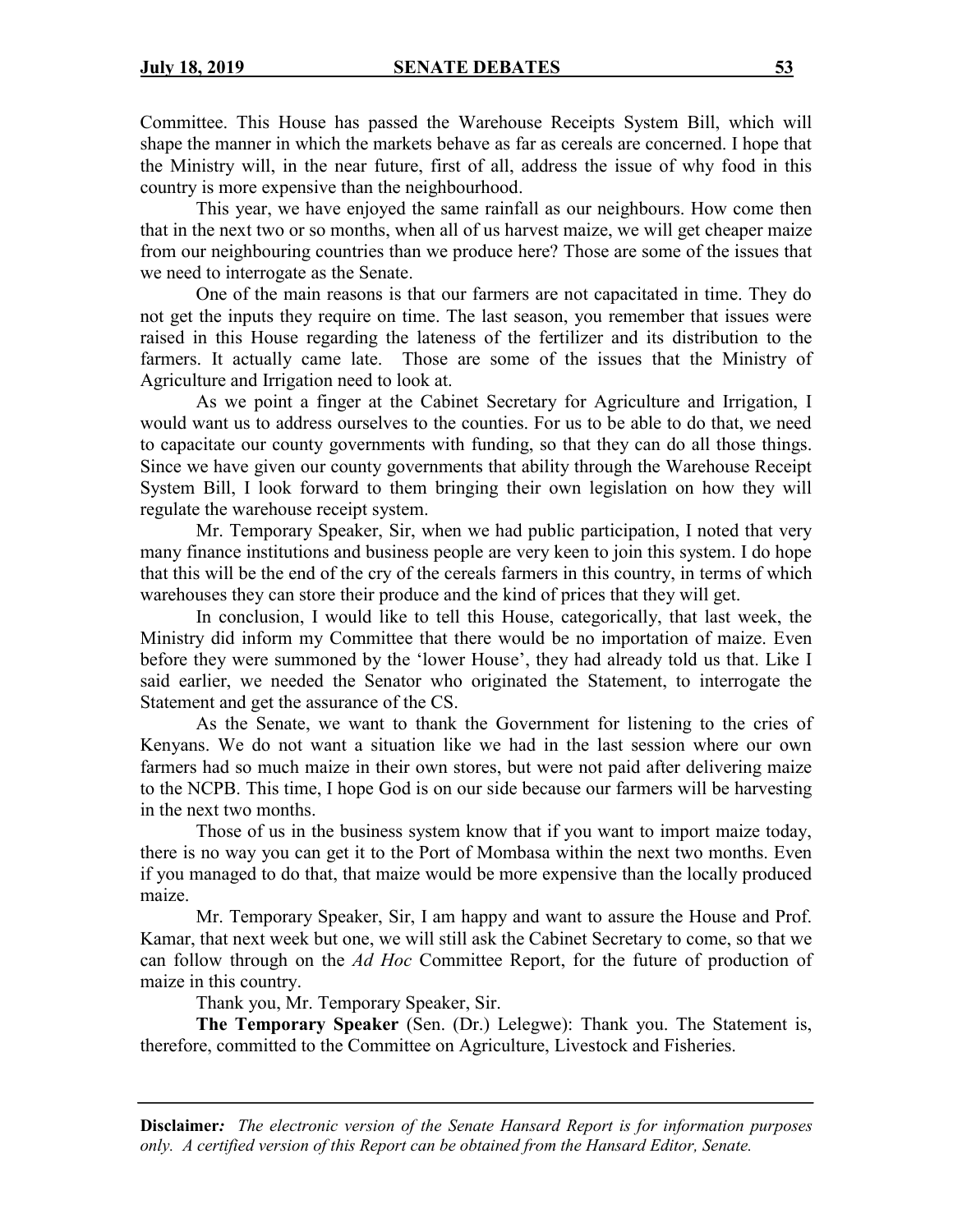Committee. This House has passed the Warehouse Receipts System Bill, which will shape the manner in which the markets behave as far as cereals are concerned. I hope that the Ministry will, in the near future, first of all, address the issue of why food in this country is more expensive than the neighbourhood.

This year, we have enjoyed the same rainfall as our neighbours. How come then that in the next two or so months, when all of us harvest maize, we will get cheaper maize from our neighbouring countries than we produce here? Those are some of the issues that we need to interrogate as the Senate.

One of the main reasons is that our farmers are not capacitated in time. They do not get the inputs they require on time. The last season, you remember that issues were raised in this House regarding the lateness of the fertilizer and its distribution to the farmers. It actually came late. Those are some of the issues that the Ministry of Agriculture and Irrigation need to look at.

As we point a finger at the Cabinet Secretary for Agriculture and Irrigation, I would want us to address ourselves to the counties. For us to be able to do that, we need to capacitate our county governments with funding, so that they can do all those things. Since we have given our county governments that ability through the Warehouse Receipt System Bill, I look forward to them bringing their own legislation on how they will regulate the warehouse receipt system.

Mr. Temporary Speaker, Sir, when we had public participation, I noted that very many finance institutions and business people are very keen to join this system. I do hope that this will be the end of the cry of the cereals farmers in this country, in terms of which warehouses they can store their produce and the kind of prices that they will get.

In conclusion, I would like to tell this House, categorically, that last week, the Ministry did inform my Committee that there would be no importation of maize. Even before they were summoned by the 'lower House', they had already told us that. Like I said earlier, we needed the Senator who originated the Statement, to interrogate the Statement and get the assurance of the CS.

As the Senate, we want to thank the Government for listening to the cries of Kenyans. We do not want a situation like we had in the last session where our own farmers had so much maize in their own stores, but were not paid after delivering maize to the NCPB. This time, I hope God is on our side because our farmers will be harvesting in the next two months.

Those of us in the business system know that if you want to import maize today, there is no way you can get it to the Port of Mombasa within the next two months. Even if you managed to do that, that maize would be more expensive than the locally produced maize.

Mr. Temporary Speaker, Sir, I am happy and want to assure the House and Prof. Kamar, that next week but one, we will still ask the Cabinet Secretary to come, so that we can follow through on the *Ad Hoc* Committee Report, for the future of production of maize in this country.

Thank you, Mr. Temporary Speaker, Sir.

**The Temporary Speaker** (Sen. (Dr.) Lelegwe): Thank you. The Statement is, therefore, committed to the Committee on Agriculture, Livestock and Fisheries.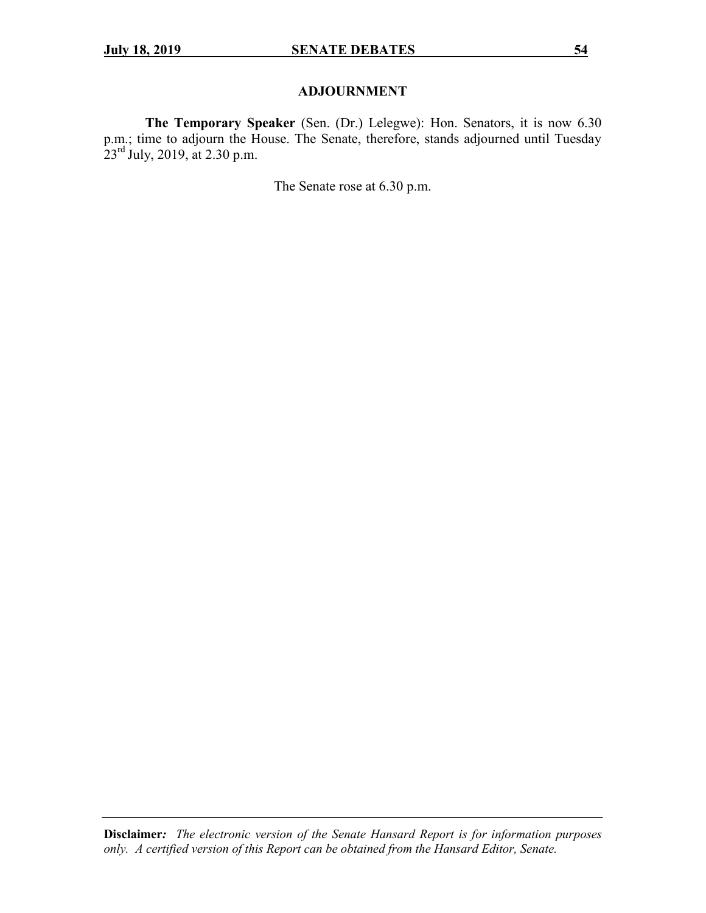## ADJOURNMENT

**The Temporary Speaker** (Sen. (Dr.) Lelegwe): Hon. Senators, it is now 6.30 p.m.; time to adjourn the House. The Senate, therefore, stands adjourned until Tuesday 23rd July, 2019, at 2.30 p.m.

The Senate rose at 6.30 p.m.

**Disclaimer***: The electronic version of the Senate Hansard Report is for information purposes only. A certified version of this Report can be obtained from the Hansard Editor, Senate.*